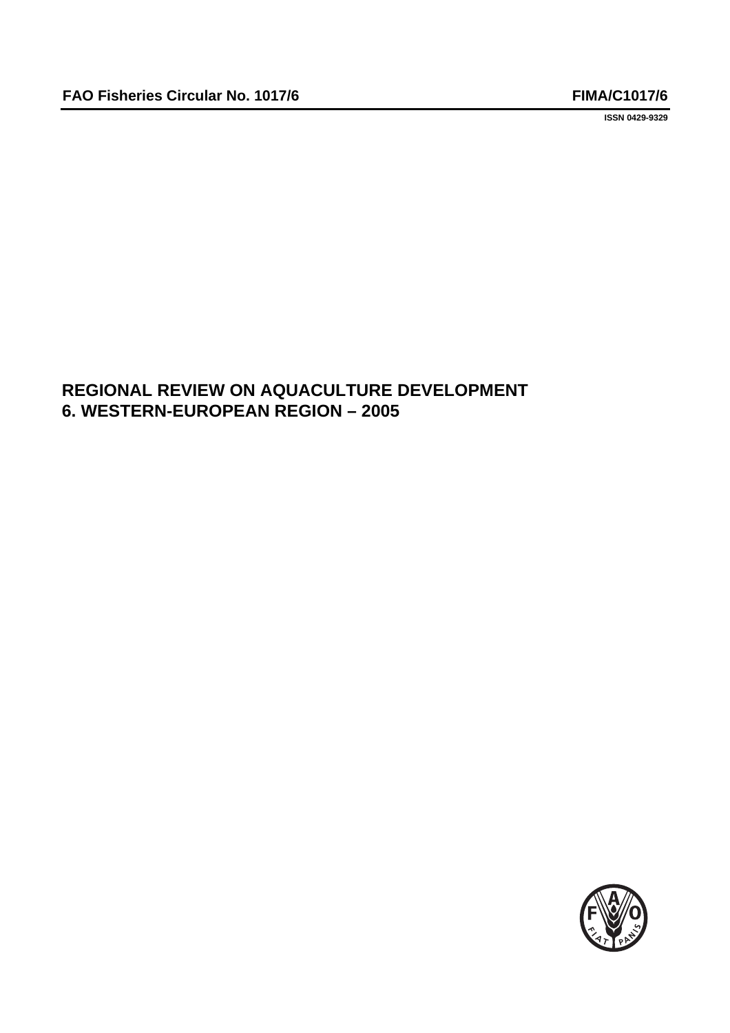FAO Fisheries Circular No. 1017/6 FIMA/C1017/6

ISSN 0429-9329

# REGIONAL REVIEW ON AQUACULTURE DEVELOPMENT
# 6. WESTERN-EUROPEAN REGION – 2005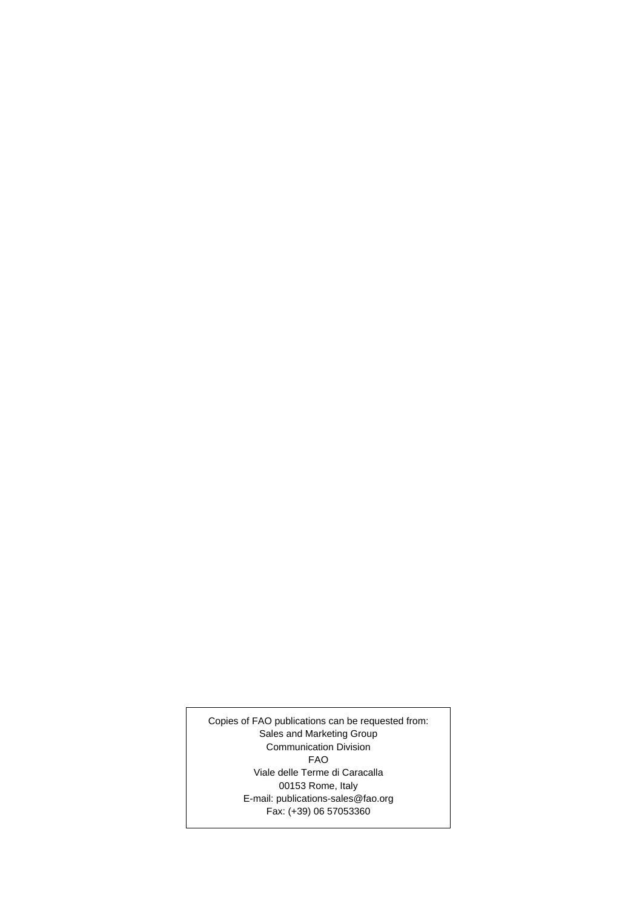Copies of FAO publications can be requested from:
Sales and Marketing Group
Communication Division
FAO
Viale delle Terme di Caracalla
00153 Rome, Italy
E-mail: publications-sales@fao.org
Fax: (+39) 06 57053360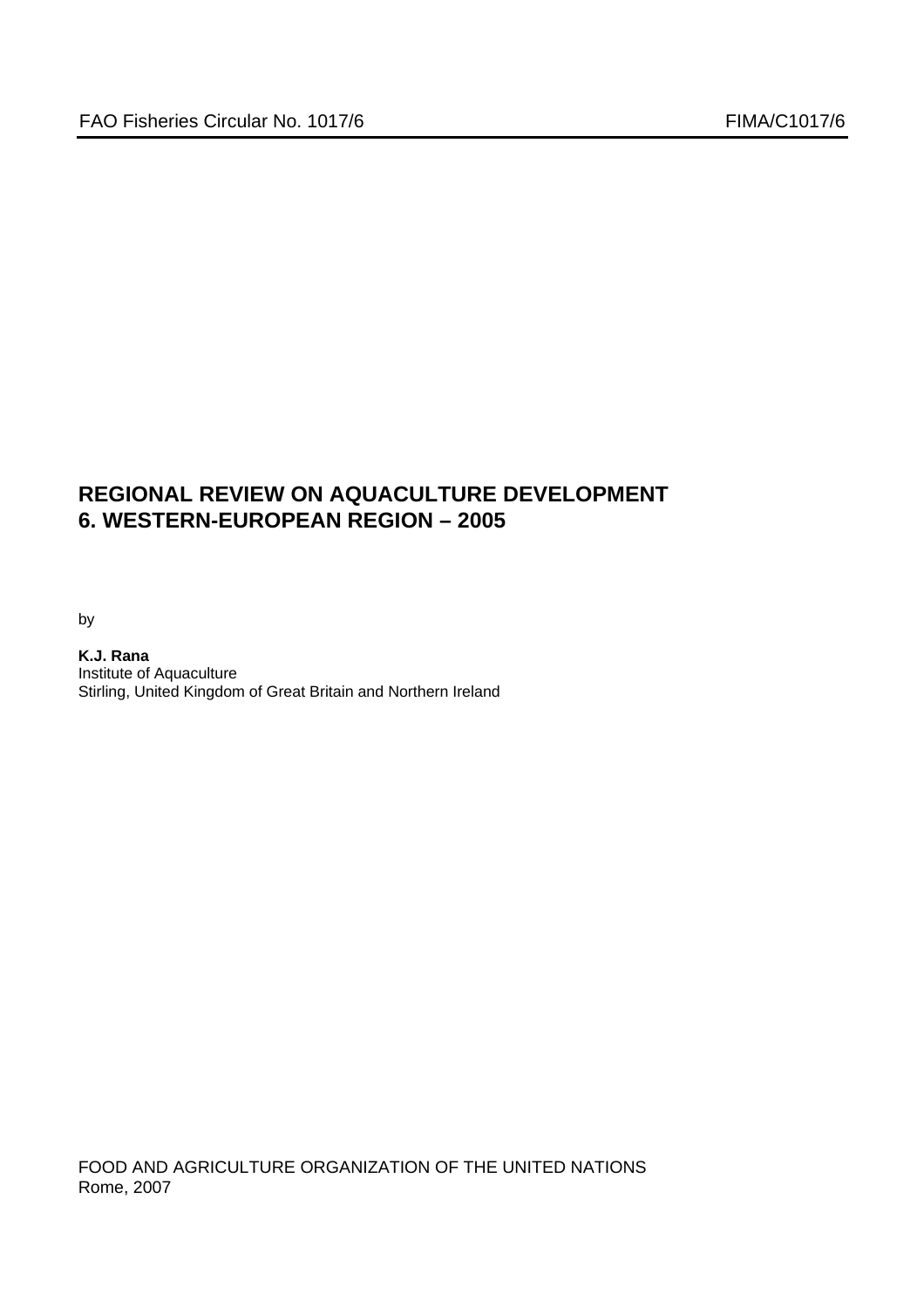FAO Fisheries Circular No. 1017/6 FIMA/C1017/6

# REGIONAL REVIEW ON AQUACULTURE DEVELOPMENT
# 6. WESTERN-EUROPEAN REGION – 2005

by

**K.J. Rana**
Institute of Aquaculture
Stirling, United Kingdom of Great Britain and Northern Ireland

FOOD AND AGRICULTURE ORGANIZATION OF THE UNITED NATIONS
Rome, 2007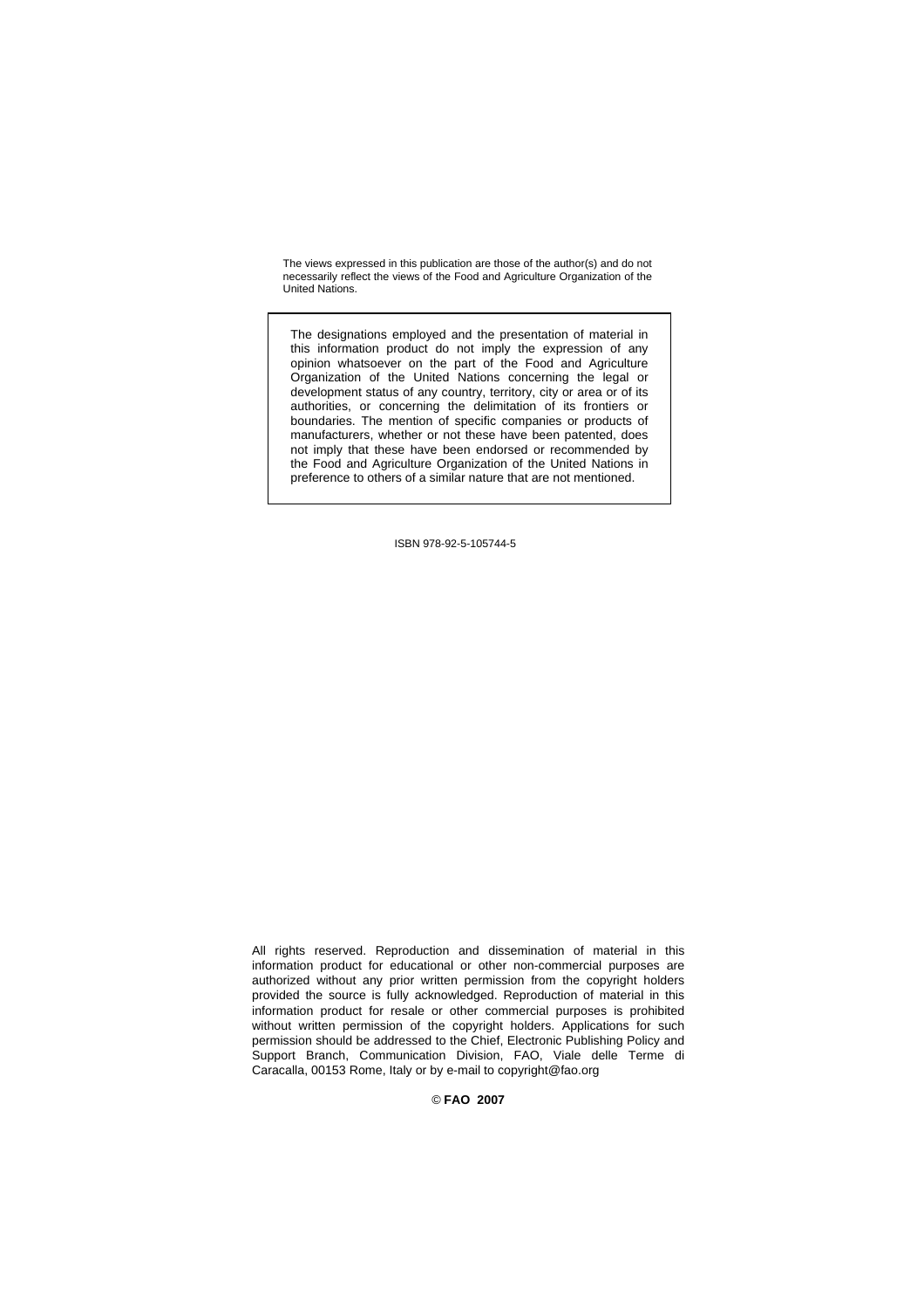The views expressed in this publication are those of the author(s) and do not necessarily reflect the views of the Food and Agriculture Organization of the United Nations.

The designations employed and the presentation of material in this information product do not imply the expression of any opinion whatsoever on the part of the Food and Agriculture Organization of the United Nations concerning the legal or development status of any country, territory, city or area or of its authorities, or concerning the delimitation of its frontiers or boundaries. The mention of specific companies or products of manufacturers, whether or not these have been patented, does not imply that these have been endorsed or recommended by the Food and Agriculture Organization of the United Nations in preference to others of a similar nature that are not mentioned.

ISBN 978-92-5-105744-5

All rights reserved. Reproduction and dissemination of material in this information product for educational or other non-commercial purposes are authorized without any prior written permission from the copyright holders provided the source is fully acknowledged. Reproduction of material in this information product for resale or other commercial purposes is prohibited without written permission of the copyright holders. Applications for such permission should be addressed to the Chief, Electronic Publishing Policy and Support Branch, Communication Division, FAO, Viale delle Terme di Caracalla, 00153 Rome, Italy or by e-mail to copyright@fao.org

© **FAO 2007**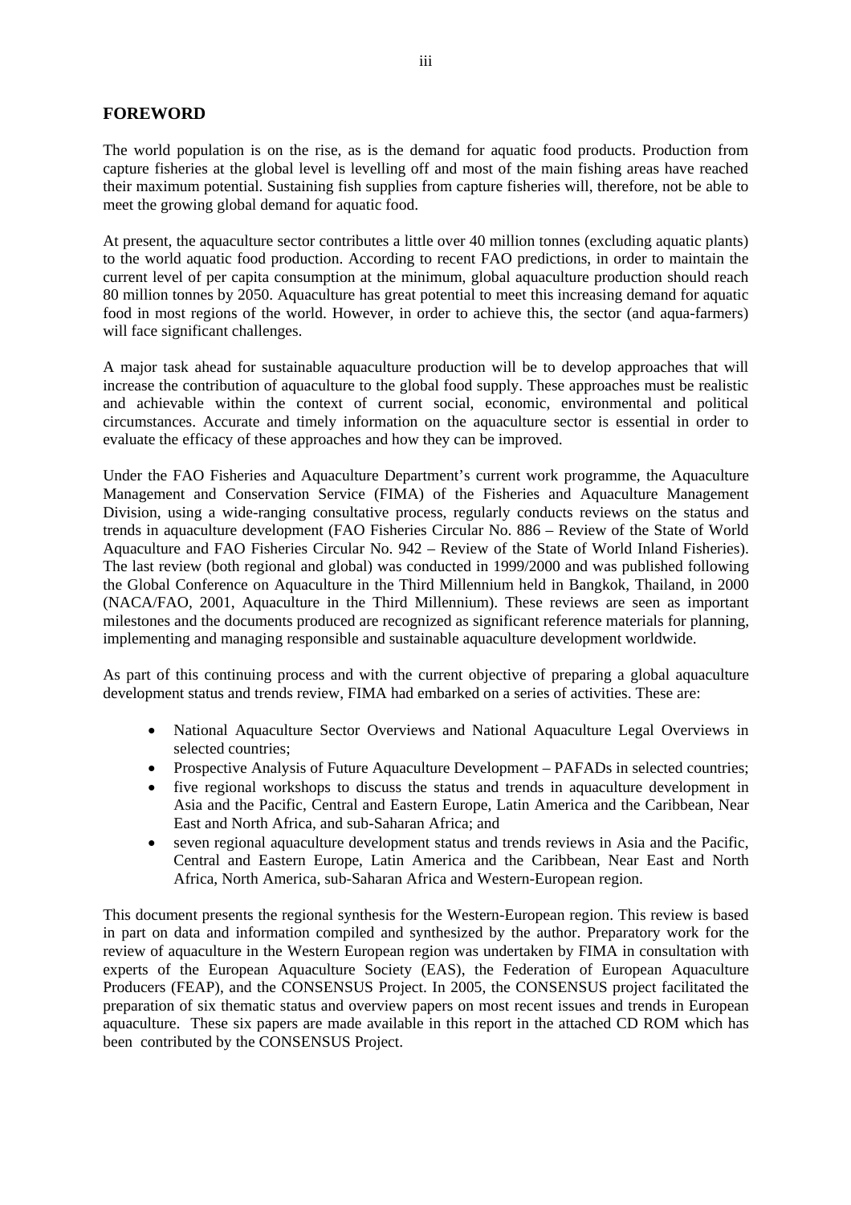## FOREWORD

The world population is on the rise, as is the demand for aquatic food products. Production from capture fisheries at the global level is levelling off and most of the main fishing areas have reached their maximum potential. Sustaining fish supplies from capture fisheries will, therefore, not be able to meet the growing global demand for aquatic food.

At present, the aquaculture sector contributes a little over 40 million tonnes (excluding aquatic plants) to the world aquatic food production. According to recent FAO predictions, in order to maintain the current level of per capita consumption at the minimum, global aquaculture production should reach 80 million tonnes by 2050. Aquaculture has great potential to meet this increasing demand for aquatic food in most regions of the world. However, in order to achieve this, the sector (and aqua-farmers) will face significant challenges.

A major task ahead for sustainable aquaculture production will be to develop approaches that will increase the contribution of aquaculture to the global food supply. These approaches must be realistic and achievable within the context of current social, economic, environmental and political circumstances. Accurate and timely information on the aquaculture sector is essential in order to evaluate the efficacy of these approaches and how they can be improved.

Under the FAO Fisheries and Aquaculture Department's current work programme, the Aquaculture Management and Conservation Service (FIMA) of the Fisheries and Aquaculture Management Division, using a wide-ranging consultative process, regularly conducts reviews on the status and trends in aquaculture development (FAO Fisheries Circular No. 886 – Review of the State of World Aquaculture and FAO Fisheries Circular No. 942 – Review of the State of World Inland Fisheries). The last review (both regional and global) was conducted in 1999/2000 and was published following the Global Conference on Aquaculture in the Third Millennium held in Bangkok, Thailand, in 2000 (NACA/FAO, 2001, Aquaculture in the Third Millennium). These reviews are seen as important milestones and the documents produced are recognized as significant reference materials for planning, implementing and managing responsible and sustainable aquaculture development worldwide.

As part of this continuing process and with the current objective of preparing a global aquaculture development status and trends review, FIMA had embarked on a series of activities. These are:

- National Aquaculture Sector Overviews and National Aquaculture Legal Overviews in selected countries;
- Prospective Analysis of Future Aquaculture Development – PAFADs in selected countries;
- five regional workshops to discuss the status and trends in aquaculture development in Asia and the Pacific, Central and Eastern Europe, Latin America and the Caribbean, Near East and North Africa, and sub-Saharan Africa; and
- seven regional aquaculture development status and trends reviews in Asia and the Pacific, Central and Eastern Europe, Latin America and the Caribbean, Near East and North Africa, North America, sub-Saharan Africa and Western-European region.

This document presents the regional synthesis for the Western-European region. This review is based in part on data and information compiled and synthesized by the author. Preparatory work for the review of aquaculture in the Western European region was undertaken by FIMA in consultation with experts of the European Aquaculture Society (EAS), the Federation of European Aquaculture Producers (FEAP), and the CONSENSUS Project. In 2005, the CONSENSUS project facilitated the preparation of six thematic status and overview papers on most recent issues and trends in European aquaculture. These six papers are made available in this report in the attached CD ROM which has been contributed by the CONSENSUS Project.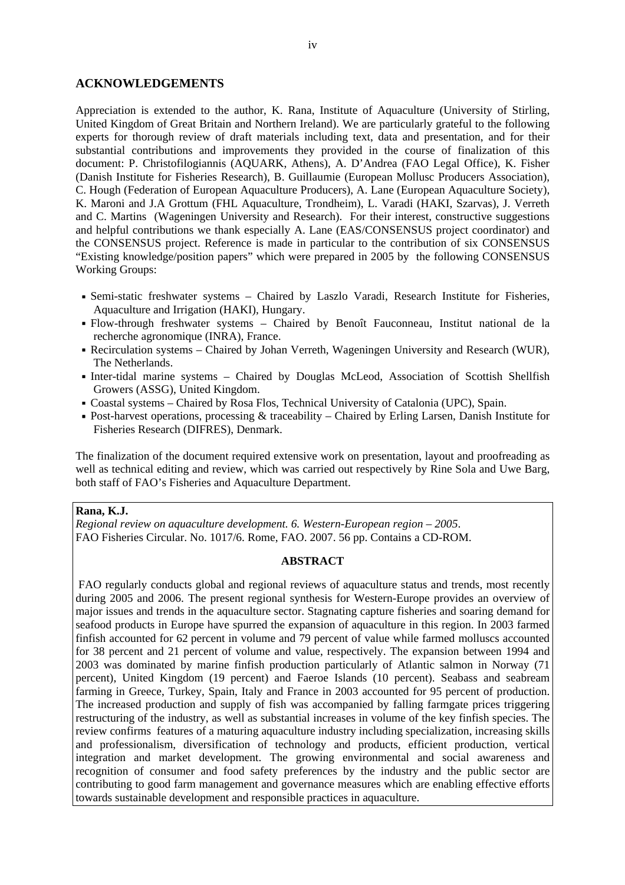## ACKNOWLEDGEMENTS

Appreciation is extended to the author, K. Rana, Institute of Aquaculture (University of Stirling, United Kingdom of Great Britain and Northern Ireland). We are particularly grateful to the following experts for thorough review of draft materials including text, data and presentation, and for their substantial contributions and improvements they provided in the course of finalization of this document: P. Christofilogiannis (AQUARK, Athens), A. D'Andrea (FAO Legal Office), K. Fisher (Danish Institute for Fisheries Research), B. Guillaumie (European Mollusc Producers Association), C. Hough (Federation of European Aquaculture Producers), A. Lane (European Aquaculture Society), K. Maroni and J.A Grottum (FHL Aquaculture, Trondheim), L. Varadi (HAKI, Szarvas), J. Verreth and C. Martins (Wageningen University and Research). For their interest, constructive suggestions and helpful contributions we thank especially A. Lane (EAS/CONSENSUS project coordinator) and the CONSENSUS project. Reference is made in particular to the contribution of six CONSENSUS "Existing knowledge/position papers" which were prepared in 2005 by the following CONSENSUS Working Groups:

- Semi-static freshwater systems – Chaired by Laszlo Varadi, Research Institute for Fisheries, Aquaculture and Irrigation (HAKI), Hungary.
- Flow-through freshwater systems – Chaired by Benoît Fauconneau, Institut national de la recherche agronomique (INRA), France.
- Recirculation systems – Chaired by Johan Verreth, Wageningen University and Research (WUR), The Netherlands.
- Inter-tidal marine systems – Chaired by Douglas McLeod, Association of Scottish Shellfish Growers (ASSG), United Kingdom.
- Coastal systems – Chaired by Rosa Flos, Technical University of Catalonia (UPC), Spain.
- Post-harvest operations, processing & traceability – Chaired by Erling Larsen, Danish Institute for Fisheries Research (DIFRES), Denmark.

The finalization of the document required extensive work on presentation, layout and proofreading as well as technical editing and review, which was carried out respectively by Rine Sola and Uwe Barg, both staff of FAO's Fisheries and Aquaculture Department.

**Rana, K.J.**
*Regional review on aquaculture development. 6. Western-European region – 2005.*
FAO Fisheries Circular. No. 1017/6. Rome, FAO. 2007. 56 pp. Contains a CD-ROM.

**ABSTRACT**

FAO regularly conducts global and regional reviews of aquaculture status and trends, most recently during 2005 and 2006. The present regional synthesis for Western-Europe provides an overview of major issues and trends in the aquaculture sector. Stagnating capture fisheries and soaring demand for seafood products in Europe have spurred the expansion of aquaculture in this region. In 2003 farmed finfish accounted for 62 percent in volume and 79 percent of value while farmed molluscs accounted for 38 percent and 21 percent of volume and value, respectively. The expansion between 1994 and 2003 was dominated by marine finfish production particularly of Atlantic salmon in Norway (71 percent), United Kingdom (19 percent) and Faeroe Islands (10 percent). Seabass and seabream farming in Greece, Turkey, Spain, Italy and France in 2003 accounted for 95 percent of production. The increased production and supply of fish was accompanied by falling farmgate prices triggering restructuring of the industry, as well as substantial increases in volume of the key finfish species. The review confirms features of a maturing aquaculture industry including specialization, increasing skills and professionalism, diversification of technology and products, efficient production, vertical integration and market development. The growing environmental and social awareness and recognition of consumer and food safety preferences by the industry and the public sector are contributing to good farm management and governance measures which are enabling effective efforts towards sustainable development and responsible practices in aquaculture.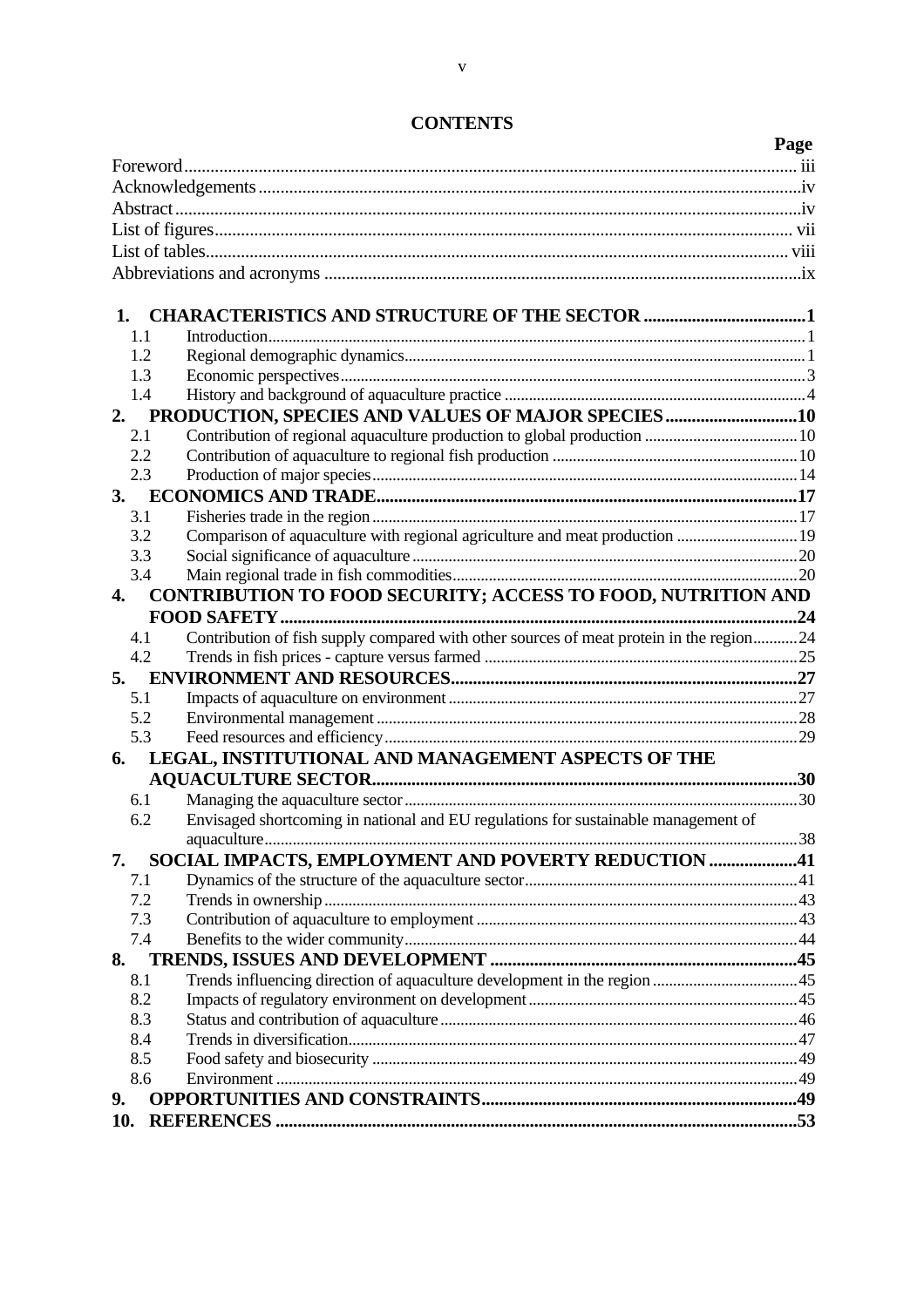# CONTENTS

| | Page |
|---|---|
| Foreword | iii |
| Acknowledgements | iv |
| Abstract | iv |
| List of figures | vii |
| List of tables | viii |
| Abbreviations and acronyms | ix |
| | |
| **1. CHARACTERISTICS AND STRUCTURE OF THE SECTOR** | **1** |
| 1.1 Introduction | 1 |
| 1.2 Regional demographic dynamics | 1 |
| 1.3 Economic perspectives | 3 |
| 1.4 History and background of aquaculture practice | 4 |
| **2. PRODUCTION, SPECIES AND VALUES OF MAJOR SPECIES** | **10** |
| 2.1 Contribution of regional aquaculture production to global production | 10 |
| 2.2 Contribution of aquaculture to regional fish production | 10 |
| 2.3 Production of major species | 14 |
| **3. ECONOMICS AND TRADE** | **17** |
| 3.1 Fisheries trade in the region | 17 |
| 3.2 Comparison of aquaculture with regional agriculture and meat production | 19 |
| 3.3 Social significance of aquaculture | 20 |
| 3.4 Main regional trade in fish commodities | 20 |
| **4. CONTRIBUTION TO FOOD SECURITY; ACCESS TO FOOD, NUTRITION AND FOOD SAFETY** | **24** |
| 4.1 Contribution of fish supply compared with other sources of meat protein in the region | 24 |
| 4.2 Trends in fish prices - capture versus farmed | 25 |
| **5. ENVIRONMENT AND RESOURCES** | **27** |
| 5.1 Impacts of aquaculture on environment | 27 |
| 5.2 Environmental management | 28 |
| 5.3 Feed resources and efficiency | 29 |
| **6. LEGAL, INSTITUTIONAL AND MANAGEMENT ASPECTS OF THE AQUACULTURE SECTOR** | **30** |
| 6.1 Managing the aquaculture sector | 30 |
| 6.2 Envisaged shortcoming in national and EU regulations for sustainable management of aquaculture | 38 |
| **7. SOCIAL IMPACTS, EMPLOYMENT AND POVERTY REDUCTION** | **41** |
| 7.1 Dynamics of the structure of the aquaculture sector | 41 |
| 7.2 Trends in ownership | 43 |
| 7.3 Contribution of aquaculture to employment | 43 |
| 7.4 Benefits to the wider community | 44 |
| **8. TRENDS, ISSUES AND DEVELOPMENT** | **45** |
| 8.1 Trends influencing direction of aquaculture development in the region | 45 |
| 8.2 Impacts of regulatory environment on development | 45 |
| 8.3 Status and contribution of aquaculture | 46 |
| 8.4 Trends in diversification | 47 |
| 8.5 Food safety and biosecurity | 49 |
| 8.6 Environment | 49 |
| **9. OPPORTUNITIES AND CONSTRAINTS** | **49** |
| **10. REFERENCES** | **53** |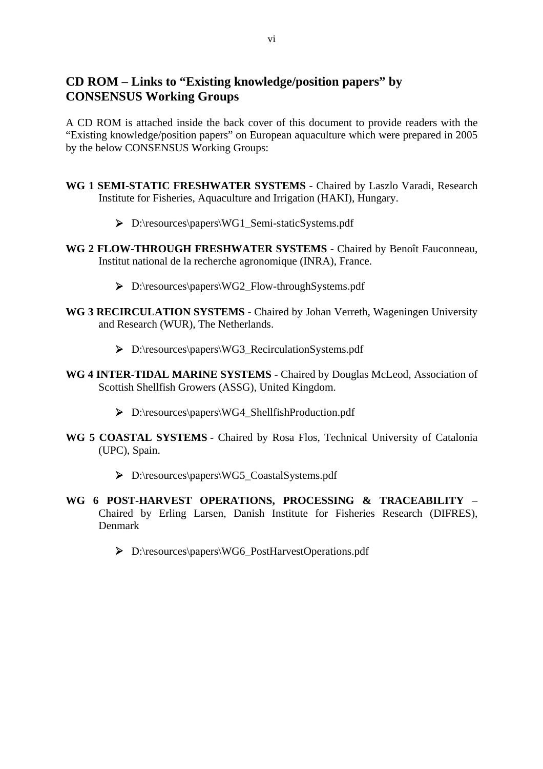## CD ROM – Links to "Existing knowledge/position papers" by CONSENSUS Working Groups

A CD ROM is attached inside the back cover of this document to provide readers with the "Existing knowledge/position papers" on European aquaculture which were prepared in 2005 by the below CONSENSUS Working Groups:

**WG 1 SEMI-STATIC FRESHWATER SYSTEMS** - Chaired by Laszlo Varadi, Research Institute for Fisheries, Aquaculture and Irrigation (HAKI), Hungary.

- D:\resources\papers\WG1_Semi-staticSystems.pdf

**WG 2 FLOW-THROUGH FRESHWATER SYSTEMS** - Chaired by Benoît Fauconneau, Institut national de la recherche agronomique (INRA), France.

- D:\resources\papers\WG2_Flow-throughSystems.pdf

**WG 3 RECIRCULATION SYSTEMS** - Chaired by Johan Verreth, Wageningen University and Research (WUR), The Netherlands.

- D:\resources\papers\WG3_RecirculationSystems.pdf

**WG 4 INTER-TIDAL MARINE SYSTEMS** - Chaired by Douglas McLeod, Association of Scottish Shellfish Growers (ASSG), United Kingdom.

- D:\resources\papers\WG4_ShellfishProduction.pdf

**WG 5 COASTAL SYSTEMS** - Chaired by Rosa Flos, Technical University of Catalonia (UPC), Spain.

- D:\resources\papers\WG5_CoastalSystems.pdf

**WG 6 POST-HARVEST OPERATIONS, PROCESSING & TRACEABILITY** – Chaired by Erling Larsen, Danish Institute for Fisheries Research (DIFRES), Denmark

- D:\resources\papers\WG6_PostHarvestOperations.pdf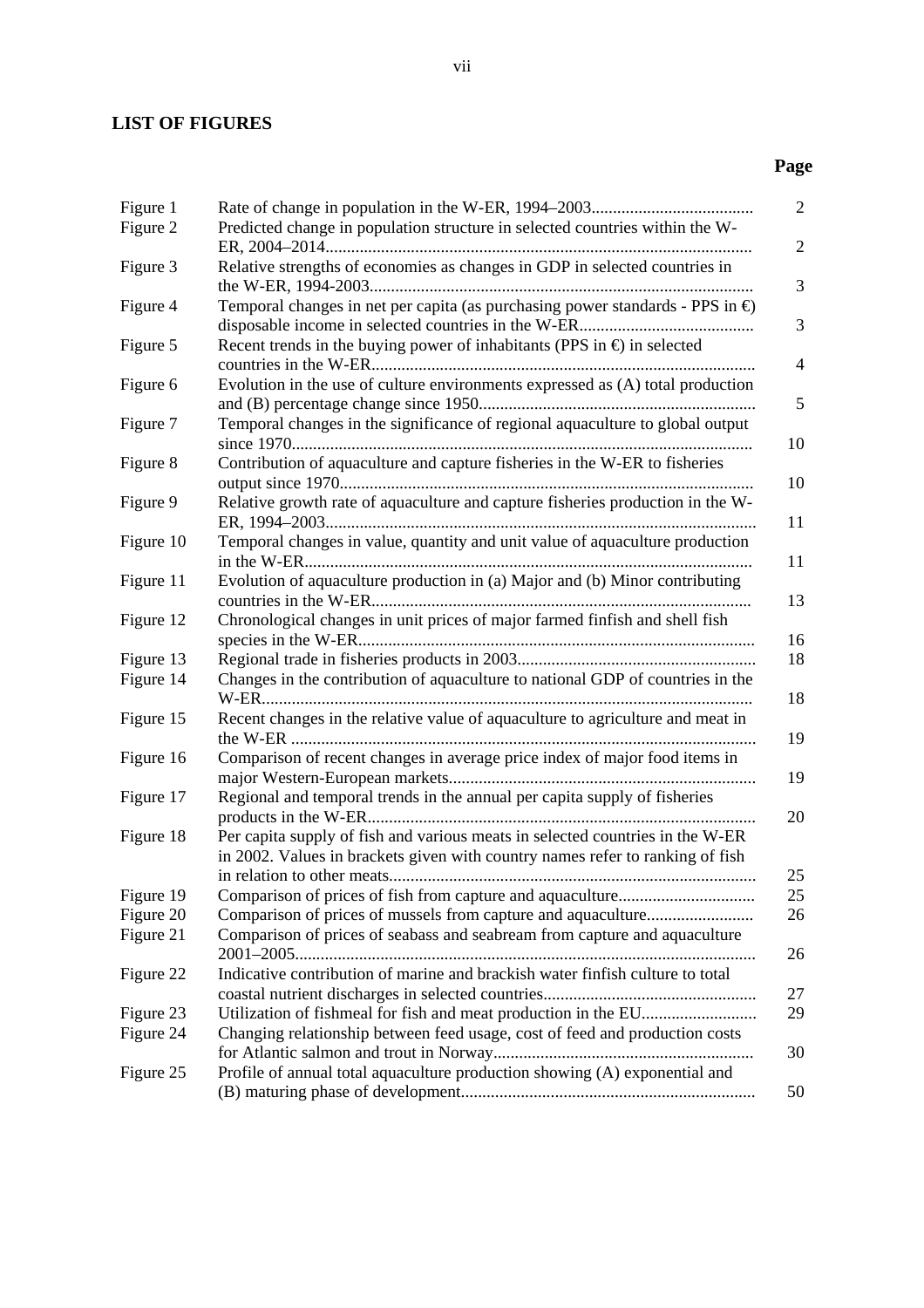## LIST OF FIGURES

| | | Page |
|---|---|---|
| Figure 1 | Rate of change in population in the W-ER, 1994–2003 | 2 |
| Figure 2 | Predicted change in population structure in selected countries within the W-ER, 2004–2014 | 2 |
| Figure 3 | Relative strengths of economies as changes in GDP in selected countries in the W-ER, 1994-2003 | 3 |
| Figure 4 | Temporal changes in net per capita (as purchasing power standards - PPS in €) disposable income in selected countries in the W-ER | 3 |
| Figure 5 | Recent trends in the buying power of inhabitants (PPS in €) in selected countries in the W-ER | 4 |
| Figure 6 | Evolution in the use of culture environments expressed as (A) total production and (B) percentage change since 1950 | 5 |
| Figure 7 | Temporal changes in the significance of regional aquaculture to global output since 1970 | 10 |
| Figure 8 | Contribution of aquaculture and capture fisheries in the W-ER to fisheries output since 1970 | 10 |
| Figure 9 | Relative growth rate of aquaculture and capture fisheries production in the W-ER, 1994–2003 | 11 |
| Figure 10 | Temporal changes in value, quantity and unit value of aquaculture production in the W-ER | 11 |
| Figure 11 | Evolution of aquaculture production in (a) Major and (b) Minor contributing countries in the W-ER | 13 |
| Figure 12 | Chronological changes in unit prices of major farmed finfish and shell fish species in the W-ER | 16 |
| Figure 13 | Regional trade in fisheries products in 2003 | 18 |
| Figure 14 | Changes in the contribution of aquaculture to national GDP of countries in the W-ER | 18 |
| Figure 15 | Recent changes in the relative value of aquaculture to agriculture and meat in the W-ER | 19 |
| Figure 16 | Comparison of recent changes in average price index of major food items in major Western-European markets | 19 |
| Figure 17 | Regional and temporal trends in the annual per capita supply of fisheries products in the W-ER | 20 |
| Figure 18 | Per capita supply of fish and various meats in selected countries in the W-ER in 2002. Values in brackets given with country names refer to ranking of fish in relation to other meats | 25 |
| Figure 19 | Comparison of prices of fish from capture and aquaculture | 25 |
| Figure 20 | Comparison of prices of mussels from capture and aquaculture | 26 |
| Figure 21 | Comparison of prices of seabass and seabream from capture and aquaculture 2001–2005 | 26 |
| Figure 22 | Indicative contribution of marine and brackish water finfish culture to total coastal nutrient discharges in selected countries | 27 |
| Figure 23 | Utilization of fishmeal for fish and meat production in the EU | 29 |
| Figure 24 | Changing relationship between feed usage, cost of feed and production costs for Atlantic salmon and trout in Norway | 30 |
| Figure 25 | Profile of annual total aquaculture production showing (A) exponential and (B) maturing phase of development | 50 |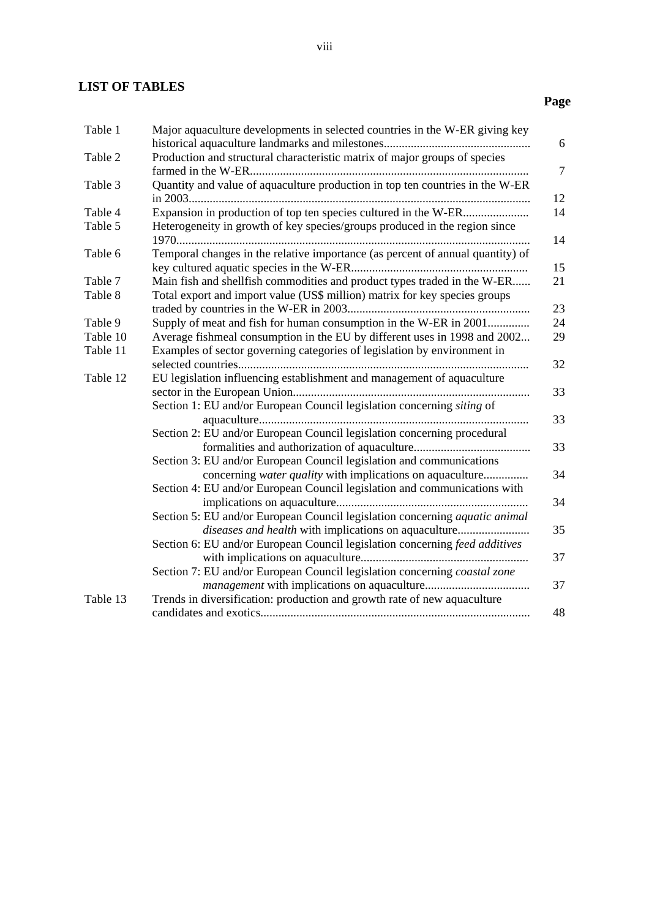## LIST OF TABLES

| | | Page |
|---|---|---|
| Table 1 | Major aquaculture developments in selected countries in the W-ER giving key historical aquaculture landmarks and milestones | 6 |
| Table 2 | Production and structural characteristic matrix of major groups of species farmed in the W-ER | 7 |
| Table 3 | Quantity and value of aquaculture production in top ten countries in the W-ER in 2003 | 12 |
| Table 4 | Expansion in production of top ten species cultured in the W-ER | 14 |
| Table 5 | Heterogeneity in growth of key species/groups produced in the region since 1970 | 14 |
| Table 6 | Temporal changes in the relative importance (as percent of annual quantity) of key cultured aquatic species in the W-ER | 15 |
| Table 7 | Main fish and shellfish commodities and product types traded in the W-ER | 21 |
| Table 8 | Total export and import value (US$ million) matrix for key species groups traded by countries in the W-ER in 2003 | 23 |
| Table 9 | Supply of meat and fish for human consumption in the W-ER in 2001 | 24 |
| Table 10 | Average fishmeal consumption in the EU by different uses in 1998 and 2002 | 29 |
| Table 11 | Examples of sector governing categories of legislation by environment in selected countries | 32 |
| Table 12 | EU legislation influencing establishment and management of aquaculture sector in the European Union | 33 |
| | Section 1: EU and/or European Council legislation concerning *siting* of aquaculture | 33 |
| | Section 2: EU and/or European Council legislation concerning procedural formalities and authorization of aquaculture | 33 |
| | Section 3: EU and/or European Council legislation and communications concerning *water quality* with implications on aquaculture | 34 |
| | Section 4: EU and/or European Council legislation and communications with implications on aquaculture | 34 |
| | Section 5: EU and/or European Council legislation concerning *aquatic animal diseases and health* with implications on aquaculture | 35 |
| | Section 6: EU and/or European Council legislation concerning *feed additives* with implications on aquaculture | 37 |
| | Section 7: EU and/or European Council legislation concerning *coastal zone management* with implications on aquaculture | 37 |
| Table 13 | Trends in diversification: production and growth rate of new aquaculture candidates and exotics | 48 |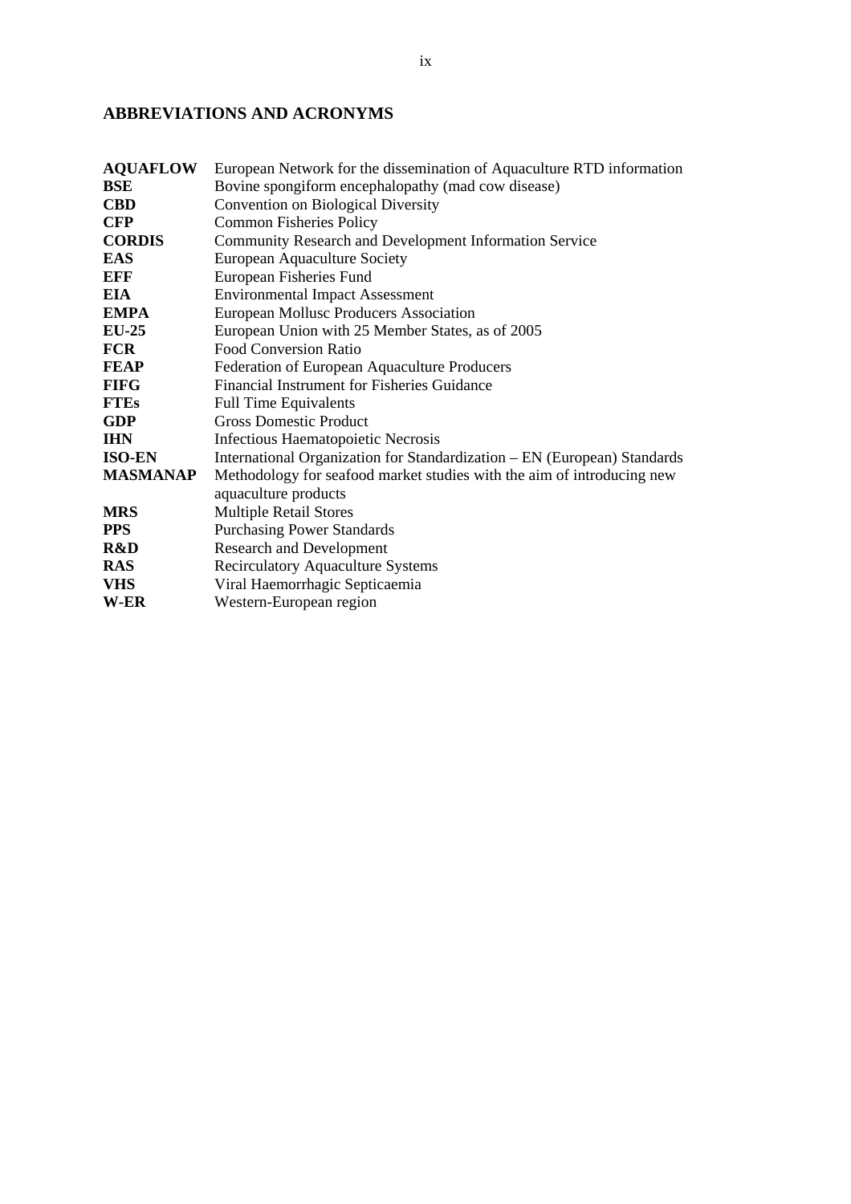## ABBREVIATIONS AND ACRONYMS

| | |
|---|---|
| **AQUAFLOW** | European Network for the dissemination of Aquaculture RTD information |
| **BSE** | Bovine spongiform encephalopathy (mad cow disease) |
| **CBD** | Convention on Biological Diversity |
| **CFP** | Common Fisheries Policy |
| **CORDIS** | Community Research and Development Information Service |
| **EAS** | European Aquaculture Society |
| **EFF** | European Fisheries Fund |
| **EIA** | Environmental Impact Assessment |
| **EMPA** | European Mollusc Producers Association |
| **EU-25** | European Union with 25 Member States, as of 2005 |
| **FCR** | Food Conversion Ratio |
| **FEAP** | Federation of European Aquaculture Producers |
| **FIFG** | Financial Instrument for Fisheries Guidance |
| **FTEs** | Full Time Equivalents |
| **GDP** | Gross Domestic Product |
| **IHN** | Infectious Haematopoietic Necrosis |
| **ISO-EN** | International Organization for Standardization – EN (European) Standards |
| **MASMANAP** | Methodology for seafood market studies with the aim of introducing new aquaculture products |
| **MRS** | Multiple Retail Stores |
| **PPS** | Purchasing Power Standards |
| **R&D** | Research and Development |
| **RAS** | Recirculatory Aquaculture Systems |
| **VHS** | Viral Haemorrhagic Septicaemia |
| **W-ER** | Western-European region |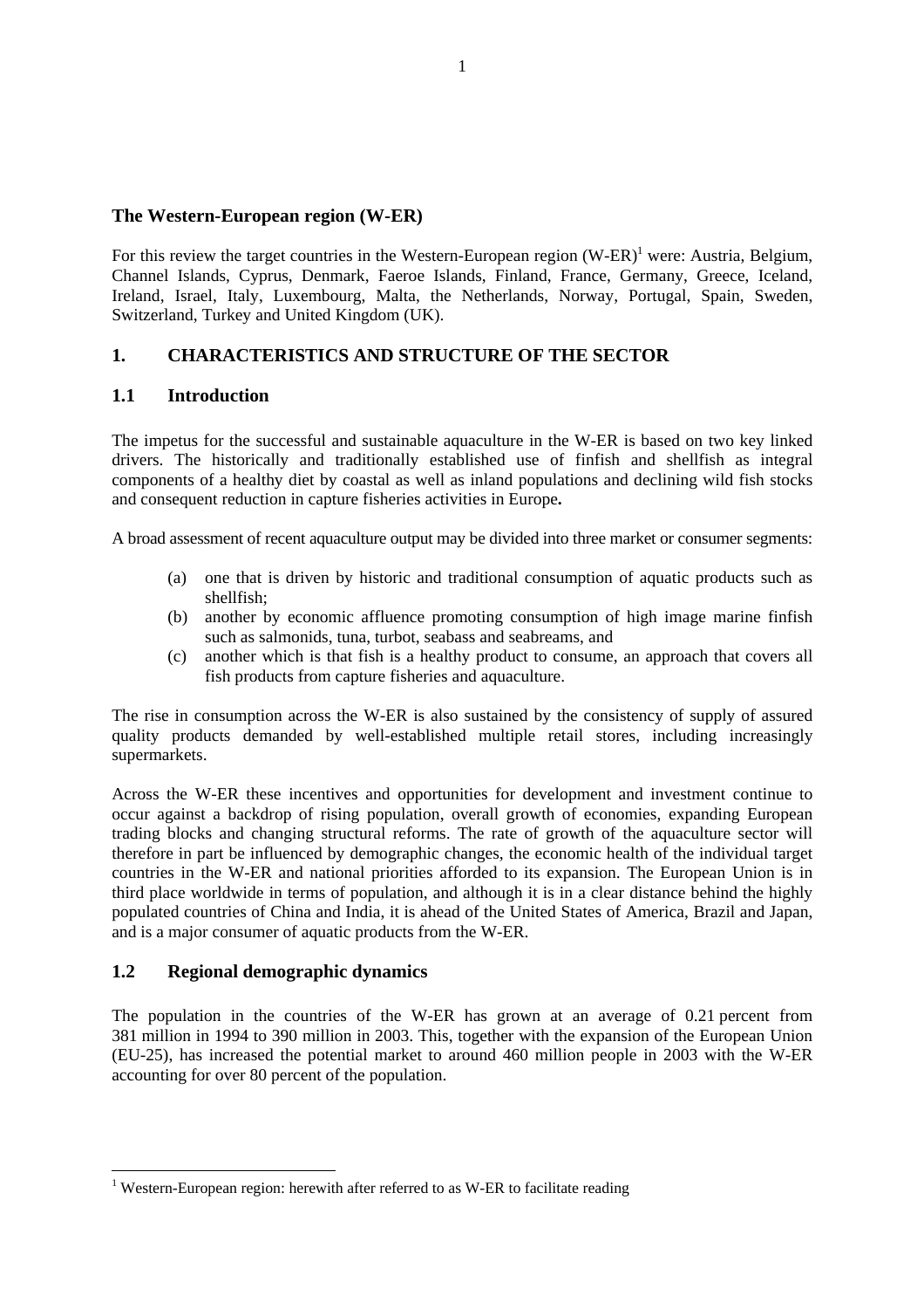## The Western-European region (W-ER)

For this review the target countries in the Western-European region (W-ER)[1] were: Austria, Belgium, Channel Islands, Cyprus, Denmark, Faeroe Islands, Finland, France, Germany, Greece, Iceland, Ireland, Israel, Italy, Luxembourg, Malta, the Netherlands, Norway, Portugal, Spain, Sweden, Switzerland, Turkey and United Kingdom (UK).

## 1. CHARACTERISTICS AND STRUCTURE OF THE SECTOR

### 1.1 Introduction

The impetus for the successful and sustainable aquaculture in the W-ER is based on two key linked drivers. The historically and traditionally established use of finfish and shellfish as integral components of a healthy diet by coastal as well as inland populations and declining wild fish stocks and consequent reduction in capture fisheries activities in Europe**.**

A broad assessment of recent aquaculture output may be divided into three market or consumer segments:

(a) one that is driven by historic and traditional consumption of aquatic products such as shellfish;
(b) another by economic affluence promoting consumption of high image marine finfish such as salmonids, tuna, turbot, seabass and seabreams, and
(c) another which is that fish is a healthy product to consume, an approach that covers all fish products from capture fisheries and aquaculture.

The rise in consumption across the W-ER is also sustained by the consistency of supply of assured quality products demanded by well-established multiple retail stores, including increasingly supermarkets.

Across the W-ER these incentives and opportunities for development and investment continue to occur against a backdrop of rising population, overall growth of economies, expanding European trading blocks and changing structural reforms. The rate of growth of the aquaculture sector will therefore in part be influenced by demographic changes, the economic health of the individual target countries in the W-ER and national priorities afforded to its expansion. The European Union is in third place worldwide in terms of population, and although it is in a clear distance behind the highly populated countries of China and India, it is ahead of the United States of America, Brazil and Japan, and is a major consumer of aquatic products from the W-ER.

### 1.2 Regional demographic dynamics

The population in the countries of the W-ER has grown at an average of 0.21 percent from 381 million in 1994 to 390 million in 2003. This, together with the expansion of the European Union (EU-25), has increased the potential market to around 460 million people in 2003 with the W-ER accounting for over 80 percent of the population.

[1] Western-European region: herewith after referred to as W-ER to facilitate reading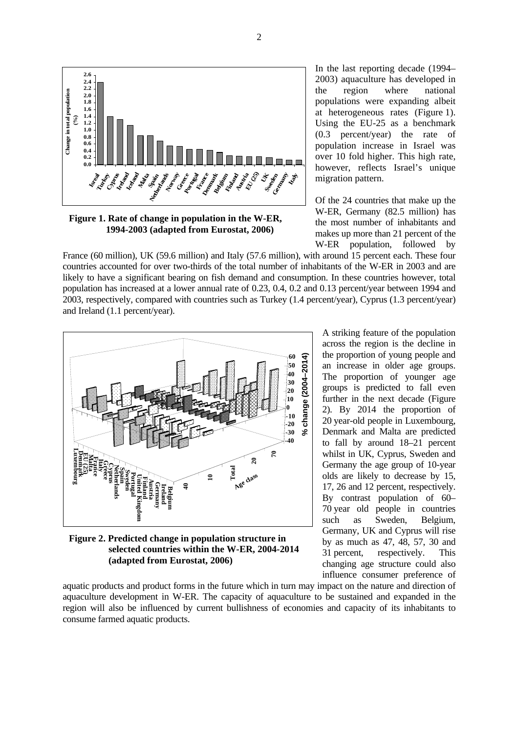In the last reporting decade (1994–2003) aquaculture has developed in the region where national populations were expanding albeit at heterogeneous rates (Figure 1). Using the EU-25 as a benchmark (0.3 percent/year) the rate of population increase in Israel was over 10 fold higher. This high rate, however, reflects Israel's unique migration pattern.

**Figure 1. Rate of change in population in the W-ER, 1994-2003 (adapted from Eurostat, 2006)**

Of the 24 countries that make up the W-ER, Germany (82.5 million) has the most number of inhabitants and makes up more than 21 percent of the W-ER population, followed by France (60 million), UK (59.6 million) and Italy (57.6 million), with around 15 percent each. These four countries accounted for over two-thirds of the total number of inhabitants of the W-ER in 2003 and are likely to have a significant bearing on fish demand and consumption. In these countries however, total population has increased at a lower annual rate of 0.23, 0.4, 0.2 and 0.13 percent/year between 1994 and 2003, respectively, compared with countries such as Turkey (1.4 percent/year), Cyprus (1.3 percent/year) and Ireland (1.1 percent/year).

A striking feature of the population across the region is the decline in the proportion of young people and an increase in older age groups. The proportion of younger age groups is predicted to fall even further in the next decade (Figure 2). By 2014 the proportion of 20 year-old people in Luxembourg, Denmark and Malta are predicted to fall by around 18–21 percent whilst in UK, Cyprus, Sweden and Germany the age group of 10-year olds are likely to decrease by 15, 17, 26 and 12 percent, respectively. By contrast population of 60–70 year old people in countries such as Sweden, Belgium, Germany, UK and Cyprus will rise by as much as 47, 48, 57, 30 and 31 percent, respectively. This changing age structure could also influence consumer preference of aquatic products and product forms in the future which in turn may impact on the nature and direction of aquaculture development in W-ER. The capacity of aquaculture to be sustained and expanded in the region will also be influenced by current bullishness of economies and capacity of its inhabitants to consume farmed aquatic products.

**Figure 2. Predicted change in population structure in selected countries within the W-ER, 2004-2014 (adapted from Eurostat, 2006)**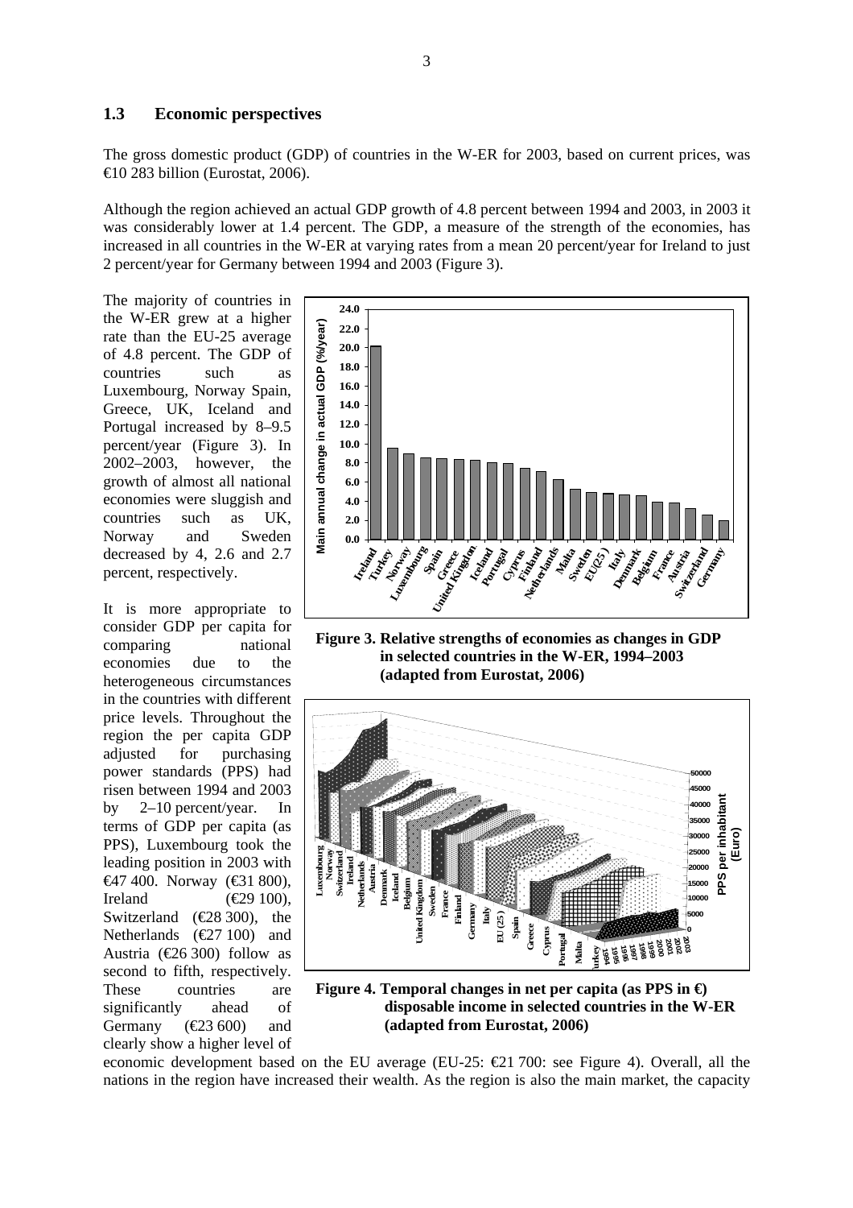### 1.3 Economic perspectives

The gross domestic product (GDP) of countries in the W-ER for 2003, based on current prices, was €10 283 billion (Eurostat, 2006).

Although the region achieved an actual GDP growth of 4.8 percent between 1994 and 2003, in 2003 it was considerably lower at 1.4 percent. The GDP, a measure of the strength of the economies, has increased in all countries in the W-ER at varying rates from a mean 20 percent/year for Ireland to just 2 percent/year for Germany between 1994 and 2003 (Figure 3).

The majority of countries in the W-ER grew at a higher rate than the EU-25 average of 4.8 percent. The GDP of countries such as Luxembourg, Norway Spain, Greece, UK, Iceland and Portugal increased by 8–9.5 percent/year (Figure 3). In 2002–2003, however, the growth of almost all national economies were sluggish and countries such as UK, Norway and Sweden decreased by 4, 2.6 and 2.7 percent, respectively.

**Figure 3. Relative strengths of economies as changes in GDP in selected countries in the W-ER, 1994–2003 (adapted from Eurostat, 2006)**

It is more appropriate to consider GDP per capita for comparing national economies due to the heterogeneous circumstances in the countries with different price levels. Throughout the region the per capita GDP adjusted for purchasing power standards (PPS) had risen between 1994 and 2003 by 2–10 percent/year. In terms of GDP per capita (as PPS), Luxembourg took the leading position in 2003 with €47 400. Norway (€31 800), Ireland (€29 100), Switzerland (€28 300), the Netherlands (€27 100) and Austria (€26 300) follow as second to fifth, respectively. These countries are significantly ahead of Germany (€23 600) and clearly show a higher level of economic development based on the EU average (EU-25: €21 700: see Figure 4). Overall, all the nations in the region have increased their wealth. As the region is also the main market, the capacity

**Figure 4. Temporal changes in net per capita (as PPS in €) disposable income in selected countries in the W-ER (adapted from Eurostat, 2006)**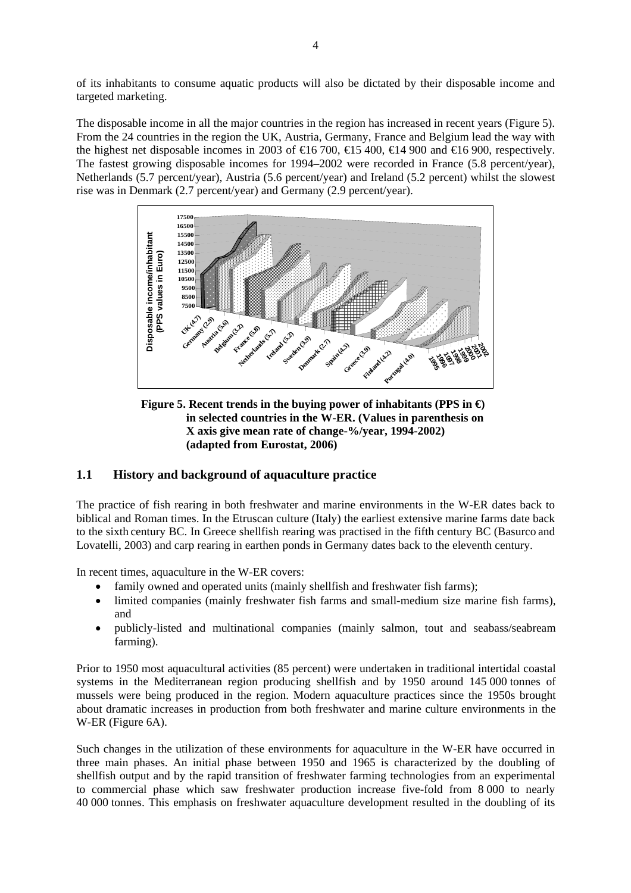of its inhabitants to consume aquatic products will also be dictated by their disposable income and targeted marketing.

The disposable income in all the major countries in the region has increased in recent years (Figure 5). From the 24 countries in the region the UK, Austria, Germany, France and Belgium lead the way with the highest net disposable incomes in 2003 of €16 700, €15 400, €14 900 and €16 900, respectively. The fastest growing disposable incomes for 1994–2002 were recorded in France (5.8 percent/year), Netherlands (5.7 percent/year), Austria (5.6 percent/year) and Ireland (5.2 percent) whilst the slowest rise was in Denmark (2.7 percent/year) and Germany (2.9 percent/year).

**Figure 5. Recent trends in the buying power of inhabitants (PPS in €) in selected countries in the W-ER. (Values in parenthesis on X axis give mean rate of change-%/year, 1994-2002) (adapted from Eurostat, 2006)**

## 1.1 History and background of aquaculture practice

The practice of fish rearing in both freshwater and marine environments in the W-ER dates back to biblical and Roman times. In the Etruscan culture (Italy) the earliest extensive marine farms date back to the sixth century BC. In Greece shellfish rearing was practised in the fifth century BC (Basurco and Lovatelli, 2003) and carp rearing in earthen ponds in Germany dates back to the eleventh century.

In recent times, aquaculture in the W-ER covers:

- family owned and operated units (mainly shellfish and freshwater fish farms);
- limited companies (mainly freshwater fish farms and small-medium size marine fish farms), and
- publicly-listed and multinational companies (mainly salmon, tout and seabass/seabream farming).

Prior to 1950 most aquacultural activities (85 percent) were undertaken in traditional intertidal coastal systems in the Mediterranean region producing shellfish and by 1950 around 145 000 tonnes of mussels were being produced in the region. Modern aquaculture practices since the 1950s brought about dramatic increases in production from both freshwater and marine culture environments in the W-ER (Figure 6A).

Such changes in the utilization of these environments for aquaculture in the W-ER have occurred in three main phases. An initial phase between 1950 and 1965 is characterized by the doubling of shellfish output and by the rapid transition of freshwater farming technologies from an experimental to commercial phase which saw freshwater production increase five-fold from 8 000 to nearly 40 000 tonnes. This emphasis on freshwater aquaculture development resulted in the doubling of its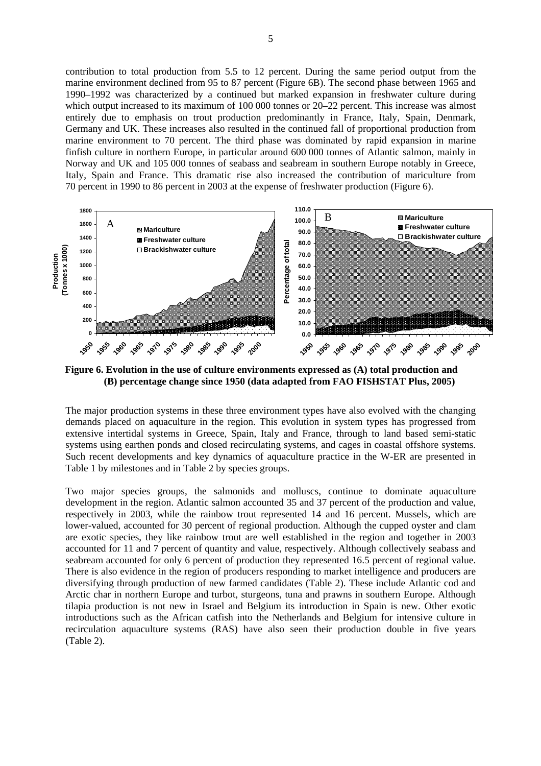contribution to total production from 5.5 to 12 percent. During the same period output from the marine environment declined from 95 to 87 percent (Figure 6B). The second phase between 1965 and 1990–1992 was characterized by a continued but marked expansion in freshwater culture during which output increased to its maximum of 100 000 tonnes or 20–22 percent. This increase was almost entirely due to emphasis on trout production predominantly in France, Italy, Spain, Denmark, Germany and UK. These increases also resulted in the continued fall of proportional production from marine environment to 70 percent. The third phase was dominated by rapid expansion in marine finfish culture in northern Europe, in particular around 600 000 tonnes of Atlantic salmon, mainly in Norway and UK and 105 000 tonnes of seabass and seabream in southern Europe notably in Greece, Italy, Spain and France. This dramatic rise also increased the contribution of mariculture from 70 percent in 1990 to 86 percent in 2003 at the expense of freshwater production (Figure 6).

**Figure 6. Evolution in the use of culture environments expressed as (A) total production and (B) percentage change since 1950 (data adapted from FAO FISHSTAT Plus, 2005)**

The major production systems in these three environment types have also evolved with the changing demands placed on aquaculture in the region. This evolution in system types has progressed from extensive intertidal systems in Greece, Spain, Italy and France, through to land based semi-static systems using earthen ponds and closed recirculating systems, and cages in coastal offshore systems. Such recent developments and key dynamics of aquaculture practice in the W-ER are presented in Table 1 by milestones and in Table 2 by species groups.

Two major species groups, the salmonids and molluscs, continue to dominate aquaculture development in the region. Atlantic salmon accounted 35 and 37 percent of the production and value, respectively in 2003, while the rainbow trout represented 14 and 16 percent. Mussels, which are lower-valued, accounted for 30 percent of regional production. Although the cupped oyster and clam are exotic species, they like rainbow trout are well established in the region and together in 2003 accounted for 11 and 7 percent of quantity and value, respectively. Although collectively seabass and seabream accounted for only 6 percent of production they represented 16.5 percent of regional value. There is also evidence in the region of producers responding to market intelligence and producers are diversifying through production of new farmed candidates (Table 2). These include Atlantic cod and Arctic char in northern Europe and turbot, sturgeons, tuna and prawns in southern Europe. Although tilapia production is not new in Israel and Belgium its introduction in Spain is new. Other exotic introductions such as the African catfish into the Netherlands and Belgium for intensive culture in recirculation aquaculture systems (RAS) have also seen their production double in five years (Table 2).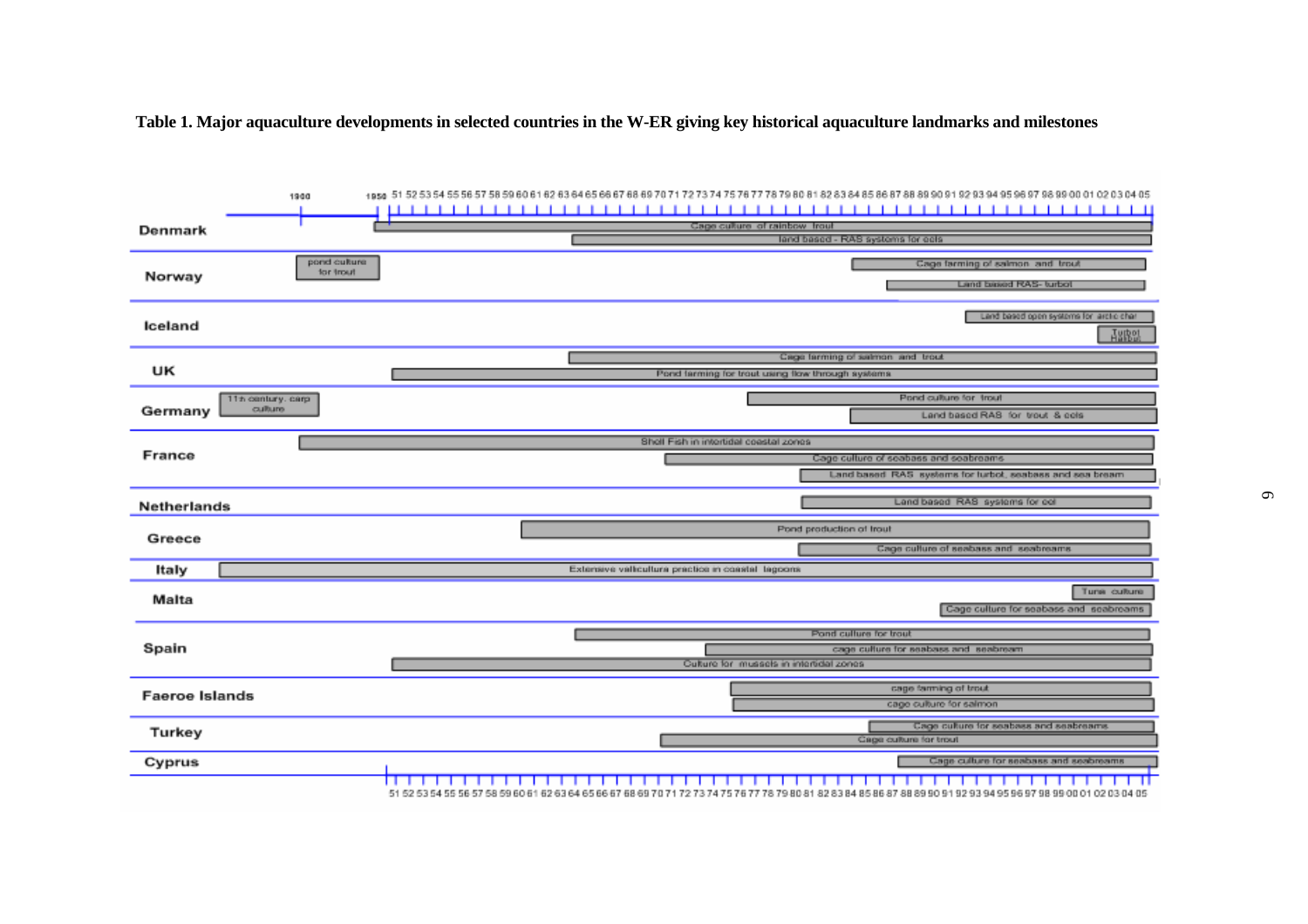**Table 1. Major aquaculture developments in selected countries in the W-ER giving key historical aquaculture landmarks and milestones**

| Country | Aquaculture developments |
|---|---|
| Denmark | Cage culture of rainbow trout |
| | land based - RAS systems for eels |
| Norway | pond culture for trout |
| | Cage farming of salmon and trout |
| | Land based RAS- turbot |
| Iceland | Land based open systems for arctic char |
| | Turbot Halibut |
| UK | Cage farming of salmon and trout |
| | Pond farming for trout using flow through systems |
| Germany | 11th century, carp culture |
| | Pond culture for trout |
| | Land based RAS for trout & eels |
| France | Shell Fish in intertidal coastal zones |
| | Cage culture of seabass and seabreams |
| | Land based RAS systems for turbot, seabass and sea bream |
| Netherlands | Land based RAS systems for eel |
| Greece | Pond production of trout |
| | Cage culture of seabass and seabreams |
| Italy | Extensive vallicultura practice in coastal lagoons |
| Malta | Tuna culture |
| | Cage culture for seabass and seabreams |
| Spain | Pond culture for trout |
| | cage culture for seabass and seabream |
| | Culture for mussels in intertidal zones |
| Faeroe Islands | cage farming of trout |
| | cage culture for salmon |
| Turkey | Cage culture for seabass and seabreams |
| | Cage culture for trout |
| Cyprus | Cage culture for seabass and seabreams |

Timeline: 1900, 1950, 51 52 53 54 55 56 57 58 59 60 61 62 63 64 65 66 67 68 69 70 71 72 73 74 75 76 77 78 79 80 81 82 83 84 85 86 87 88 89 90 91 92 93 94 95 96 97 98 99 00 01 02 03 04 05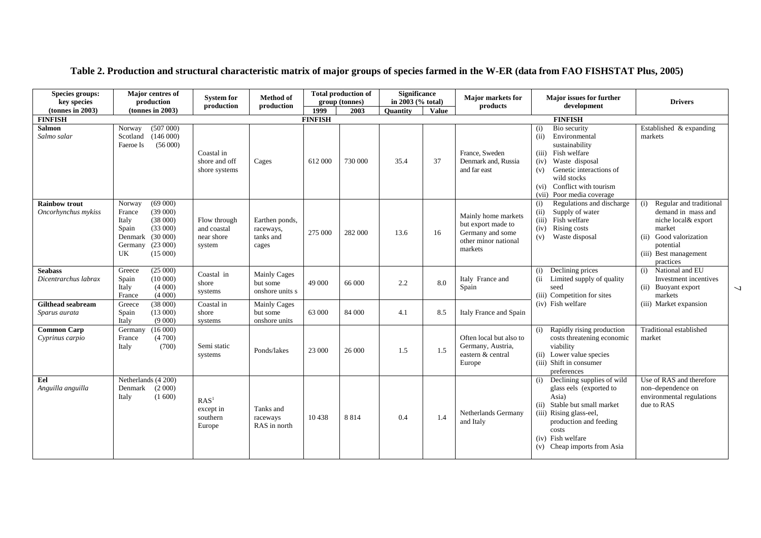# Table 2. Production and structural characteristic matrix of major groups of species farmed in the W-ER (data from FAO FISHSTAT Plus, 2005)

| Species groups: key species (tonnes in 2003) | Major centres of production (tonnes in 2003) | System for production | Method of production | Total production of group (tonnes) | | Significance in 2003 (% total) | | Major markets for products | Major issues for further development | Drivers |
|---|---|---|---|---|---|---|---|---|---|---|
| | | | | 1999 | 2003 | Quantity | Value | | | |
| **FINFISH** | | | | **FINFISH** | | | | | **FINFISH** | |
| **Salmon** *Salmo salar* | Norway (507 000) Scotland (146 000) Faeroe Is (56 000) | Coastal in shore and off shore systems | Cages | 612 000 | 730 000 | 35.4 | 37 | France, Sweden Denmark and, Russia and far east | (i) Bio security (ii) Environmental sustainability (iii) Fish welfare (iv) Waste disposal (v) Genetic interactions of wild stocks (vi) Conflict with tourism (vii) Poor media coverage | Established & expanding markets |
| **Rainbow trout** *Oncorhynchus mykiss* | Norway (69 000) France (39 000) Italy (38 000) Spain (33 000) Denmark (30 000) Germany (23 000) UK (15 000) | Flow through and coastal near shore system | Earthen ponds, raceways, tanks and cages | 275 000 | 282 000 | 13.6 | 16 | Mainly home markets but export made to Germany and some other minor national markets | (i) Regulations and discharge (ii) Supply of water (iii) Fish welfare (iv) Rising costs (v) Waste disposal | (i) Regular and traditional demand in mass and niche local& export market (ii) Good valorization potential (iii) Best management practices |
| **Seabass** *Dicentrarchus labrax* | Greece (25 000) Spain (10 000) Italy (4 000) France (4 000) | Coastal in shore systems | Mainly Cages but some onshore units s | 49 000 | 66 000 | 2.2 | 8.0 | Italy France and Spain | (i) Declining prices (ii Limited supply of quality seed (iii) Competition for sites (iv) Fish welfare | (i) National and EU Investment incentives (ii) Buoyant export markets (iii) Market expansion |
| **Gilthead seabream** *Sparus aurata* | Greece (38 000) Spain (13 000) Italy (9 000) | Coastal in shore systems | Mainly Cages but some onshore units | 63 000 | 84 000 | 4.1 | 8.5 | Italy France and Spain | | |
| **Common Carp** *Cyprinus carpio* | Germany (16 000) France (4 700) Italy (700) | Semi static systems | Ponds/lakes | 23 000 | 26 000 | 1.5 | 1.5 | Often local but also to Germany, Austria, eastern & central Europe | (i) Rapidly rising production costs threatening economic viability (ii) Lower value species (iii) Shift in consumer preferences | Traditional established market |
| **Eel** *Anguilla anguilla* | Netherlands (4 200) Denmark (2 000) Italy (1 600) | RAS[1] except in southern Europe | Tanks and raceways RAS in north | 10 438 | 8 814 | 0.4 | 1.4 | Netherlands Germany and Italy | (i) Declining supplies of wild glass eels (exported to Asia) (ii) Stable but small market (iii) Rising glass-eel, production and feeding costs (iv) Fish welfare (v) Cheap imports from Asia | Use of RAS and therefore non–dependence on environmental regulations due to RAS |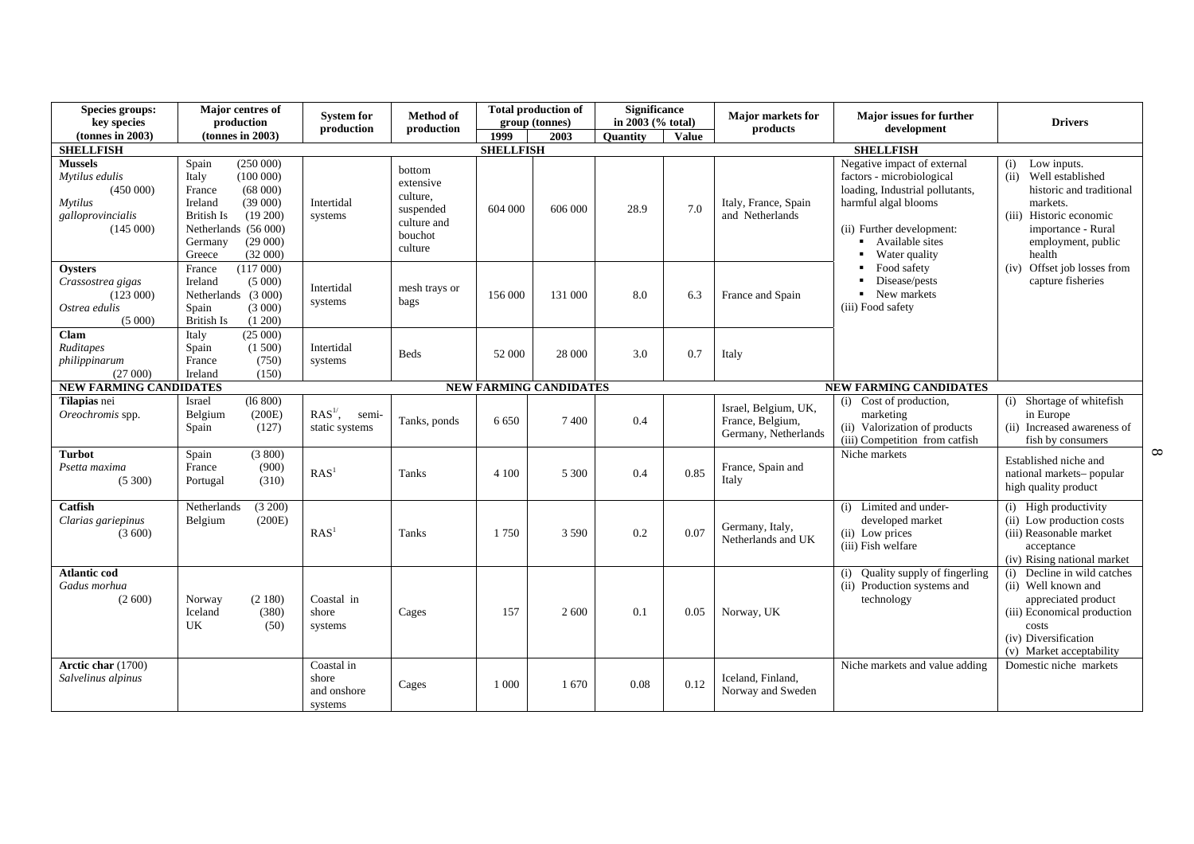| Species groups: key species (tonnes in 2003) | Major centres of production (tonnes in 2003) | System for production | Method of production | Total production of group (tonnes) | | Significance in 2003 (% total) | | Major markets for products | Major issues for further development | Drivers |
|---|---|---|---|---|---|---|---|---|---|---|
| | | | | 1999 | 2003 | Quantity | Value | | | |
| **SHELLFISH** | | | | **SHELLFISH** | | | | | **SHELLFISH** | |
| **Mussels** *Mytilus edulis* (450 000) *Mytilus galloprovincialis* (145 000) | Spain (250 000) Italy (100 000) France (68 000) Ireland (39 000) British Is (19 200) Netherlands (56 000) Germany (29 000) Greece (32 000) | Intertidal systems | bottom extensive culture, suspended culture and bouchot culture | 604 000 | 606 000 | 28.9 | 7.0 | Italy, France, Spain and Netherlands | Negative impact of external factors - microbiological loading, Industrial pollutants, harmful algal blooms (ii) Further development: ▪ Available sites ▪ Water quality ▪ Food safety ▪ Disease/pests ▪ New markets (iii) Food safety | (i) Low inputs. (ii) Well established historic and traditional markets. (iii) Historic economic importance - Rural employment, public health (iv) Offset job losses from capture fisheries |
| **Oysters** *Crassostrea gigas* (123 000) *Ostrea edulis* (5 000) | France (117 000) Ireland (5 000) Netherlands (3 000) Spain (3 000) British Is (1 200) | Intertidal systems | mesh trays or bags | 156 000 | 131 000 | 8.0 | 6.3 | France and Spain | | |
| **Clam** *Ruditapes philippinarum* (27 000) | Italy (25 000) Spain (1 500) France (750) Ireland (150) | Intertidal systems | Beds | 52 000 | 28 000 | 3.0 | 0.7 | Italy | | |
| **NEW FARMING CANDIDATES** | | | | **NEW FARMING CANDIDATES** | | | | | **NEW FARMING CANDIDATES** | |
| **Tilapias** nei *Oreochromis* spp. | Israel (l6 800) Belgium (200E) Spain (127) | RAS[1/], semi-static systems | Tanks, ponds | 6 650 | 7 400 | 0.4 | | Israel, Belgium, UK, France, Belgium, Germany, Netherlands | (i) Cost of production, marketing (ii) Valorization of products (iii) Competition from catfish | (i) Shortage of whitefish in Europe (ii) Increased awareness of fish by consumers |
| **Turbot** *Psetta maxima* (5 300) | Spain (3 800) France (900) Portugal (310) | RAS[1] | Tanks | 4 100 | 5 300 | 0.4 | 0.85 | France, Spain and Italy | Niche markets | Established niche and national markets– popular high quality product |
| **Catfish** *Clarias gariepinus* (3 600) | Netherlands (3 200) Belgium (200E) | RAS[1] | Tanks | 1 750 | 3 590 | 0.2 | 0.07 | Germany, Italy, Netherlands and UK | (i) Limited and under-developed market (ii) Low prices (iii) Fish welfare | (i) High productivity (ii) Low production costs (iii) Reasonable market acceptance (iv) Rising national market |
| **Atlantic cod** *Gadus morhua* (2 600) | Norway (2 180) Iceland (380) UK (50) | Coastal in shore systems | Cages | 157 | 2 600 | 0.1 | 0.05 | Norway, UK | (i) Quality supply of fingerling (ii) Production systems and technology | (i) Decline in wild catches (ii) Well known and appreciated product (iii) Economical production costs (iv) Diversification (v) Market acceptability |
| **Arctic char** (1700) *Salvelinus alpinus* | | Coastal in shore and onshore systems | Cages | 1 000 | 1 670 | 0.08 | 0.12 | Iceland, Finland, Norway and Sweden | Niche markets and value adding | Domestic niche markets |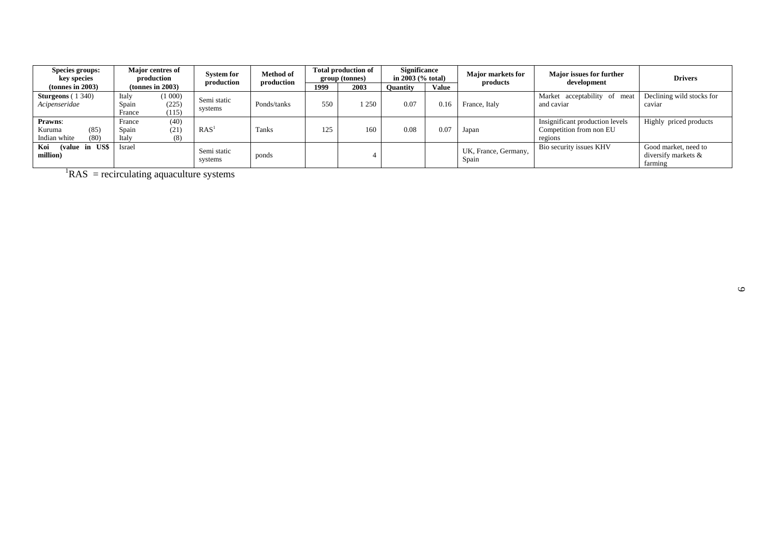| Species groups: key species (tonnes in 2003) | Major centres of production (tonnes in 2003) | System for production | Method of production | Total production of group (tonnes) | | Significance in 2003 (% total) | | Major markets for products | Major issues for further development | Drivers |
|---|---|---|---|---|---|---|---|---|---|---|
| | | | | 1999 | 2003 | Quantity | Value | | | |
| **Sturgeons** ( 1 340) *Acipenseridae* | Italy (1 000) Spain (225) France (115) | Semi static systems | Ponds/tanks | 550 | 1 250 | 0.07 | 0.16 | France, Italy | Market acceptability of meat and caviar | Declining wild stocks for caviar |
| **Prawns**: Kuruma (85) Indian white (80) | France (40) Spain (21) Italy (8) | RAS[1] | Tanks | 125 | 160 | 0.08 | 0.07 | Japan | Insignificant production levels Competition from non EU regions | Highly priced products |
| **Koi (value in US$ million)** | Israel | Semi static systems | ponds | | 4 | | | UK, France, Germany, Spain | Bio security issues KHV | Good market, need to diversify markets & farming |

[1]RAS = recirculating aquaculture systems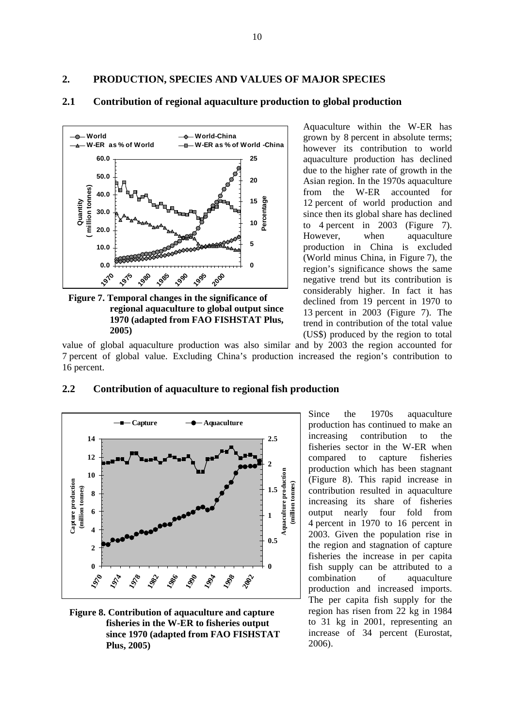## 2. PRODUCTION, SPECIES AND VALUES OF MAJOR SPECIES

### 2.1 Contribution of regional aquaculture production to global production

Figure 7. Temporal changes in the significance of regional aquaculture to global output since 1970 (adapted from FAO FISHSTAT Plus, 2005)

Aquaculture within the W-ER has grown by 8 percent in absolute terms; however its contribution to world aquaculture production has declined due to the higher rate of growth in the Asian region. In the 1970s aquaculture from the W-ER accounted for 12 percent of world production and since then its global share has declined to 4 percent in 2003 (Figure 7). However, when aquaculture production in China is excluded (World minus China, in Figure 7), the region's significance shows the same negative trend but its contribution is considerably higher. In fact it has declined from 19 percent in 1970 to 13 percent in 2003 (Figure 7). The trend in contribution of the total value (US$) produced by the region to total value of global aquaculture production was also similar and by 2003 the region accounted for 7 percent of global value. Excluding China's production increased the region's contribution to 16 percent.

### 2.2 Contribution of aquaculture to regional fish production

Figure 8. Contribution of aquaculture and capture fisheries in the W-ER to fisheries output since 1970 (adapted from FAO FISHSTAT Plus, 2005)

Since the 1970s aquaculture production has continued to make an increasing contribution to the fisheries sector in the W-ER when compared to capture fisheries production which has been stagnant (Figure 8). This rapid increase in contribution resulted in aquaculture increasing its share of fisheries output nearly four fold from 4 percent in 1970 to 16 percent in 2003. Given the population rise in the region and stagnation of capture fisheries the increase in per capita fish supply can be attributed to a combination of aquaculture production and increased imports. The per capita fish supply for the region has risen from 22 kg in 1984 to 31 kg in 2001, representing an increase of 34 percent (Eurostat, 2006).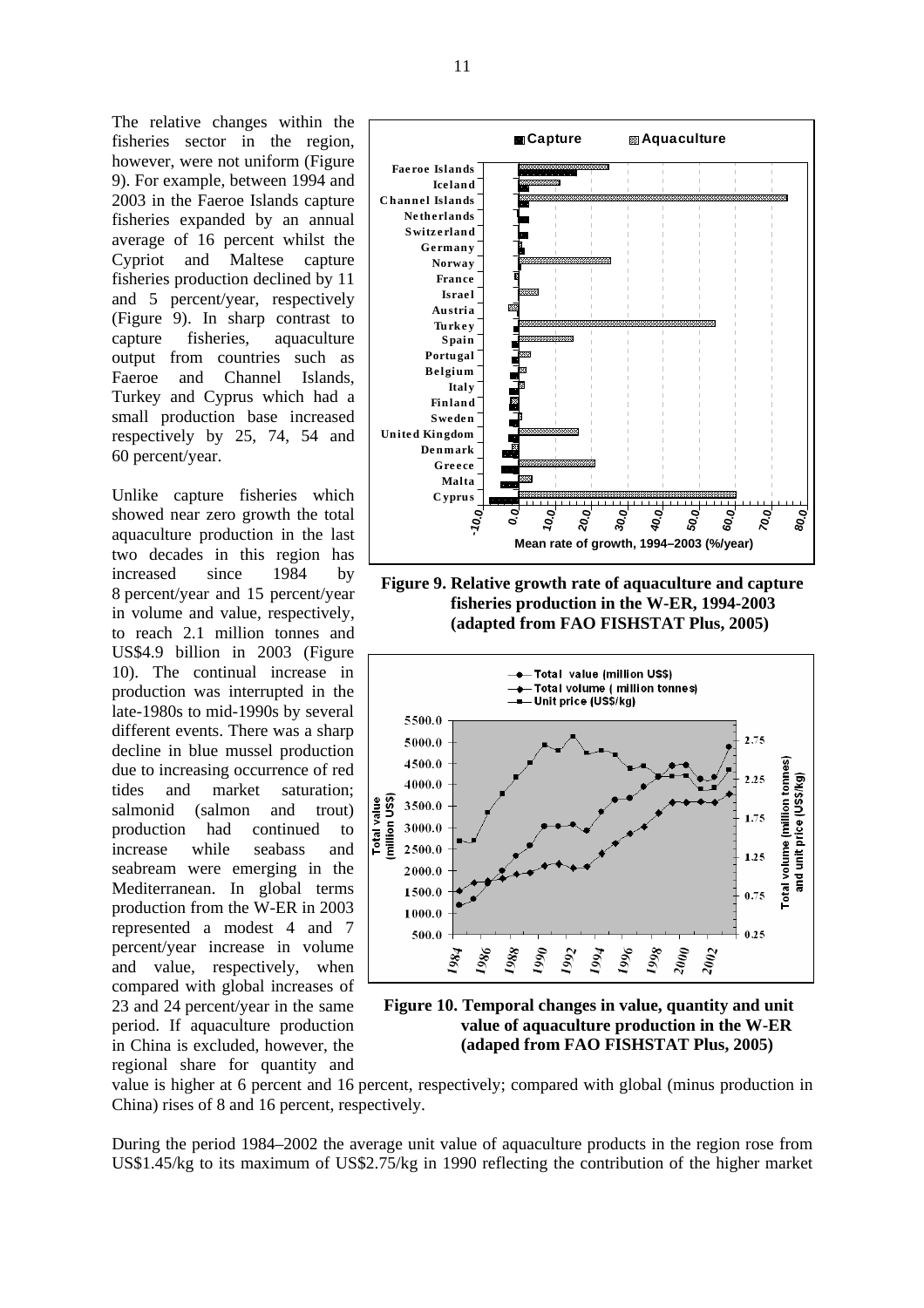The relative changes within the fisheries sector in the region, however, were not uniform (Figure 9). For example, between 1994 and 2003 in the Faeroe Islands capture fisheries expanded by an annual average of 16 percent whilst the Cypriot and Maltese capture fisheries production declined by 11 and 5 percent/year, respectively (Figure 9). In sharp contrast to capture fisheries, aquaculture output from countries such as Faeroe and Channel Islands, Turkey and Cyprus which had a small production base increased respectively by 25, 74, 54 and 60 percent/year.

Unlike capture fisheries which showed near zero growth the total aquaculture production in the last two decades in this region has increased since 1984 by 8 percent/year and 15 percent/year in volume and value, respectively, to reach 2.1 million tonnes and US$4.9 billion in 2003 (Figure 10). The continual increase in production was interrupted in the late-1980s to mid-1990s by several different events. There was a sharp decline in blue mussel production due to increasing occurrence of red tides and market saturation; salmonid (salmon and trout) production had continued to increase while seabass and seabream were emerging in the Mediterranean. In global terms production from the W-ER in 2003 represented a modest 4 and 7 percent/year increase in volume and value, respectively, when compared with global increases of 23 and 24 percent/year in the same period. If aquaculture production in China is excluded, however, the regional share for quantity and value is higher at 6 percent and 16 percent, respectively; compared with global (minus production in China) rises of 8 and 16 percent, respectively.

**Figure 9. Relative growth rate of aquaculture and capture fisheries production in the W-ER, 1994-2003 (adapted from FAO FISHSTAT Plus, 2005)**

**Figure 10. Temporal changes in value, quantity and unit value of aquaculture production in the W-ER (adaped from FAO FISHSTAT Plus, 2005)**

During the period 1984–2002 the average unit value of aquaculture products in the region rose from US$1.45/kg to its maximum of US$2.75/kg in 1990 reflecting the contribution of the higher market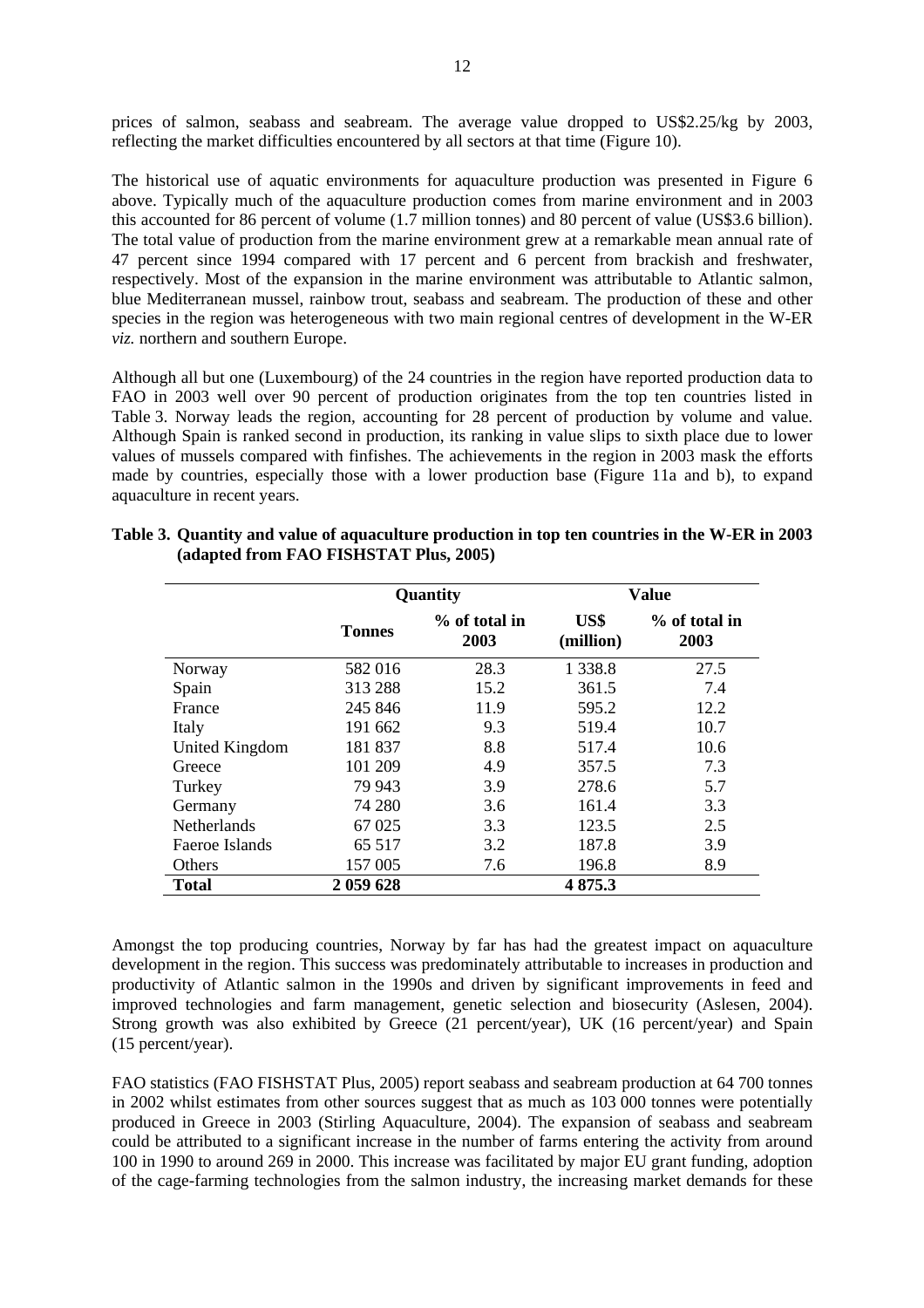prices of salmon, seabass and seabream. The average value dropped to US$2.25/kg by 2003, reflecting the market difficulties encountered by all sectors at that time (Figure 10).

The historical use of aquatic environments for aquaculture production was presented in Figure 6 above. Typically much of the aquaculture production comes from marine environment and in 2003 this accounted for 86 percent of volume (1.7 million tonnes) and 80 percent of value (US$3.6 billion). The total value of production from the marine environment grew at a remarkable mean annual rate of 47 percent since 1994 compared with 17 percent and 6 percent from brackish and freshwater, respectively. Most of the expansion in the marine environment was attributable to Atlantic salmon, blue Mediterranean mussel, rainbow trout, seabass and seabream. The production of these and other species in the region was heterogeneous with two main regional centres of development in the W-ER *viz.* northern and southern Europe.

Although all but one (Luxembourg) of the 24 countries in the region have reported production data to FAO in 2003 well over 90 percent of production originates from the top ten countries listed in Table 3. Norway leads the region, accounting for 28 percent of production by volume and value. Although Spain is ranked second in production, its ranking in value slips to sixth place due to lower values of mussels compared with finfishes. The achievements in the region in 2003 mask the efforts made by countries, especially those with a lower production base (Figure 11a and b), to expand aquaculture in recent years.

**Table 3. Quantity and value of aquaculture production in top ten countries in the W-ER in 2003 (adapted from FAO FISHSTAT Plus, 2005)**

| | Quantity | | Value | |
|---|---|---|---|---|
| | **Tonnes** | **% of total in 2003** | **US$ (million)** | **% of total in 2003** |
| Norway | 582 016 | 28.3 | 1 338.8 | 27.5 |
| Spain | 313 288 | 15.2 | 361.5 | 7.4 |
| France | 245 846 | 11.9 | 595.2 | 12.2 |
| Italy | 191 662 | 9.3 | 519.4 | 10.7 |
| United Kingdom | 181 837 | 8.8 | 517.4 | 10.6 |
| Greece | 101 209 | 4.9 | 357.5 | 7.3 |
| Turkey | 79 943 | 3.9 | 278.6 | 5.7 |
| Germany | 74 280 | 3.6 | 161.4 | 3.3 |
| Netherlands | 67 025 | 3.3 | 123.5 | 2.5 |
| Faeroe Islands | 65 517 | 3.2 | 187.8 | 3.9 |
| Others | 157 005 | 7.6 | 196.8 | 8.9 |
| **Total** | **2 059 628** | | **4 875.3** | |

Amongst the top producing countries, Norway by far has had the greatest impact on aquaculture development in the region. This success was predominately attributable to increases in production and productivity of Atlantic salmon in the 1990s and driven by significant improvements in feed and improved technologies and farm management, genetic selection and biosecurity (Aslesen, 2004). Strong growth was also exhibited by Greece (21 percent/year), UK (16 percent/year) and Spain (15 percent/year).

FAO statistics (FAO FISHSTAT Plus, 2005) report seabass and seabream production at 64 700 tonnes in 2002 whilst estimates from other sources suggest that as much as 103 000 tonnes were potentially produced in Greece in 2003 (Stirling Aquaculture, 2004). The expansion of seabass and seabream could be attributed to a significant increase in the number of farms entering the activity from around 100 in 1990 to around 269 in 2000. This increase was facilitated by major EU grant funding, adoption of the cage-farming technologies from the salmon industry, the increasing market demands for these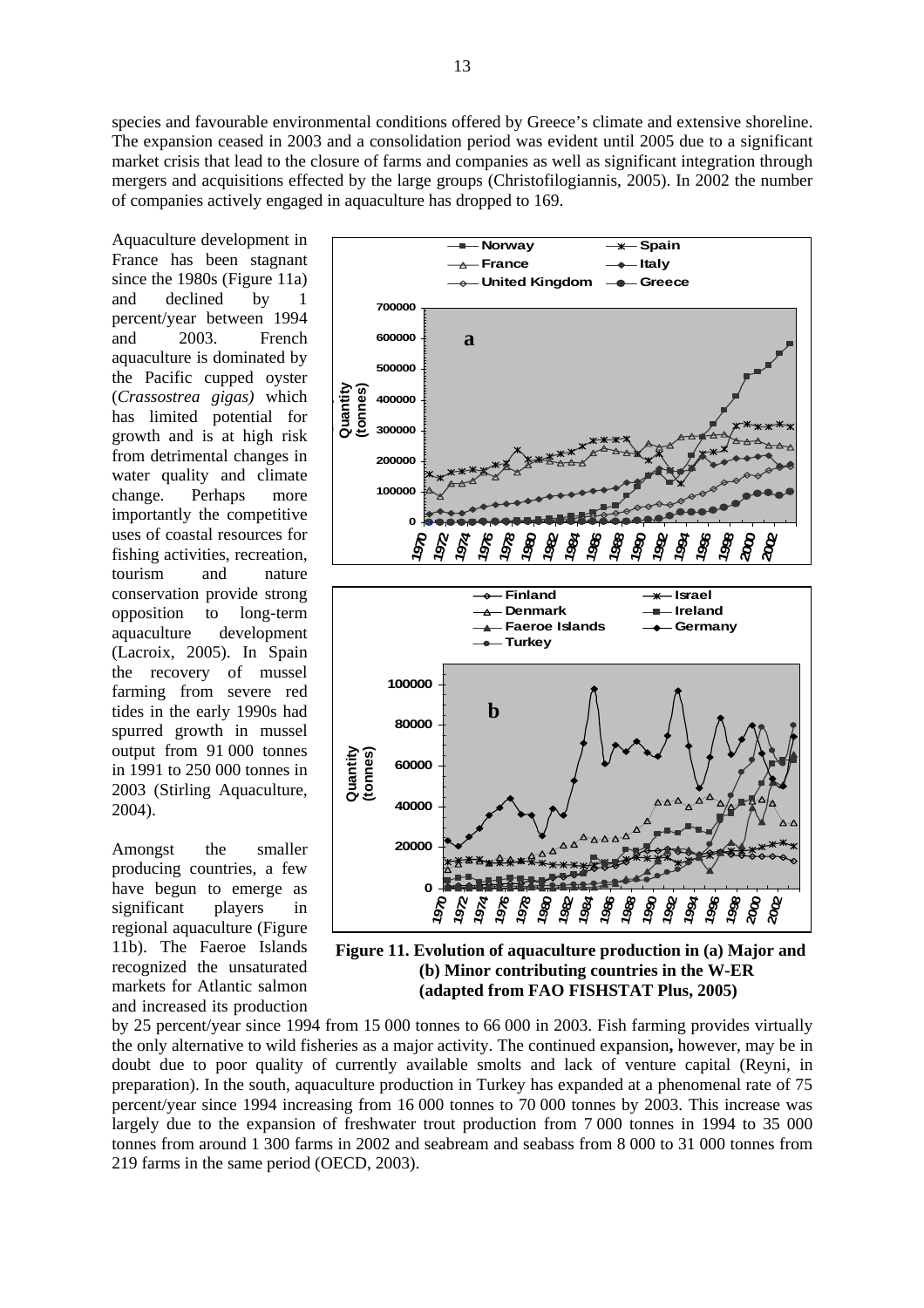species and favourable environmental conditions offered by Greece's climate and extensive shoreline. The expansion ceased in 2003 and a consolidation period was evident until 2005 due to a significant market crisis that lead to the closure of farms and companies as well as significant integration through mergers and acquisitions effected by the large groups (Christofilogiannis, 2005). In 2002 the number of companies actively engaged in aquaculture has dropped to 169.

Aquaculture development in France has been stagnant since the 1980s (Figure 11a) and declined by 1 percent/year between 1994 and 2003. French aquaculture is dominated by the Pacific cupped oyster (*Crassostrea gigas)* which has limited potential for growth and is at high risk from detrimental changes in water quality and climate change. Perhaps more importantly the competitive uses of coastal resources for fishing activities, recreation, tourism and nature conservation provide strong opposition to long-term aquaculture development (Lacroix, 2005). In Spain the recovery of mussel farming from severe red tides in the early 1990s had spurred growth in mussel output from 91 000 tonnes in 1991 to 250 000 tonnes in 2003 (Stirling Aquaculture, 2004).

**Figure 11. Evolution of aquaculture production in (a) Major and (b) Minor contributing countries in the W-ER (adapted from FAO FISHSTAT Plus, 2005)**

Amongst the smaller producing countries, a few have begun to emerge as significant players in regional aquaculture (Figure 11b). The Faeroe Islands recognized the unsaturated markets for Atlantic salmon and increased its production by 25 percent/year since 1994 from 15 000 tonnes to 66 000 in 2003. Fish farming provides virtually the only alternative to wild fisheries as a major activity. The continued expansion**,** however, may be in doubt due to poor quality of currently available smolts and lack of venture capital (Reyni, in preparation). In the south, aquaculture production in Turkey has expanded at a phenomenal rate of 75 percent/year since 1994 increasing from 16 000 tonnes to 70 000 tonnes by 2003. This increase was largely due to the expansion of freshwater trout production from 7 000 tonnes in 1994 to 35 000 tonnes from around 1 300 farms in 2002 and seabream and seabass from 8 000 to 31 000 tonnes from 219 farms in the same period (OECD, 2003).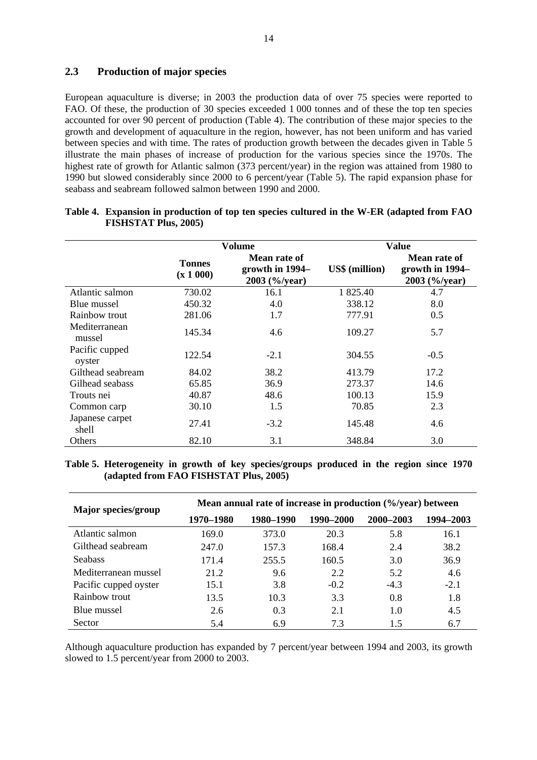## 2.3 Production of major species

European aquaculture is diverse; in 2003 the production data of over 75 species were reported to FAO. Of these, the production of 30 species exceeded 1 000 tonnes and of these the top ten species accounted for over 90 percent of production (Table 4). The contribution of these major species to the growth and development of aquaculture in the region, however, has not been uniform and has varied between species and with time. The rates of production growth between the decades given in Table 5 illustrate the main phases of increase of production for the various species since the 1970s. The highest rate of growth for Atlantic salmon (373 percent/year) in the region was attained from 1980 to 1990 but slowed considerably since 2000 to 6 percent/year (Table 5). The rapid expansion phase for seabass and seabream followed salmon between 1990 and 2000.

**Table 4. Expansion in production of top ten species cultured in the W-ER (adapted from FAO FISHSTAT Plus, 2005)**

| | Volume | | Value | |
|---|---|---|---|---|
| | Tonnes (x 1 000) | Mean rate of growth in 1994–2003 (%/year) | US$ (million) | Mean rate of growth in 1994–2003 (%/year) |
| Atlantic salmon | 730.02 | 16.1 | 1 825.40 | 4.7 |
| Blue mussel | 450.32 | 4.0 | 338.12 | 8.0 |
| Rainbow trout | 281.06 | 1.7 | 777.91 | 0.5 |
| Mediterranean mussel | 145.34 | 4.6 | 109.27 | 5.7 |
| Pacific cupped oyster | 122.54 | -2.1 | 304.55 | -0.5 |
| Gilthead seabream | 84.02 | 38.2 | 413.79 | 17.2 |
| Gilhead seabass | 65.85 | 36.9 | 273.37 | 14.6 |
| Trouts nei | 40.87 | 48.6 | 100.13 | 15.9 |
| Common carp | 30.10 | 1.5 | 70.85 | 2.3 |
| Japanese carpet shell | 27.41 | -3.2 | 145.48 | 4.6 |
| Others | 82.10 | 3.1 | 348.84 | 3.0 |

**Table 5. Heterogeneity in growth of key species/groups produced in the region since 1970 (adapted from FAO FISHSTAT Plus, 2005)**

| Major species/group | Mean annual rate of increase in production (%/year) between | | | | |
|---|---|---|---|---|---|
| | 1970–1980 | 1980–1990 | 1990–2000 | 2000–2003 | 1994–2003 |
| Atlantic salmon | 169.0 | 373.0 | 20.3 | 5.8 | 16.1 |
| Gilthead seabream | 247.0 | 157.3 | 168.4 | 2.4 | 38.2 |
| Seabass | 171.4 | 255.5 | 160.5 | 3.0 | 36.9 |
| Mediterranean mussel | 21.2 | 9.6 | 2.2 | 5.2 | 4.6 |
| Pacific cupped oyster | 15.1 | 3.8 | -0.2 | -4.3 | -2.1 |
| Rainbow trout | 13.5 | 10.3 | 3.3 | 0.8 | 1.8 |
| Blue mussel | 2.6 | 0.3 | 2.1 | 1.0 | 4.5 |
| Sector | 5.4 | 6.9 | 7.3 | 1.5 | 6.7 |

Although aquaculture production has expanded by 7 percent/year between 1994 and 2003, its growth slowed to 1.5 percent/year from 2000 to 2003.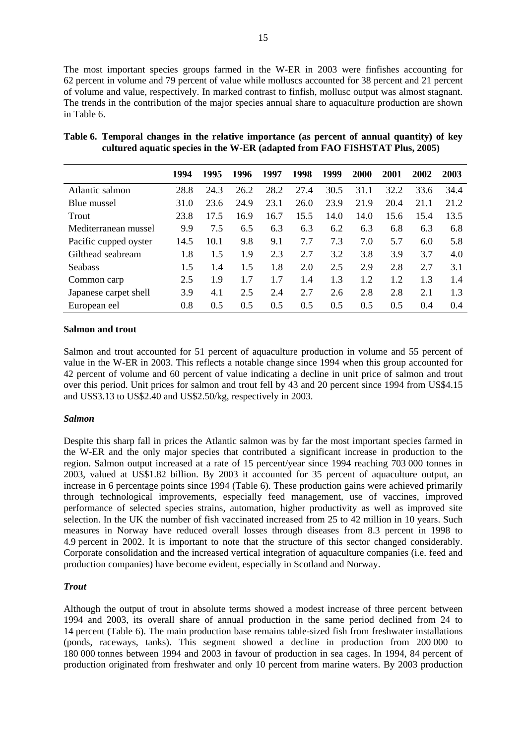The most important species groups farmed in the W-ER in 2003 were finfishes accounting for 62 percent in volume and 79 percent of value while molluscs accounted for 38 percent and 21 percent of volume and value, respectively. In marked contrast to finfish, mollusc output was almost stagnant. The trends in the contribution of the major species annual share to aquaculture production are shown in Table 6.

**Table 6. Temporal changes in the relative importance (as percent of annual quantity) of key cultured aquatic species in the W-ER (adapted from FAO FISHSTAT Plus, 2005)**

| | 1994 | 1995 | 1996 | 1997 | 1998 | 1999 | 2000 | 2001 | 2002 | 2003 |
|---|---|---|---|---|---|---|---|---|---|---|
| Atlantic salmon | 28.8 | 24.3 | 26.2 | 28.2 | 27.4 | 30.5 | 31.1 | 32.2 | 33.6 | 34.4 |
| Blue mussel | 31.0 | 23.6 | 24.9 | 23.1 | 26.0 | 23.9 | 21.9 | 20.4 | 21.1 | 21.2 |
| Trout | 23.8 | 17.5 | 16.9 | 16.7 | 15.5 | 14.0 | 14.0 | 15.6 | 15.4 | 13.5 |
| Mediterranean mussel | 9.9 | 7.5 | 6.5 | 6.3 | 6.3 | 6.2 | 6.3 | 6.8 | 6.3 | 6.8 |
| Pacific cupped oyster | 14.5 | 10.1 | 9.8 | 9.1 | 7.7 | 7.3 | 7.0 | 5.7 | 6.0 | 5.8 |
| Gilthead seabream | 1.8 | 1.5 | 1.9 | 2.3 | 2.7 | 3.2 | 3.8 | 3.9 | 3.7 | 4.0 |
| Seabass | 1.5 | 1.4 | 1.5 | 1.8 | 2.0 | 2.5 | 2.9 | 2.8 | 2.7 | 3.1 |
| Common carp | 2.5 | 1.9 | 1.7 | 1.7 | 1.4 | 1.3 | 1.2 | 1.2 | 1.3 | 1.4 |
| Japanese carpet shell | 3.9 | 4.1 | 2.5 | 2.4 | 2.7 | 2.6 | 2.8 | 2.8 | 2.1 | 1.3 |
| European eel | 0.8 | 0.5 | 0.5 | 0.5 | 0.5 | 0.5 | 0.5 | 0.5 | 0.4 | 0.4 |

**Salmon and trout**

Salmon and trout accounted for 51 percent of aquaculture production in volume and 55 percent of value in the W-ER in 2003. This reflects a notable change since 1994 when this group accounted for 42 percent of volume and 60 percent of value indicating a decline in unit price of salmon and trout over this period. Unit prices for salmon and trout fell by 43 and 20 percent since 1994 from US$4.15 and US$3.13 to US$2.40 and US$2.50/kg, respectively in 2003.

***Salmon***

Despite this sharp fall in prices the Atlantic salmon was by far the most important species farmed in the W-ER and the only major species that contributed a significant increase in production to the region. Salmon output increased at a rate of 15 percent/year since 1994 reaching 703 000 tonnes in 2003, valued at US$1.82 billion. By 2003 it accounted for 35 percent of aquaculture output, an increase in 6 percentage points since 1994 (Table 6). These production gains were achieved primarily through technological improvements, especially feed management, use of vaccines, improved performance of selected species strains, automation, higher productivity as well as improved site selection. In the UK the number of fish vaccinated increased from 25 to 42 million in 10 years. Such measures in Norway have reduced overall losses through diseases from 8.3 percent in 1998 to 4.9 percent in 2002. It is important to note that the structure of this sector changed considerably. Corporate consolidation and the increased vertical integration of aquaculture companies (i.e. feed and production companies) have become evident, especially in Scotland and Norway.

***Trout***

Although the output of trout in absolute terms showed a modest increase of three percent between 1994 and 2003, its overall share of annual production in the same period declined from 24 to 14 percent (Table 6). The main production base remains table-sized fish from freshwater installations (ponds, raceways, tanks). This segment showed a decline in production from 200 000 to 180 000 tonnes between 1994 and 2003 in favour of production in sea cages. In 1994, 84 percent of production originated from freshwater and only 10 percent from marine waters. By 2003 production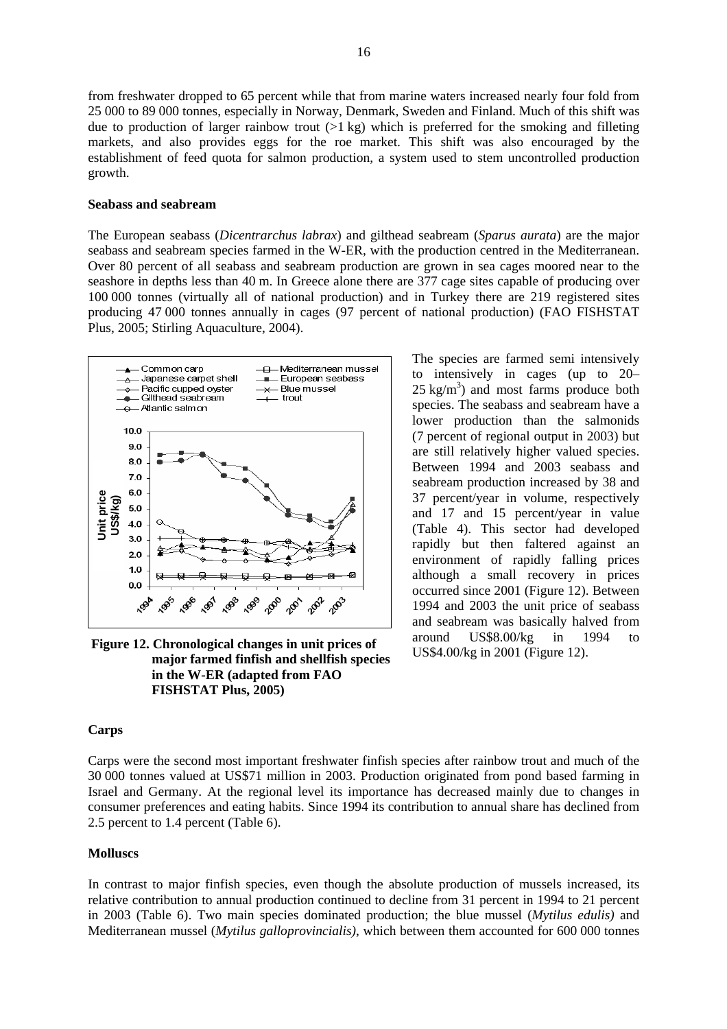from freshwater dropped to 65 percent while that from marine waters increased nearly four fold from 25 000 to 89 000 tonnes, especially in Norway, Denmark, Sweden and Finland. Much of this shift was due to production of larger rainbow trout (>1 kg) which is preferred for the smoking and filleting markets, and also provides eggs for the roe market. This shift was also encouraged by the establishment of feed quota for salmon production, a system used to stem uncontrolled production growth.

**Seabass and seabream**

The European seabass (*Dicentrarchus labrax*) and gilthead seabream (*Sparus aurata*) are the major seabass and seabream species farmed in the W-ER, with the production centred in the Mediterranean. Over 80 percent of all seabass and seabream production are grown in sea cages moored near to the seashore in depths less than 40 m. In Greece alone there are 377 cage sites capable of producing over 100 000 tonnes (virtually all of national production) and in Turkey there are 219 registered sites producing 47 000 tonnes annually in cages (97 percent of national production) (FAO FISHSTAT Plus, 2005; Stirling Aquaculture, 2004).

**Figure 12. Chronological changes in unit prices of major farmed finfish and shellfish species in the W-ER (adapted from FAO FISHSTAT Plus, 2005)**

The species are farmed semi intensively to intensively in cages (up to 20–25 kg/m$^3$) and most farms produce both species. The seabass and seabream have a lower production than the salmonids (7 percent of regional output in 2003) but are still relatively higher valued species. Between 1994 and 2003 seabass and seabream production increased by 38 and 37 percent/year in volume, respectively and 17 and 15 percent/year in value (Table 4). This sector had developed rapidly but then faltered against an environment of rapidly falling prices although a small recovery in prices occurred since 2001 (Figure 12). Between 1994 and 2003 the unit price of seabass and seabream was basically halved from around US$8.00/kg in 1994 to US$4.00/kg in 2001 (Figure 12).

**Carps**

Carps were the second most important freshwater finfish species after rainbow trout and much of the 30 000 tonnes valued at US$71 million in 2003. Production originated from pond based farming in Israel and Germany. At the regional level its importance has decreased mainly due to changes in consumer preferences and eating habits. Since 1994 its contribution to annual share has declined from 2.5 percent to 1.4 percent (Table 6).

**Molluscs**

In contrast to major finfish species, even though the absolute production of mussels increased, its relative contribution to annual production continued to decline from 31 percent in 1994 to 21 percent in 2003 (Table 6). Two main species dominated production; the blue mussel (*Mytilus edulis)* and Mediterranean mussel (*Mytilus galloprovincialis)*, which between them accounted for 600 000 tonnes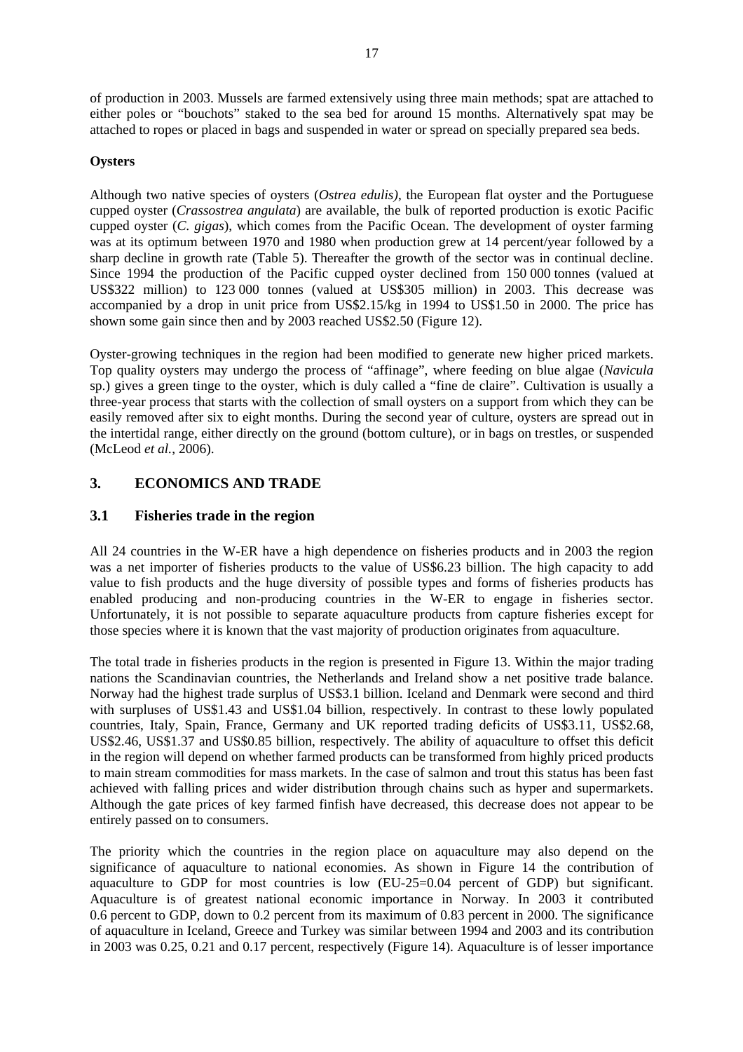of production in 2003. Mussels are farmed extensively using three main methods; spat are attached to either poles or "bouchots" staked to the sea bed for around 15 months. Alternatively spat may be attached to ropes or placed in bags and suspended in water or spread on specially prepared sea beds.

**Oysters**

Although two native species of oysters (*Ostrea edulis)*, the European flat oyster and the Portuguese cupped oyster (*Crassostrea angulata*) are available, the bulk of reported production is exotic Pacific cupped oyster (*C. gigas*), which comes from the Pacific Ocean. The development of oyster farming was at its optimum between 1970 and 1980 when production grew at 14 percent/year followed by a sharp decline in growth rate (Table 5). Thereafter the growth of the sector was in continual decline. Since 1994 the production of the Pacific cupped oyster declined from 150 000 tonnes (valued at US$322 million) to 123 000 tonnes (valued at US$305 million) in 2003. This decrease was accompanied by a drop in unit price from US$2.15/kg in 1994 to US$1.50 in 2000. The price has shown some gain since then and by 2003 reached US$2.50 (Figure 12).

Oyster-growing techniques in the region had been modified to generate new higher priced markets. Top quality oysters may undergo the process of "affinage", where feeding on blue algae (*Navicula* sp.) gives a green tinge to the oyster, which is duly called a "fine de claire". Cultivation is usually a three-year process that starts with the collection of small oysters on a support from which they can be easily removed after six to eight months. During the second year of culture, oysters are spread out in the intertidal range, either directly on the ground (bottom culture), or in bags on trestles, or suspended (McLeod *et al.*, 2006).

## 3. ECONOMICS AND TRADE

### 3.1 Fisheries trade in the region

All 24 countries in the W-ER have a high dependence on fisheries products and in 2003 the region was a net importer of fisheries products to the value of US$6.23 billion. The high capacity to add value to fish products and the huge diversity of possible types and forms of fisheries products has enabled producing and non-producing countries in the W-ER to engage in fisheries sector. Unfortunately, it is not possible to separate aquaculture products from capture fisheries except for those species where it is known that the vast majority of production originates from aquaculture.

The total trade in fisheries products in the region is presented in Figure 13. Within the major trading nations the Scandinavian countries, the Netherlands and Ireland show a net positive trade balance. Norway had the highest trade surplus of US$3.1 billion. Iceland and Denmark were second and third with surpluses of US$1.43 and US$1.04 billion, respectively. In contrast to these lowly populated countries, Italy, Spain, France, Germany and UK reported trading deficits of US$3.11, US$2.68, US$2.46, US$1.37 and US$0.85 billion, respectively. The ability of aquaculture to offset this deficit in the region will depend on whether farmed products can be transformed from highly priced products to main stream commodities for mass markets. In the case of salmon and trout this status has been fast achieved with falling prices and wider distribution through chains such as hyper and supermarkets. Although the gate prices of key farmed finfish have decreased, this decrease does not appear to be entirely passed on to consumers.

The priority which the countries in the region place on aquaculture may also depend on the significance of aquaculture to national economies. As shown in Figure 14 the contribution of aquaculture to GDP for most countries is low (EU-25=0.04 percent of GDP) but significant. Aquaculture is of greatest national economic importance in Norway. In 2003 it contributed 0.6 percent to GDP, down to 0.2 percent from its maximum of 0.83 percent in 2000. The significance of aquaculture in Iceland, Greece and Turkey was similar between 1994 and 2003 and its contribution in 2003 was 0.25, 0.21 and 0.17 percent, respectively (Figure 14). Aquaculture is of lesser importance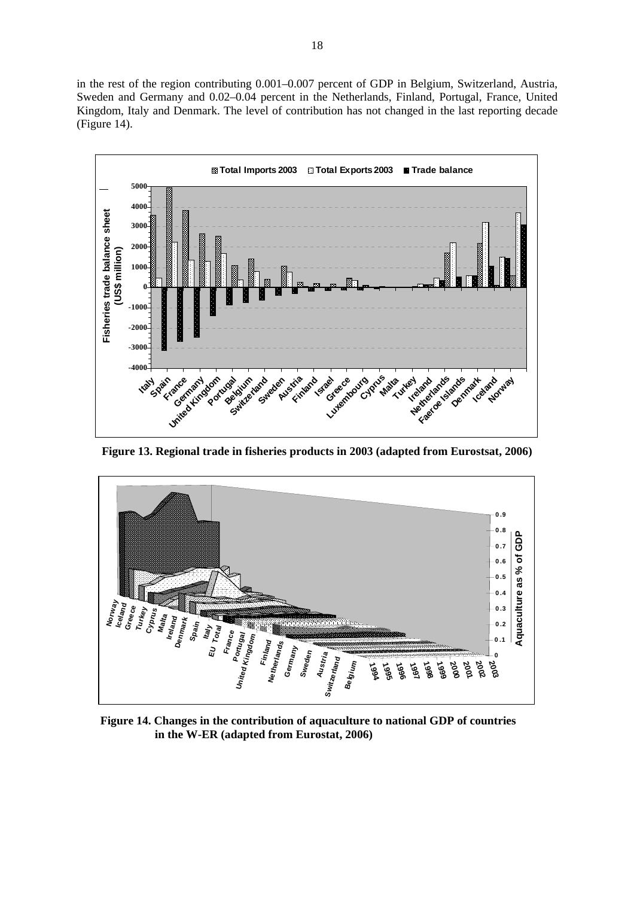in the rest of the region contributing 0.001–0.007 percent of GDP in Belgium, Switzerland, Austria, Sweden and Germany and 0.02–0.04 percent in the Netherlands, Finland, Portugal, France, United Kingdom, Italy and Denmark. The level of contribution has not changed in the last reporting decade (Figure 14).

**Figure 13. Regional trade in fisheries products in 2003 (adapted from Eurostsat, 2006)**

**Figure 14. Changes in the contribution of aquaculture to national GDP of countries in the W-ER (adapted from Eurostat, 2006)**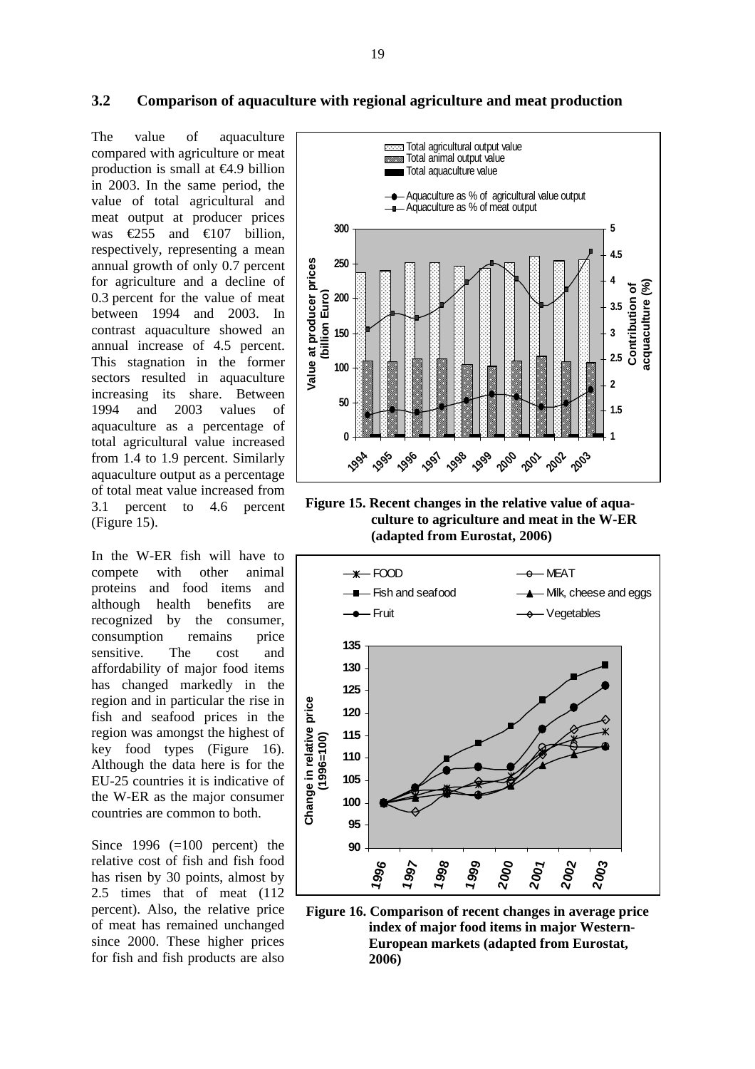## 3.2 Comparison of aquaculture with regional agriculture and meat production

The value of aquaculture compared with agriculture or meat production is small at €4.9 billion in 2003. In the same period, the value of total agricultural and meat output at producer prices was €255 and €107 billion, respectively, representing a mean annual growth of only 0.7 percent for agriculture and a decline of 0.3 percent for the value of meat between 1994 and 2003. In contrast aquaculture showed an annual increase of 4.5 percent. This stagnation in the former sectors resulted in aquaculture increasing its share. Between 1994 and 2003 values of aquaculture as a percentage of total agricultural value increased from 1.4 to 1.9 percent. Similarly aquaculture output as a percentage of total meat value increased from 3.1 percent to 4.6 percent (Figure 15).

**Figure 15. Recent changes in the relative value of aquaculture to agriculture and meat in the W-ER (adapted from Eurostat, 2006)**

In the W-ER fish will have to compete with other animal proteins and food items and although health benefits are recognized by the consumer, consumption remains price sensitive. The cost and affordability of major food items has changed markedly in the region and in particular the rise in fish and seafood prices in the region was amongst the highest of key food types (Figure 16). Although the data here is for the EU-25 countries it is indicative of the W-ER as the major consumer countries are common to both.

**Figure 16. Comparison of recent changes in average price index of major food items in major Western-European markets (adapted from Eurostat, 2006)**

Since 1996 (=100 percent) the relative cost of fish and fish food has risen by 30 points, almost by 2.5 times that of meat (112 percent). Also, the relative price of meat has remained unchanged since 2000. These higher prices for fish and fish products are also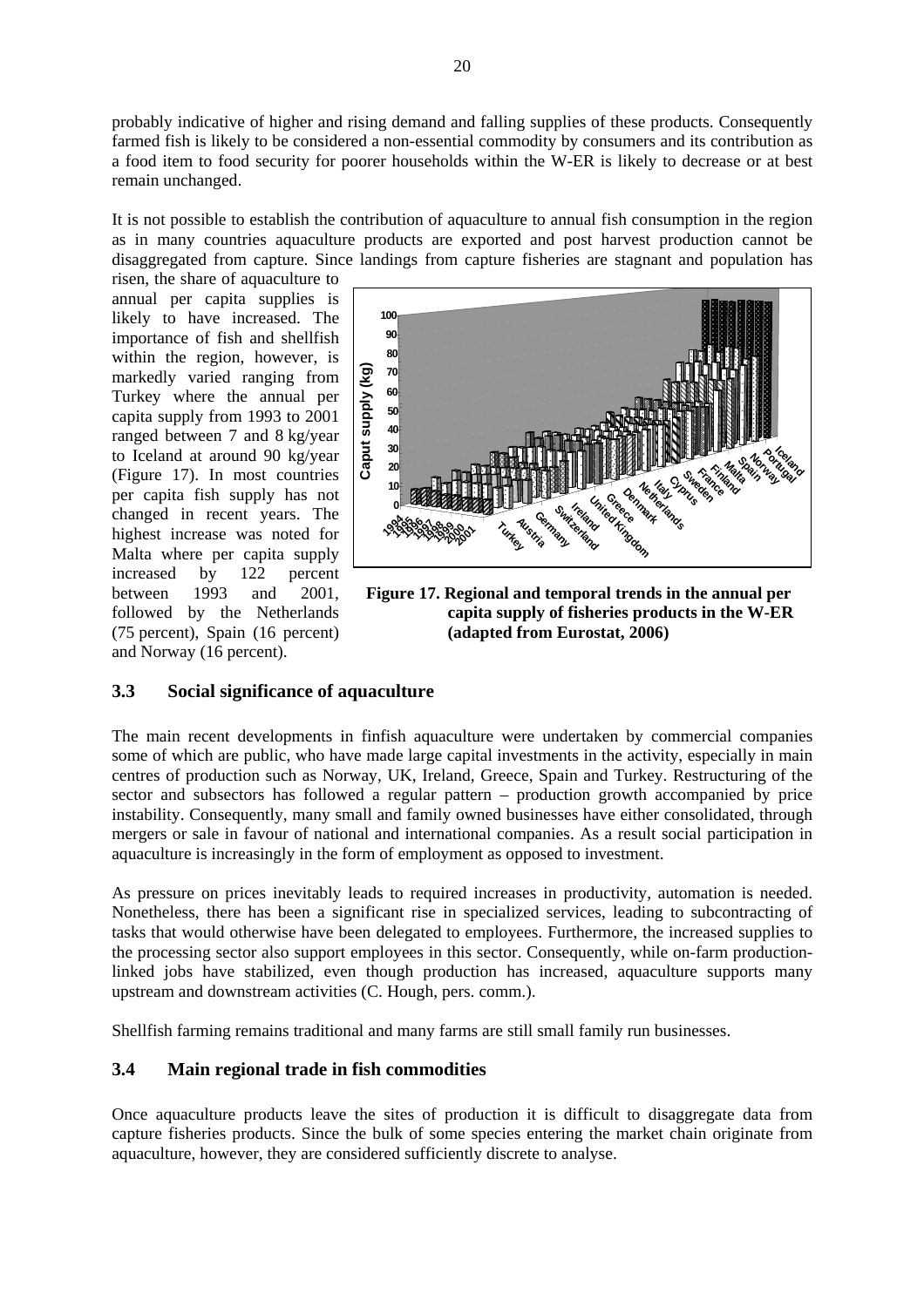probably indicative of higher and rising demand and falling supplies of these products. Consequently farmed fish is likely to be considered a non-essential commodity by consumers and its contribution as a food item to food security for poorer households within the W-ER is likely to decrease or at best remain unchanged.

It is not possible to establish the contribution of aquaculture to annual fish consumption in the region as in many countries aquaculture products are exported and post harvest production cannot be disaggregated from capture. Since landings from capture fisheries are stagnant and population has risen, the share of aquaculture to annual per capita supplies is likely to have increased. The importance of fish and shellfish within the region, however, is markedly varied ranging from Turkey where the annual per capita supply from 1993 to 2001 ranged between 7 and 8 kg/year to Iceland at around 90 kg/year (Figure 17). In most countries per capita fish supply has not changed in recent years. The highest increase was noted for Malta where per capita supply increased by 122 percent between 1993 and 2001, followed by the Netherlands (75 percent), Spain (16 percent) and Norway (16 percent).

**Figure 17. Regional and temporal trends in the annual per capita supply of fisheries products in the W-ER (adapted from Eurostat, 2006)**

## 3.3 Social significance of aquaculture

The main recent developments in finfish aquaculture were undertaken by commercial companies some of which are public, who have made large capital investments in the activity, especially in main centres of production such as Norway, UK, Ireland, Greece, Spain and Turkey. Restructuring of the sector and subsectors has followed a regular pattern – production growth accompanied by price instability. Consequently, many small and family owned businesses have either consolidated, through mergers or sale in favour of national and international companies. As a result social participation in aquaculture is increasingly in the form of employment as opposed to investment.

As pressure on prices inevitably leads to required increases in productivity, automation is needed. Nonetheless, there has been a significant rise in specialized services, leading to subcontracting of tasks that would otherwise have been delegated to employees. Furthermore, the increased supplies to the processing sector also support employees in this sector. Consequently, while on-farm production-linked jobs have stabilized, even though production has increased, aquaculture supports many upstream and downstream activities (C. Hough, pers. comm.).

Shellfish farming remains traditional and many farms are still small family run businesses.

## 3.4 Main regional trade in fish commodities

Once aquaculture products leave the sites of production it is difficult to disaggregate data from capture fisheries products. Since the bulk of some species entering the market chain originate from aquaculture, however, they are considered sufficiently discrete to analyse.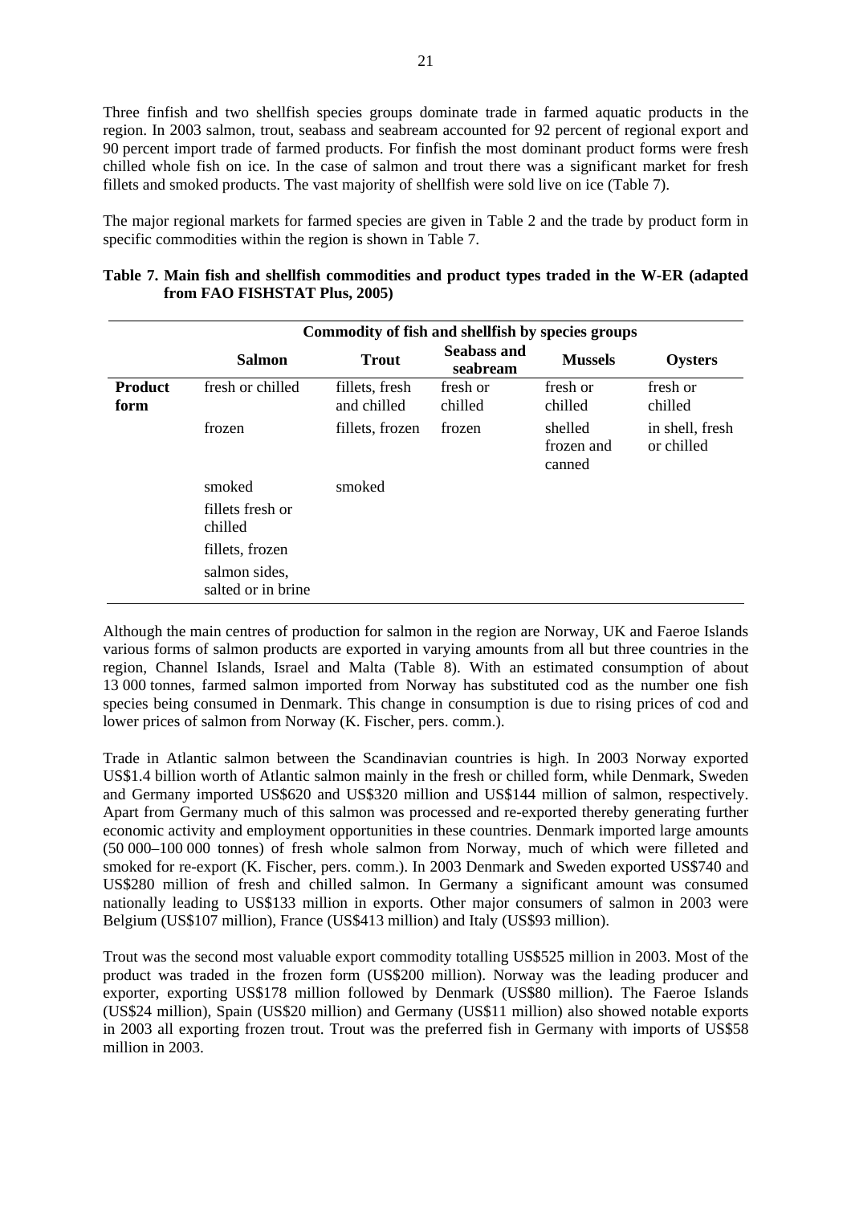Three finfish and two shellfish species groups dominate trade in farmed aquatic products in the region. In 2003 salmon, trout, seabass and seabream accounted for 92 percent of regional export and 90 percent import trade of farmed products. For finfish the most dominant product forms were fresh chilled whole fish on ice. In the case of salmon and trout there was a significant market for fresh fillets and smoked products. The vast majority of shellfish were sold live on ice (Table 7).

The major regional markets for farmed species are given in Table 2 and the trade by product form in specific commodities within the region is shown in Table 7.

**Table 7. Main fish and shellfish commodities and product types traded in the W-ER (adapted from FAO FISHSTAT Plus, 2005)**

| | Commodity of fish and shellfish by species groups | | | | |
|---|---|---|---|---|---|
| | **Salmon** | **Trout** | **Seabass and seabream** | **Mussels** | **Oysters** |
| **Product form** | fresh or chilled | fillets, fresh and chilled | fresh or chilled | fresh or chilled | fresh or chilled |
| | frozen | fillets, frozen | frozen | shelled frozen and canned | in shell, fresh or chilled |
| | smoked | smoked | | | |
| | fillets fresh or chilled | | | | |
| | fillets, frozen | | | | |
| | salmon sides, salted or in brine | | | | |

Although the main centres of production for salmon in the region are Norway, UK and Faeroe Islands various forms of salmon products are exported in varying amounts from all but three countries in the region, Channel Islands, Israel and Malta (Table 8). With an estimated consumption of about 13 000 tonnes, farmed salmon imported from Norway has substituted cod as the number one fish species being consumed in Denmark. This change in consumption is due to rising prices of cod and lower prices of salmon from Norway (K. Fischer, pers. comm.).

Trade in Atlantic salmon between the Scandinavian countries is high. In 2003 Norway exported US$1.4 billion worth of Atlantic salmon mainly in the fresh or chilled form, while Denmark, Sweden and Germany imported US$620 and US$320 million and US$144 million of salmon, respectively. Apart from Germany much of this salmon was processed and re-exported thereby generating further economic activity and employment opportunities in these countries. Denmark imported large amounts (50 000–100 000 tonnes) of fresh whole salmon from Norway, much of which were filleted and smoked for re-export (K. Fischer, pers. comm.). In 2003 Denmark and Sweden exported US$740 and US$280 million of fresh and chilled salmon. In Germany a significant amount was consumed nationally leading to US$133 million in exports. Other major consumers of salmon in 2003 were Belgium (US$107 million), France (US$413 million) and Italy (US$93 million).

Trout was the second most valuable export commodity totalling US$525 million in 2003. Most of the product was traded in the frozen form (US$200 million). Norway was the leading producer and exporter, exporting US$178 million followed by Denmark (US$80 million). The Faeroe Islands (US$24 million), Spain (US$20 million) and Germany (US$11 million) also showed notable exports in 2003 all exporting frozen trout. Trout was the preferred fish in Germany with imports of US$58 million in 2003.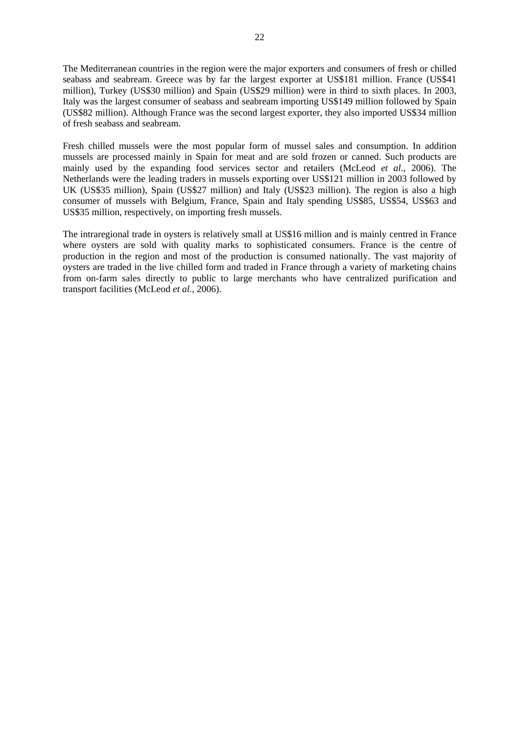The Mediterranean countries in the region were the major exporters and consumers of fresh or chilled seabass and seabream. Greece was by far the largest exporter at US$181 million. France (US$41 million), Turkey (US$30 million) and Spain (US$29 million) were in third to sixth places. In 2003, Italy was the largest consumer of seabass and seabream importing US$149 million followed by Spain (US$82 million). Although France was the second largest exporter, they also imported US$34 million of fresh seabass and seabream.

Fresh chilled mussels were the most popular form of mussel sales and consumption. In addition mussels are processed mainly in Spain for meat and are sold frozen or canned. Such products are mainly used by the expanding food services sector and retailers (McLeod *et al.*, 2006). The Netherlands were the leading traders in mussels exporting over US$121 million in 2003 followed by UK (US$35 million), Spain (US$27 million) and Italy (US$23 million). The region is also a high consumer of mussels with Belgium, France, Spain and Italy spending US$85, US$54, US$63 and US$35 million, respectively, on importing fresh mussels.

The intraregional trade in oysters is relatively small at US$16 million and is mainly centred in France where oysters are sold with quality marks to sophisticated consumers. France is the centre of production in the region and most of the production is consumed nationally. The vast majority of oysters are traded in the live chilled form and traded in France through a variety of marketing chains from on-farm sales directly to public to large merchants who have centralized purification and transport facilities (McLeod *et al.*, 2006).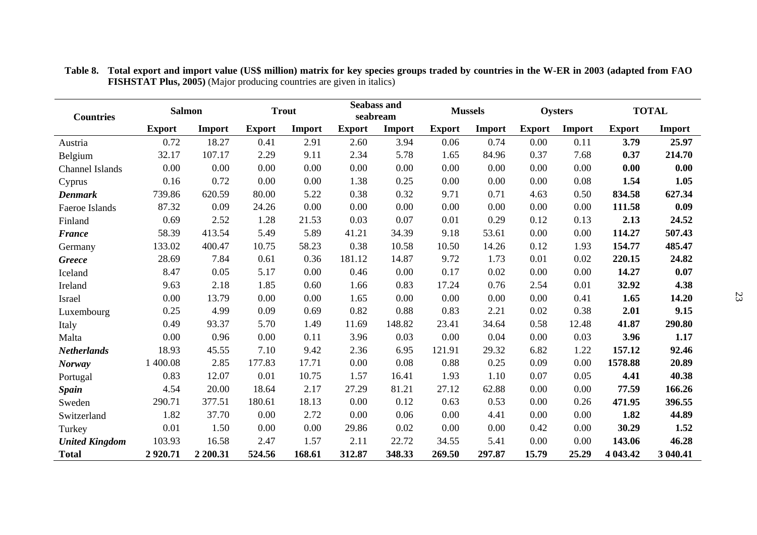**Table 8. Total export and import value (US$ million) matrix for key species groups traded by countries in the W-ER in 2003 (adapted from FAO FISHSTAT Plus, 2005)** (Major producing countries are given in italics)

| Countries | Salmon | | Trout | | Seabass and seabream | | Mussels | | Oysters | | TOTAL | |
|---|---|---|---|---|---|---|---|---|---|---|---|---|
| | **Export** | **Import** | **Export** | **Import** | **Export** | **Import** | **Export** | **Import** | **Export** | **Import** | **Export** | **Import** |
| Austria | 0.72 | 18.27 | 0.41 | 2.91 | 2.60 | 3.94 | 0.06 | 0.74 | 0.00 | 0.11 | **3.79** | **25.97** |
| Belgium | 32.17 | 107.17 | 2.29 | 9.11 | 2.34 | 5.78 | 1.65 | 84.96 | 0.37 | 7.68 | **0.37** | **214.70** |
| Channel Islands | 0.00 | 0.00 | 0.00 | 0.00 | 0.00 | 0.00 | 0.00 | 0.00 | 0.00 | 0.00 | **0.00** | **0.00** |
| Cyprus | 0.16 | 0.72 | 0.00 | 0.00 | 1.38 | 0.25 | 0.00 | 0.00 | 0.00 | 0.08 | **1.54** | **1.05** |
| ***Denmark*** | 739.86 | 620.59 | 80.00 | 5.22 | 0.38 | 0.32 | 9.71 | 0.71 | 4.63 | 0.50 | **834.58** | **627.34** |
| Faeroe Islands | 87.32 | 0.09 | 24.26 | 0.00 | 0.00 | 0.00 | 0.00 | 0.00 | 0.00 | 0.00 | **111.58** | **0.09** |
| Finland | 0.69 | 2.52 | 1.28 | 21.53 | 0.03 | 0.07 | 0.01 | 0.29 | 0.12 | 0.13 | **2.13** | **24.52** |
| ***France*** | 58.39 | 413.54 | 5.49 | 5.89 | 41.21 | 34.39 | 9.18 | 53.61 | 0.00 | 0.00 | **114.27** | **507.43** |
| Germany | 133.02 | 400.47 | 10.75 | 58.23 | 0.38 | 10.58 | 10.50 | 14.26 | 0.12 | 1.93 | **154.77** | **485.47** |
| ***Greece*** | 28.69 | 7.84 | 0.61 | 0.36 | 181.12 | 14.87 | 9.72 | 1.73 | 0.01 | 0.02 | **220.15** | **24.82** |
| Iceland | 8.47 | 0.05 | 5.17 | 0.00 | 0.46 | 0.00 | 0.17 | 0.02 | 0.00 | 0.00 | **14.27** | **0.07** |
| Ireland | 9.63 | 2.18 | 1.85 | 0.60 | 1.66 | 0.83 | 17.24 | 0.76 | 2.54 | 0.01 | **32.92** | **4.38** |
| Israel | 0.00 | 13.79 | 0.00 | 0.00 | 1.65 | 0.00 | 0.00 | 0.00 | 0.00 | 0.41 | **1.65** | **14.20** |
| Luxembourg | 0.25 | 4.99 | 0.09 | 0.69 | 0.82 | 0.88 | 0.83 | 2.21 | 0.02 | 0.38 | **2.01** | **9.15** |
| Italy | 0.49 | 93.37 | 5.70 | 1.49 | 11.69 | 148.82 | 23.41 | 34.64 | 0.58 | 12.48 | **41.87** | **290.80** |
| Malta | 0.00 | 0.96 | 0.00 | 0.11 | 3.96 | 0.03 | 0.00 | 0.04 | 0.00 | 0.03 | **3.96** | **1.17** |
| ***Netherlands*** | 18.93 | 45.55 | 7.10 | 9.42 | 2.36 | 6.95 | 121.91 | 29.32 | 6.82 | 1.22 | **157.12** | **92.46** |
| ***Norway*** | 1 400.08 | 2.85 | 177.83 | 17.71 | 0.00 | 0.08 | 0.88 | 0.25 | 0.09 | 0.00 | **1578.88** | **20.89** |
| Portugal | 0.83 | 12.07 | 0.01 | 10.75 | 1.57 | 16.41 | 1.93 | 1.10 | 0.07 | 0.05 | **4.41** | **40.38** |
| ***Spain*** | 4.54 | 20.00 | 18.64 | 2.17 | 27.29 | 81.21 | 27.12 | 62.88 | 0.00 | 0.00 | **77.59** | **166.26** |
| Sweden | 290.71 | 377.51 | 180.61 | 18.13 | 0.00 | 0.12 | 0.63 | 0.53 | 0.00 | 0.26 | **471.95** | **396.55** |
| Switzerland | 1.82 | 37.70 | 0.00 | 2.72 | 0.00 | 0.06 | 0.00 | 4.41 | 0.00 | 0.00 | **1.82** | **44.89** |
| Turkey | 0.01 | 1.50 | 0.00 | 0.00 | 29.86 | 0.02 | 0.00 | 0.00 | 0.42 | 0.00 | **30.29** | **1.52** |
| ***United Kingdom*** | 103.93 | 16.58 | 2.47 | 1.57 | 2.11 | 22.72 | 34.55 | 5.41 | 0.00 | 0.00 | **143.06** | **46.28** |
| **Total** | **2 920.71** | **2 200.31** | **524.56** | **168.61** | **312.87** | **348.33** | **269.50** | **297.87** | **15.79** | **25.29** | **4 043.42** | **3 040.41** |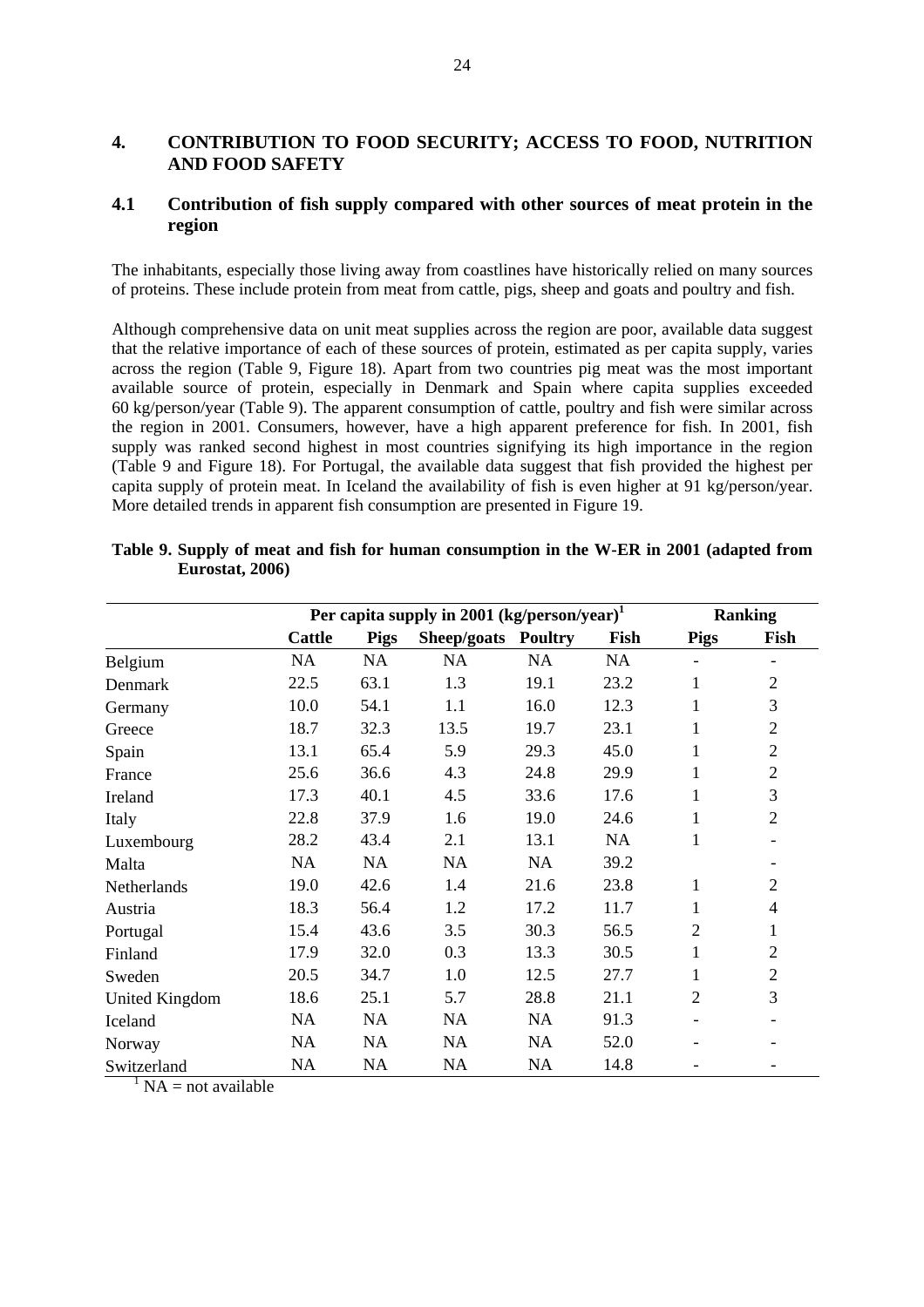## 4. CONTRIBUTION TO FOOD SECURITY; ACCESS TO FOOD, NUTRITION AND FOOD SAFETY

### 4.1 Contribution of fish supply compared with other sources of meat protein in the region

The inhabitants, especially those living away from coastlines have historically relied on many sources of proteins. These include protein from meat from cattle, pigs, sheep and goats and poultry and fish.

Although comprehensive data on unit meat supplies across the region are poor, available data suggest that the relative importance of each of these sources of protein, estimated as per capita supply, varies across the region (Table 9, Figure 18). Apart from two countries pig meat was the most important available source of protein, especially in Denmark and Spain where capita supplies exceeded 60 kg/person/year (Table 9). The apparent consumption of cattle, poultry and fish were similar across the region in 2001. Consumers, however, have a high apparent preference for fish. In 2001, fish supply was ranked second highest in most countries signifying its high importance in the region (Table 9 and Figure 18). For Portugal, the available data suggest that fish provided the highest per capita supply of protein meat. In Iceland the availability of fish is even higher at 91 kg/person/year. More detailed trends in apparent fish consumption are presented in Figure 19.

**Table 9. Supply of meat and fish for human consumption in the W-ER in 2001 (adapted from Eurostat, 2006)**

| | Per capita supply in 2001 (kg/person/year)[1] | | | | | Ranking | |
|---|---|---|---|---|---|---|---|
| | Cattle | Pigs | Sheep/goats | Poultry | Fish | Pigs | Fish |
| Belgium | NA | NA | NA | NA | NA | - | - |
| Denmark | 22.5 | 63.1 | 1.3 | 19.1 | 23.2 | 1 | 2 |
| Germany | 10.0 | 54.1 | 1.1 | 16.0 | 12.3 | 1 | 3 |
| Greece | 18.7 | 32.3 | 13.5 | 19.7 | 23.1 | 1 | 2 |
| Spain | 13.1 | 65.4 | 5.9 | 29.3 | 45.0 | 1 | 2 |
| France | 25.6 | 36.6 | 4.3 | 24.8 | 29.9 | 1 | 2 |
| Ireland | 17.3 | 40.1 | 4.5 | 33.6 | 17.6 | 1 | 3 |
| Italy | 22.8 | 37.9 | 1.6 | 19.0 | 24.6 | 1 | 2 |
| Luxembourg | 28.2 | 43.4 | 2.1 | 13.1 | NA | 1 | - |
| Malta | NA | NA | NA | NA | 39.2 | | - |
| Netherlands | 19.0 | 42.6 | 1.4 | 21.6 | 23.8 | 1 | 2 |
| Austria | 18.3 | 56.4 | 1.2 | 17.2 | 11.7 | 1 | 4 |
| Portugal | 15.4 | 43.6 | 3.5 | 30.3 | 56.5 | 2 | 1 |
| Finland | 17.9 | 32.0 | 0.3 | 13.3 | 30.5 | 1 | 2 |
| Sweden | 20.5 | 34.7 | 1.0 | 12.5 | 27.7 | 1 | 2 |
| United Kingdom | 18.6 | 25.1 | 5.7 | 28.8 | 21.1 | 2 | 3 |
| Iceland | NA | NA | NA | NA | 91.3 | - | - |
| Norway | NA | NA | NA | NA | 52.0 | - | - |
| Switzerland | NA | NA | NA | NA | 14.8 | - | - |

[1] NA = not available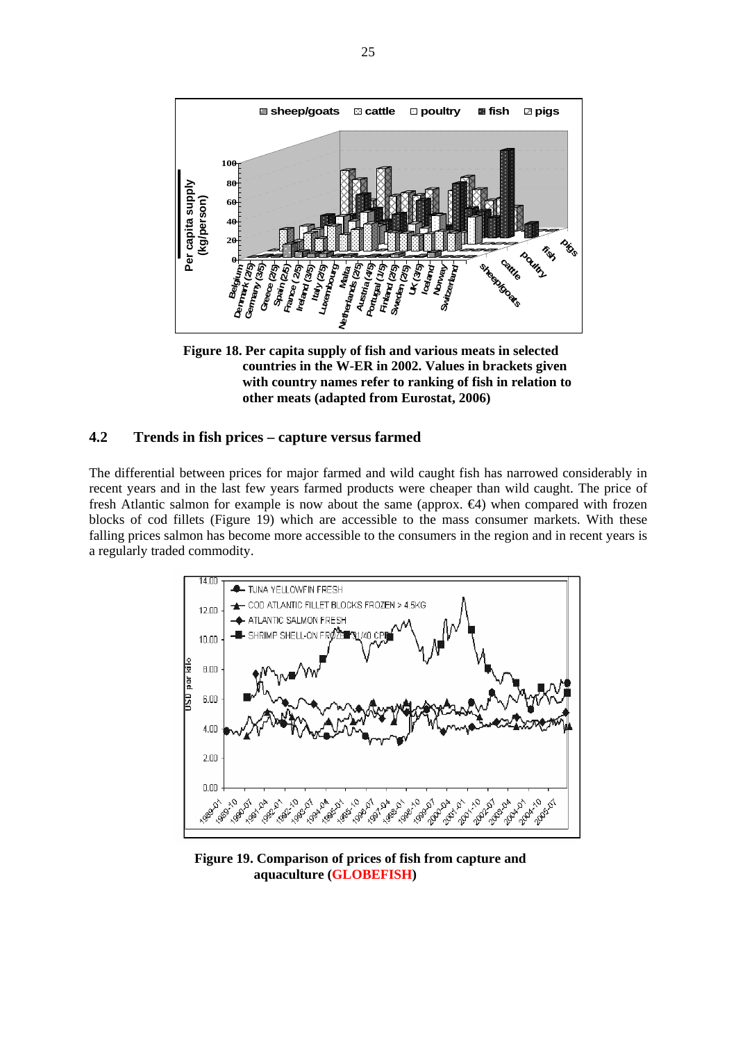**Figure 18. Per capita supply of fish and various meats in selected countries in the W-ER in 2002. Values in brackets given with country names refer to ranking of fish in relation to other meats (adapted from Eurostat, 2006)**

## 4.2 Trends in fish prices – capture versus farmed

The differential between prices for major farmed and wild caught fish has narrowed considerably in recent years and in the last few years farmed products were cheaper than wild caught. The price of fresh Atlantic salmon for example is now about the same (approx. €4) when compared with frozen blocks of cod fillets (Figure 19) which are accessible to the mass consumer markets. With these falling prices salmon has become more accessible to the consumers in the region and in recent years is a regularly traded commodity.

**Figure 19. Comparison of prices of fish from capture and aquaculture (GLOBEFISH)**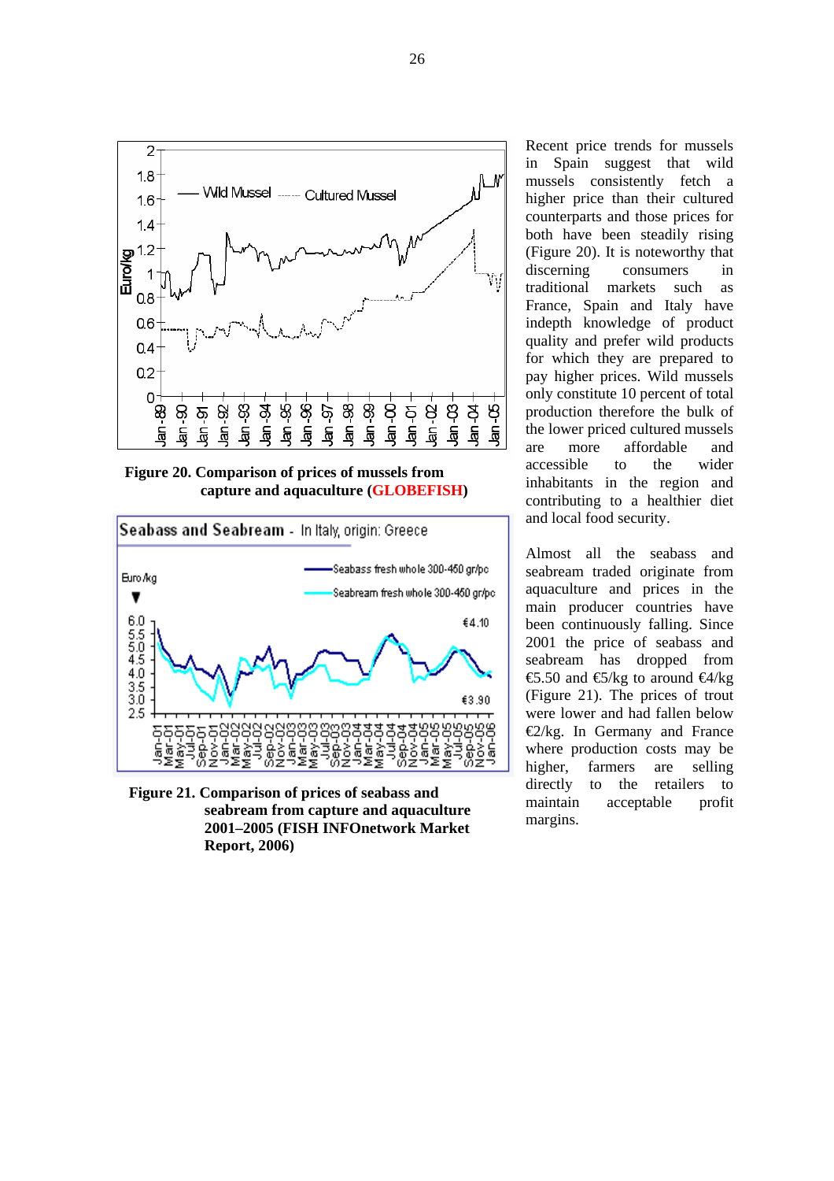Figure 20. Comparison of prices of mussels from capture and aquaculture (GLOBEFISH)

Figure 21. Comparison of prices of seabass and seabream from capture and aquaculture 2001–2005 (FISH INFOnetwork Market Report, 2006)

Recent price trends for mussels in Spain suggest that wild mussels consistently fetch a higher price than their cultured counterparts and those prices for both have been steadily rising (Figure 20). It is noteworthy that discerning consumers in traditional markets such as France, Spain and Italy have indepth knowledge of product quality and prefer wild products for which they are prepared to pay higher prices. Wild mussels only constitute 10 percent of total production therefore the bulk of the lower priced cultured mussels are more affordable and accessible to the wider inhabitants in the region and contributing to a healthier diet and local food security.

Almost all the seabass and seabream traded originate from aquaculture and prices in the main producer countries have been continuously falling. Since 2001 the price of seabass and seabream has dropped from €5.50 and €5/kg to around €4/kg (Figure 21). The prices of trout were lower and had fallen below €2/kg. In Germany and France where production costs may be higher, farmers are selling directly to the retailers to maintain acceptable profit margins.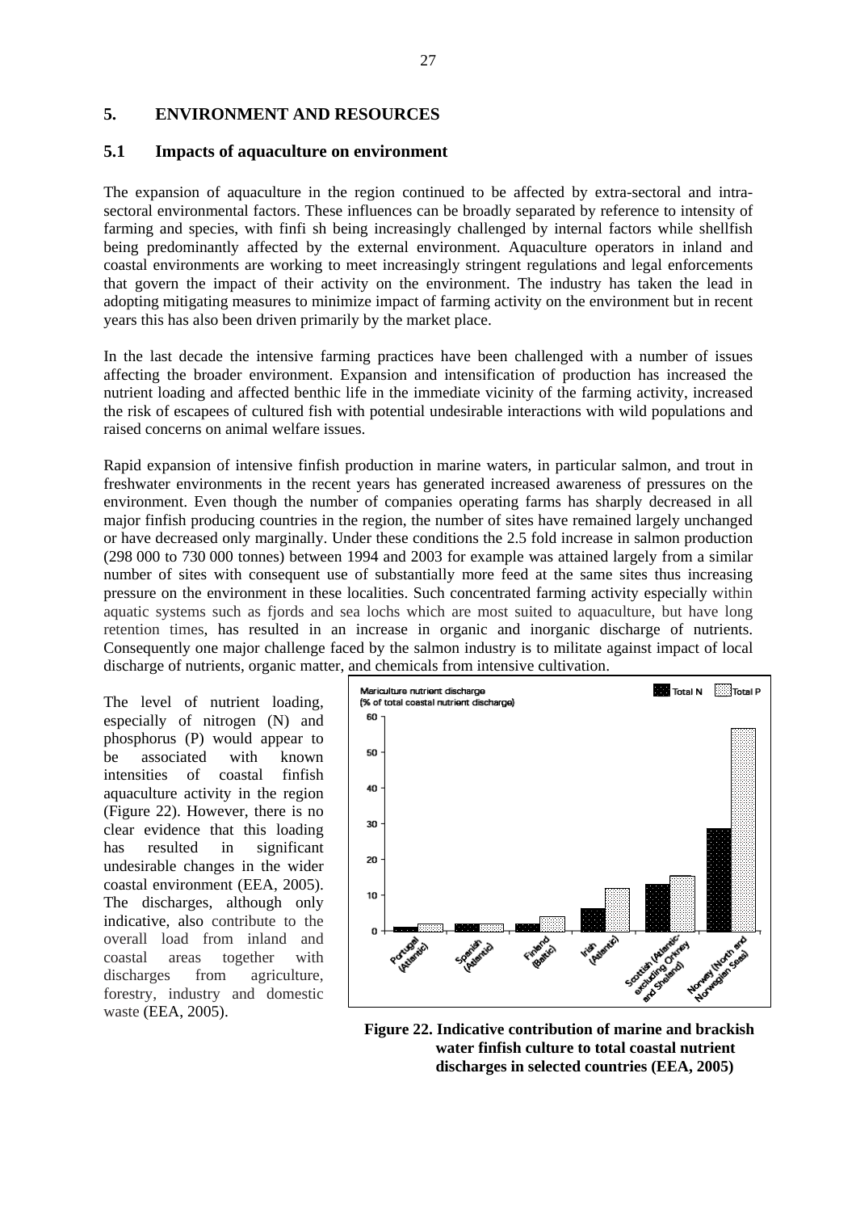## 5. ENVIRONMENT AND RESOURCES

### 5.1 Impacts of aquaculture on environment

The expansion of aquaculture in the region continued to be affected by extra-sectoral and intra-sectoral environmental factors. These influences can be broadly separated by reference to intensity of farming and species, with finfi sh being increasingly challenged by internal factors while shellfish being predominantly affected by the external environment. Aquaculture operators in inland and coastal environments are working to meet increasingly stringent regulations and legal enforcements that govern the impact of their activity on the environment. The industry has taken the lead in adopting mitigating measures to minimize impact of farming activity on the environment but in recent years this has also been driven primarily by the market place.

In the last decade the intensive farming practices have been challenged with a number of issues affecting the broader environment. Expansion and intensification of production has increased the nutrient loading and affected benthic life in the immediate vicinity of the farming activity, increased the risk of escapees of cultured fish with potential undesirable interactions with wild populations and raised concerns on animal welfare issues.

Rapid expansion of intensive finfish production in marine waters, in particular salmon, and trout in freshwater environments in the recent years has generated increased awareness of pressures on the environment. Even though the number of companies operating farms has sharply decreased in all major finfish producing countries in the region, the number of sites have remained largely unchanged or have decreased only marginally. Under these conditions the 2.5 fold increase in salmon production (298 000 to 730 000 tonnes) between 1994 and 2003 for example was attained largely from a similar number of sites with consequent use of substantially more feed at the same sites thus increasing pressure on the environment in these localities. Such concentrated farming activity especially within aquatic systems such as fjords and sea lochs which are most suited to aquaculture, but have long retention times, has resulted in an increase in organic and inorganic discharge of nutrients. Consequently one major challenge faced by the salmon industry is to militate against impact of local discharge of nutrients, organic matter, and chemicals from intensive cultivation.

The level of nutrient loading, especially of nitrogen (N) and phosphorus (P) would appear to be associated with known intensities of coastal finfish aquaculture activity in the region (Figure 22). However, there is no clear evidence that this loading has resulted in significant undesirable changes in the wider coastal environment (EEA, 2005). The discharges, although only indicative, also contribute to the overall load from inland and coastal areas together with discharges from agriculture, forestry, industry and domestic waste (EEA, 2005).

**Figure 22. Indicative contribution of marine and brackish water finfish culture to total coastal nutrient discharges in selected countries (EEA, 2005)**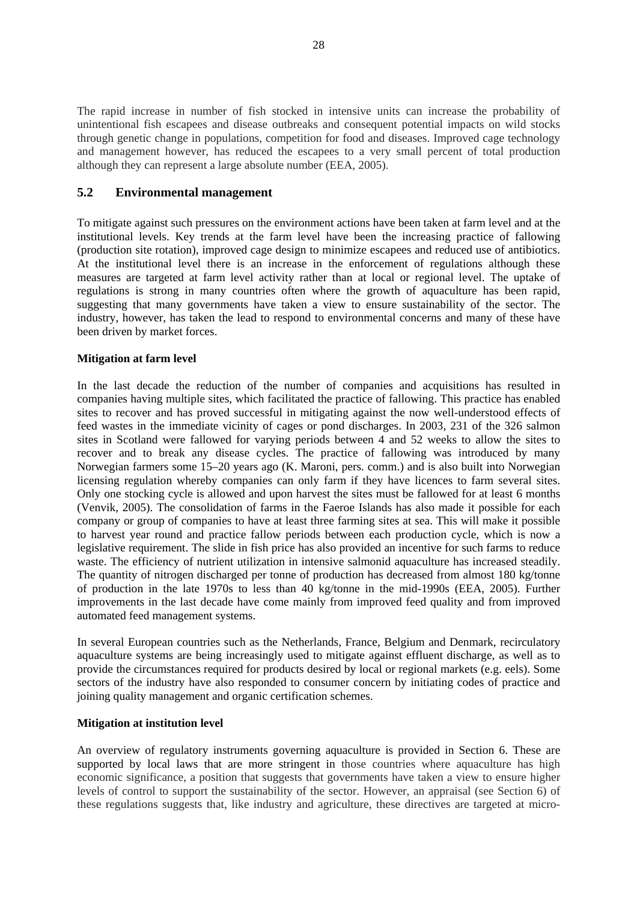The rapid increase in number of fish stocked in intensive units can increase the probability of unintentional fish escapees and disease outbreaks and consequent potential impacts on wild stocks through genetic change in populations, competition for food and diseases. Improved cage technology and management however, has reduced the escapees to a very small percent of total production although they can represent a large absolute number (EEA, 2005).

## 5.2 Environmental management

To mitigate against such pressures on the environment actions have been taken at farm level and at the institutional levels. Key trends at the farm level have been the increasing practice of fallowing (production site rotation), improved cage design to minimize escapees and reduced use of antibiotics. At the institutional level there is an increase in the enforcement of regulations although these measures are targeted at farm level activity rather than at local or regional level. The uptake of regulations is strong in many countries often where the growth of aquaculture has been rapid, suggesting that many governments have taken a view to ensure sustainability of the sector. The industry, however, has taken the lead to respond to environmental concerns and many of these have been driven by market forces.

**Mitigation at farm level**

In the last decade the reduction of the number of companies and acquisitions has resulted in companies having multiple sites, which facilitated the practice of fallowing. This practice has enabled sites to recover and has proved successful in mitigating against the now well-understood effects of feed wastes in the immediate vicinity of cages or pond discharges. In 2003, 231 of the 326 salmon sites in Scotland were fallowed for varying periods between 4 and 52 weeks to allow the sites to recover and to break any disease cycles. The practice of fallowing was introduced by many Norwegian farmers some 15–20 years ago (K. Maroni, pers. comm.) and is also built into Norwegian licensing regulation whereby companies can only farm if they have licences to farm several sites. Only one stocking cycle is allowed and upon harvest the sites must be fallowed for at least 6 months (Venvik, 2005). The consolidation of farms in the Faeroe Islands has also made it possible for each company or group of companies to have at least three farming sites at sea. This will make it possible to harvest year round and practice fallow periods between each production cycle, which is now a legislative requirement. The slide in fish price has also provided an incentive for such farms to reduce waste. The efficiency of nutrient utilization in intensive salmonid aquaculture has increased steadily. The quantity of nitrogen discharged per tonne of production has decreased from almost 180 kg/tonne of production in the late 1970s to less than 40 kg/tonne in the mid-1990s (EEA, 2005). Further improvements in the last decade have come mainly from improved feed quality and from improved automated feed management systems.

In several European countries such as the Netherlands, France, Belgium and Denmark, recirculatory aquaculture systems are being increasingly used to mitigate against effluent discharge, as well as to provide the circumstances required for products desired by local or regional markets (e.g. eels). Some sectors of the industry have also responded to consumer concern by initiating codes of practice and joining quality management and organic certification schemes.

**Mitigation at institution level**

An overview of regulatory instruments governing aquaculture is provided in Section 6. These are supported by local laws that are more stringent in those countries where aquaculture has high economic significance, a position that suggests that governments have taken a view to ensure higher levels of control to support the sustainability of the sector. However, an appraisal (see Section 6) of these regulations suggests that, like industry and agriculture, these directives are targeted at micro-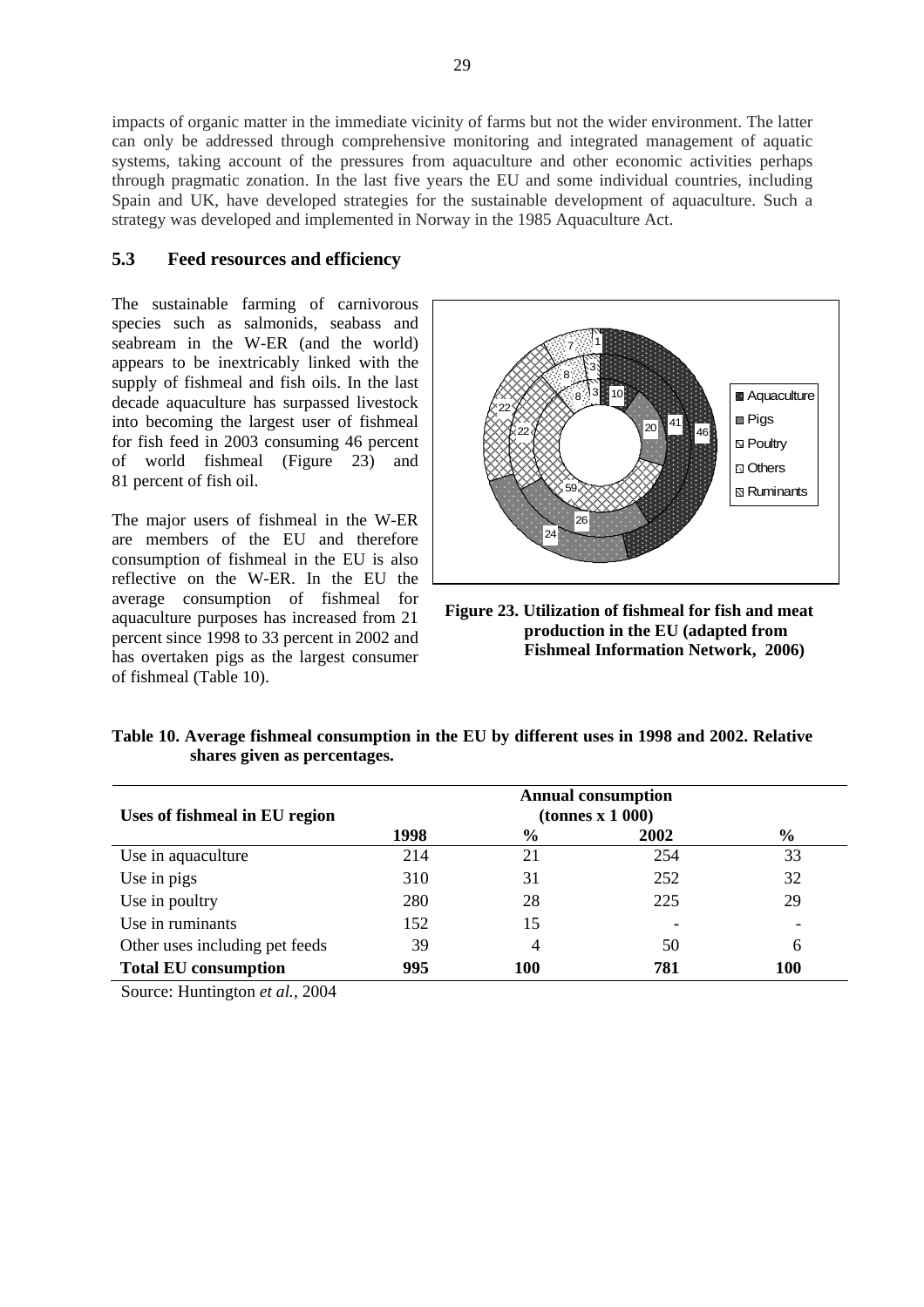impacts of organic matter in the immediate vicinity of farms but not the wider environment. The latter can only be addressed through comprehensive monitoring and integrated management of aquatic systems, taking account of the pressures from aquaculture and other economic activities perhaps through pragmatic zonation. In the last five years the EU and some individual countries, including Spain and UK, have developed strategies for the sustainable development of aquaculture. Such a strategy was developed and implemented in Norway in the 1985 Aquaculture Act.

### 5.3 Feed resources and efficiency

The sustainable farming of carnivorous species such as salmonids, seabass and seabream in the W-ER (and the world) appears to be inextricably linked with the supply of fishmeal and fish oils. In the last decade aquaculture has surpassed livestock into becoming the largest user of fishmeal for fish feed in 2003 consuming 46 percent of world fishmeal (Figure 23) and 81 percent of fish oil.

The major users of fishmeal in the W-ER are members of the EU and therefore consumption of fishmeal in the EU is also reflective on the W-ER. In the EU the average consumption of fishmeal for aquaculture purposes has increased from 21 percent since 1998 to 33 percent in 2002 and has overtaken pigs as the largest consumer of fishmeal (Table 10).

**Figure 23. Utilization of fishmeal for fish and meat production in the EU (adapted from Fishmeal Information Network, 2006)**

**Table 10. Average fishmeal consumption in the EU by different uses in 1998 and 2002. Relative shares given as percentages.**

| Uses of fishmeal in EU region | Annual consumption (tonnes x 1 000) | | | |
|---|---|---|---|---|
| | 1998 | % | 2002 | % |
| Use in aquaculture | 214 | 21 | 254 | 33 |
| Use in pigs | 310 | 31 | 252 | 32 |
| Use in poultry | 280 | 28 | 225 | 29 |
| Use in ruminants | 152 | 15 | - | - |
| Other uses including pet feeds | 39 | 4 | 50 | 6 |
| **Total EU consumption** | **995** | **100** | **781** | **100** |

Source: Huntington *et al.*, 2004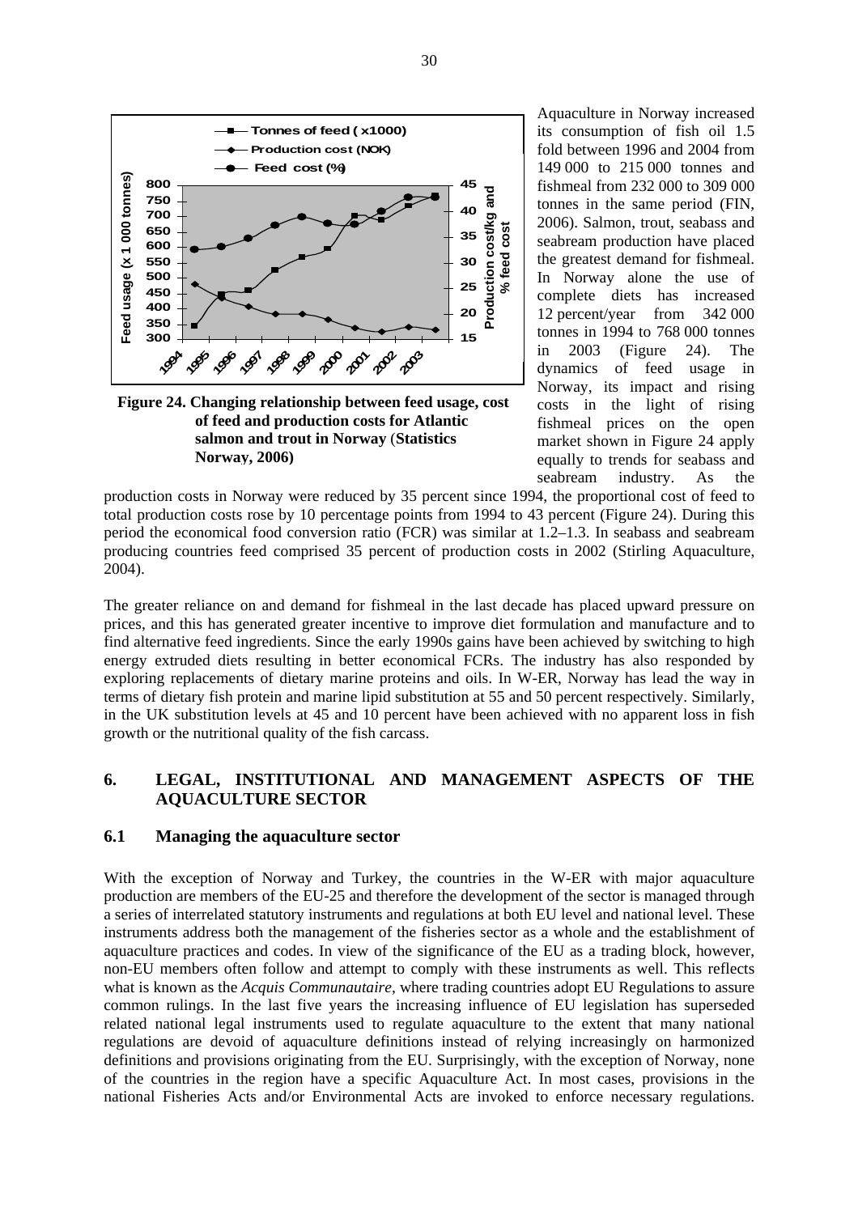Figure 24. Changing relationship between feed usage, cost of feed and production costs for Atlantic salmon and trout in Norway (Statistics Norway, 2006)

Aquaculture in Norway increased its consumption of fish oil 1.5 fold between 1996 and 2004 from 149 000 to 215 000 tonnes and fishmeal from 232 000 to 309 000 tonnes in the same period (FIN, 2006). Salmon, trout, seabass and seabream production have placed the greatest demand for fishmeal. In Norway alone the use of complete diets has increased 12 percent/year from 342 000 tonnes in 1994 to 768 000 tonnes in 2003 (Figure 24). The dynamics of feed usage in Norway, its impact and rising costs in the light of rising fishmeal prices on the open market shown in Figure 24 apply equally to trends for seabass and seabream industry. As the production costs in Norway were reduced by 35 percent since 1994, the proportional cost of feed to total production costs rose by 10 percentage points from 1994 to 43 percent (Figure 24). During this period the economical food conversion ratio (FCR) was similar at 1.2–1.3. In seabass and seabream producing countries feed comprised 35 percent of production costs in 2002 (Stirling Aquaculture, 2004).

The greater reliance on and demand for fishmeal in the last decade has placed upward pressure on prices, and this has generated greater incentive to improve diet formulation and manufacture and to find alternative feed ingredients. Since the early 1990s gains have been achieved by switching to high energy extruded diets resulting in better economical FCRs. The industry has also responded by exploring replacements of dietary marine proteins and oils. In W-ER, Norway has lead the way in terms of dietary fish protein and marine lipid substitution at 55 and 50 percent respectively. Similarly, in the UK substitution levels at 45 and 10 percent have been achieved with no apparent loss in fish growth or the nutritional quality of the fish carcass.

## 6. LEGAL, INSTITUTIONAL AND MANAGEMENT ASPECTS OF THE AQUACULTURE SECTOR

### 6.1 Managing the aquaculture sector

With the exception of Norway and Turkey, the countries in the W-ER with major aquaculture production are members of the EU-25 and therefore the development of the sector is managed through a series of interrelated statutory instruments and regulations at both EU level and national level. These instruments address both the management of the fisheries sector as a whole and the establishment of aquaculture practices and codes. In view of the significance of the EU as a trading block, however, non-EU members often follow and attempt to comply with these instruments as well. This reflects what is known as the *Acquis Communautaire*, where trading countries adopt EU Regulations to assure common rulings. In the last five years the increasing influence of EU legislation has superseded related national legal instruments used to regulate aquaculture to the extent that many national regulations are devoid of aquaculture definitions instead of relying increasingly on harmonized definitions and provisions originating from the EU. Surprisingly, with the exception of Norway, none of the countries in the region have a specific Aquaculture Act. In most cases, provisions in the national Fisheries Acts and/or Environmental Acts are invoked to enforce necessary regulations.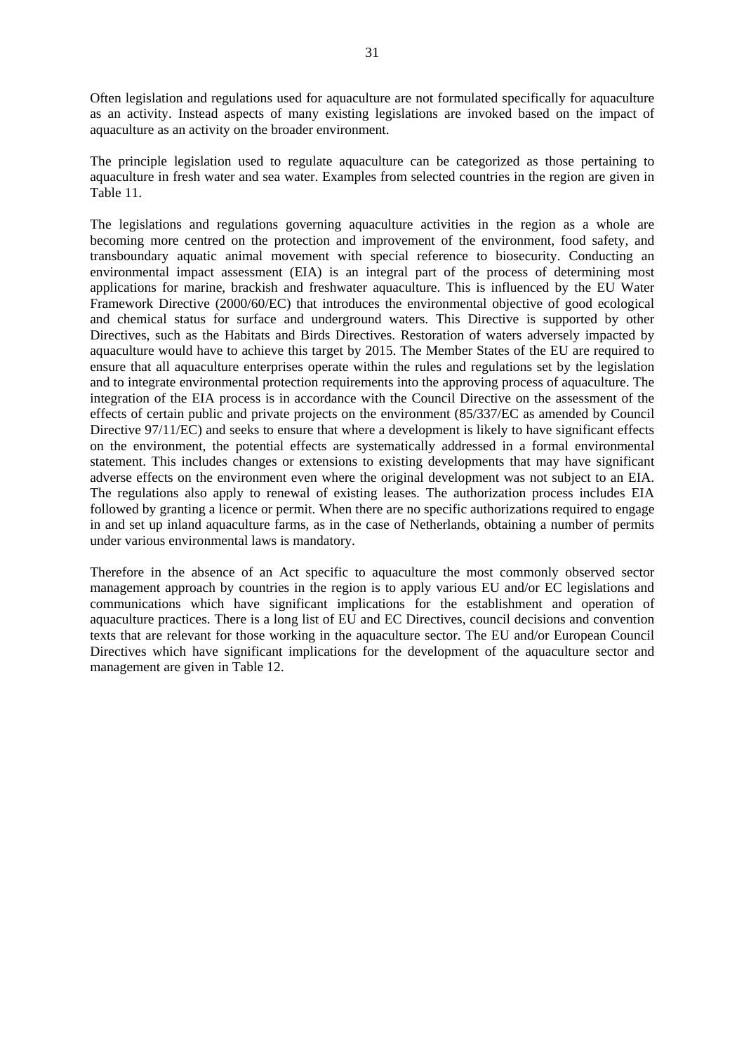Often legislation and regulations used for aquaculture are not formulated specifically for aquaculture as an activity. Instead aspects of many existing legislations are invoked based on the impact of aquaculture as an activity on the broader environment.

The principle legislation used to regulate aquaculture can be categorized as those pertaining to aquaculture in fresh water and sea water. Examples from selected countries in the region are given in Table 11.

The legislations and regulations governing aquaculture activities in the region as a whole are becoming more centred on the protection and improvement of the environment, food safety, and transboundary aquatic animal movement with special reference to biosecurity. Conducting an environmental impact assessment (EIA) is an integral part of the process of determining most applications for marine, brackish and freshwater aquaculture. This is influenced by the EU Water Framework Directive (2000/60/EC) that introduces the environmental objective of good ecological and chemical status for surface and underground waters. This Directive is supported by other Directives, such as the Habitats and Birds Directives. Restoration of waters adversely impacted by aquaculture would have to achieve this target by 2015. The Member States of the EU are required to ensure that all aquaculture enterprises operate within the rules and regulations set by the legislation and to integrate environmental protection requirements into the approving process of aquaculture. The integration of the EIA process is in accordance with the Council Directive on the assessment of the effects of certain public and private projects on the environment (85/337/EC as amended by Council Directive 97/11/EC) and seeks to ensure that where a development is likely to have significant effects on the environment, the potential effects are systematically addressed in a formal environmental statement. This includes changes or extensions to existing developments that may have significant adverse effects on the environment even where the original development was not subject to an EIA. The regulations also apply to renewal of existing leases. The authorization process includes EIA followed by granting a licence or permit. When there are no specific authorizations required to engage in and set up inland aquaculture farms, as in the case of Netherlands, obtaining a number of permits under various environmental laws is mandatory.

Therefore in the absence of an Act specific to aquaculture the most commonly observed sector management approach by countries in the region is to apply various EU and/or EC legislations and communications which have significant implications for the establishment and operation of aquaculture practices. There is a long list of EU and EC Directives, council decisions and convention texts that are relevant for those working in the aquaculture sector. The EU and/or European Council Directives which have significant implications for the development of the aquaculture sector and management are given in Table 12.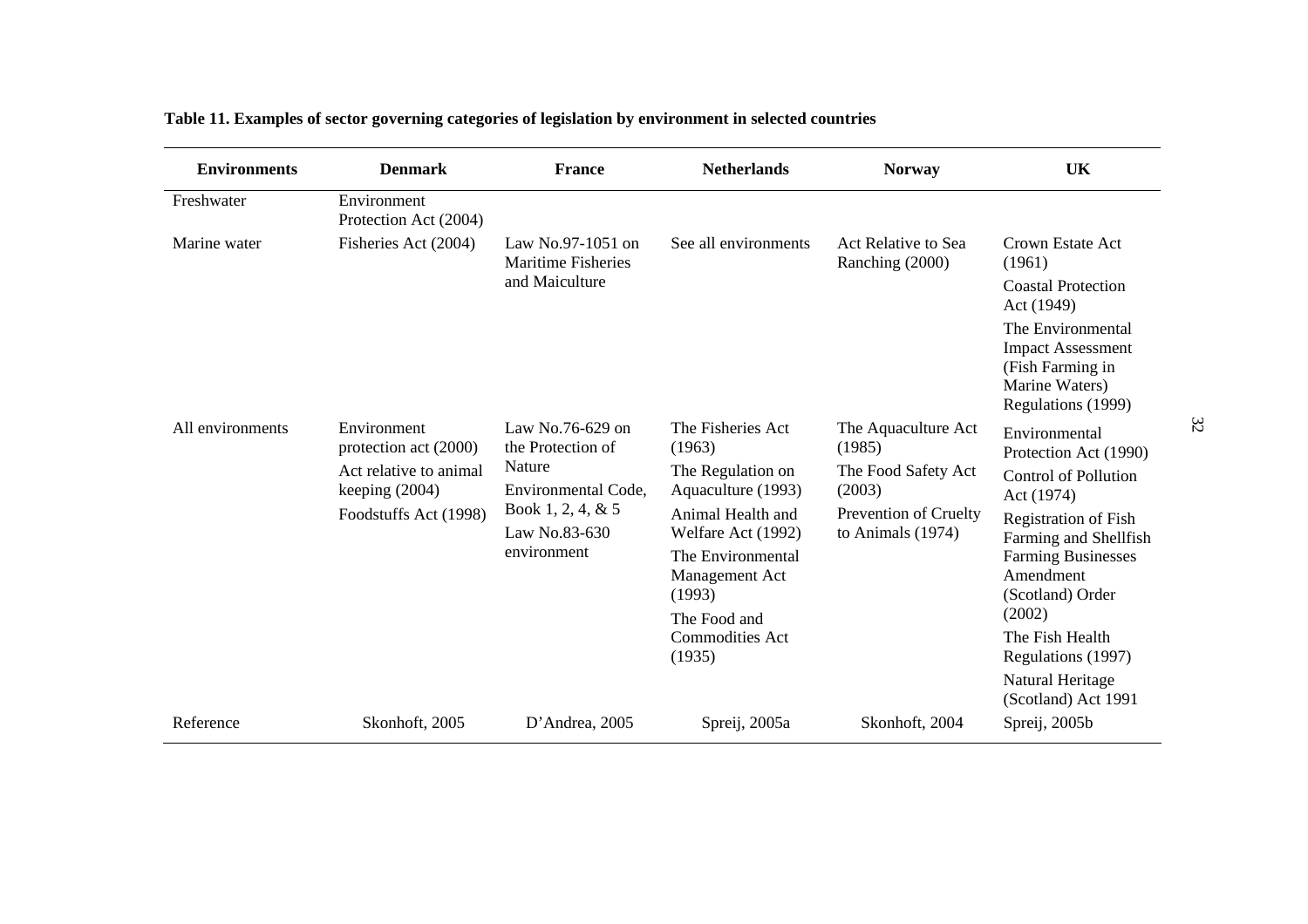**Table 11. Examples of sector governing categories of legislation by environment in selected countries**

| Environments | Denmark | France | Netherlands | Norway | UK |
|---|---|---|---|---|---|
| Freshwater | Environment Protection Act (2004) | | | | |
| Marine water | Fisheries Act (2004) | Law No.97-1051 on Maritime Fisheries and Maiculture | See all environments | Act Relative to Sea Ranching (2000) | Crown Estate Act (1961)<br>Coastal Protection Act (1949)<br>The Environmental Impact Assessment (Fish Farming in Marine Waters) Regulations (1999) |
| All environments | Environment protection act (2000)<br>Act relative to animal keeping (2004)<br>Foodstuffs Act (1998) | Law No.76-629 on the Protection of Nature<br>Environmental Code, Book 1, 2, 4, & 5<br>Law No.83-630 environment | The Fisheries Act (1963)<br>The Regulation on Aquaculture (1993)<br>Animal Health and Welfare Act (1992)<br>The Environmental Management Act (1993)<br>The Food and Commodities Act (1935) | The Aquaculture Act (1985)<br>The Food Safety Act (2003)<br>Prevention of Cruelty to Animals (1974) | Environmental Protection Act (1990)<br>Control of Pollution Act (1974)<br>Registration of Fish Farming and Shellfish Farming Businesses Amendment (Scotland) Order (2002)<br>The Fish Health Regulations (1997)<br>Natural Heritage (Scotland) Act 1991 |
| Reference | Skonhoft, 2005 | D'Andrea, 2005 | Spreij, 2005a | Skonhoft, 2004 | Spreij, 2005b |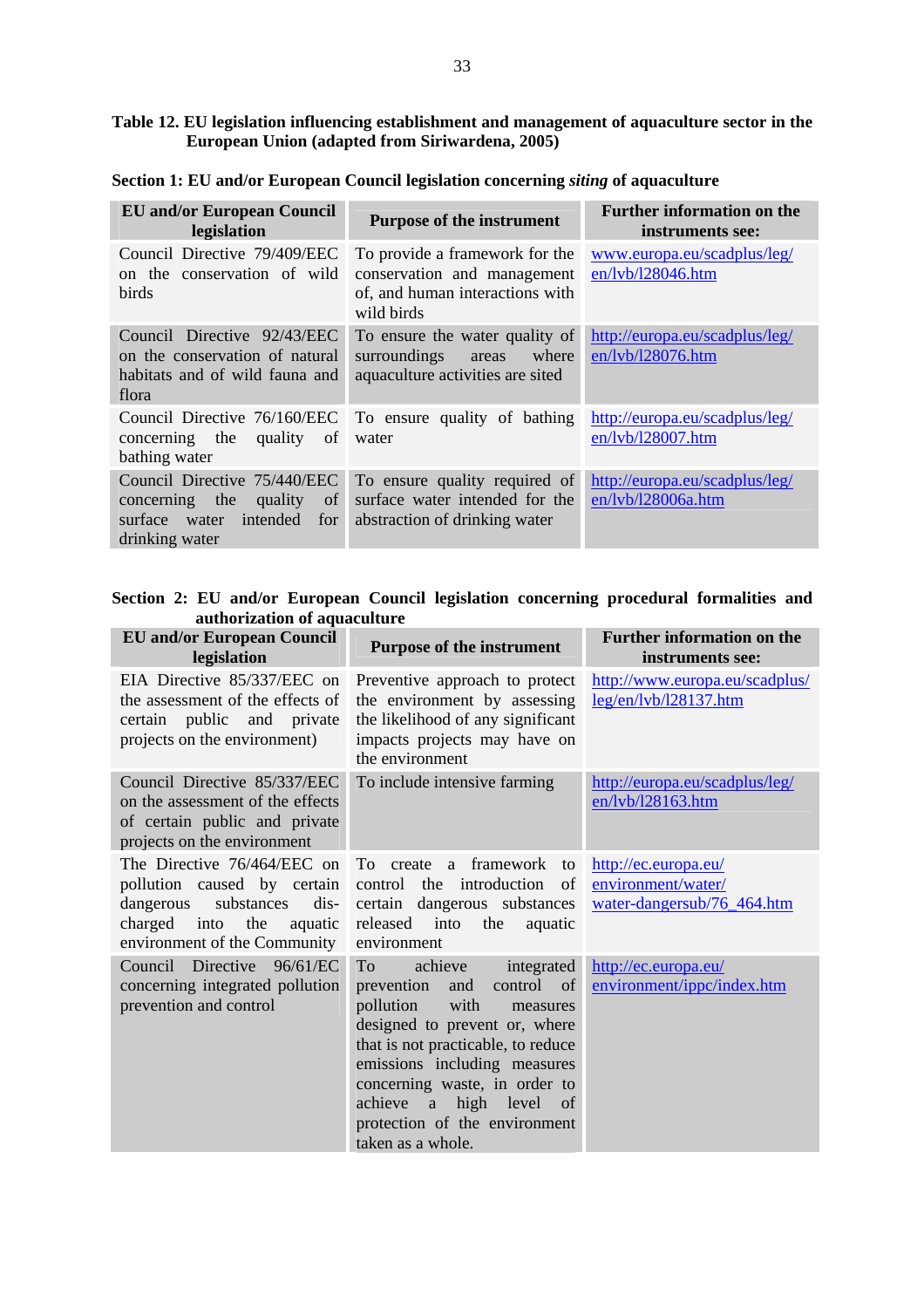**Table 12. EU legislation influencing establishment and management of aquaculture sector in the European Union (adapted from Siriwardena, 2005)**

**Section 1: EU and/or European Council legislation concerning *siting* of aquaculture**

| EU and/or European Council legislation | Purpose of the instrument | Further information on the instruments see: |
|---|---|---|
| Council Directive 79/409/EEC on the conservation of wild birds | To provide a framework for the conservation and management of, and human interactions with wild birds | www.europa.eu/scadplus/leg/en/lvb/l28046.htm |
| Council Directive 92/43/EEC on the conservation of natural habitats and of wild fauna and flora | To ensure the water quality of surroundings areas where aquaculture activities are sited | http://europa.eu/scadplus/leg/en/lvb/l28076.htm |
| Council Directive 76/160/EEC concerning the quality of bathing water | To ensure quality of bathing water | http://europa.eu/scadplus/leg/en/lvb/l28007.htm |
| Council Directive 75/440/EEC concerning the quality of surface water intended for drinking water | To ensure quality required of surface water intended for the abstraction of drinking water | http://europa.eu/scadplus/leg/en/lvb/l28006a.htm |

**Section 2: EU and/or European Council legislation concerning procedural formalities and authorization of aquaculture**

| EU and/or European Council legislation | Purpose of the instrument | Further information on the instruments see: |
|---|---|---|
| EIA Directive 85/337/EEC on the assessment of the effects of certain public and private projects on the environment) | Preventive approach to protect the environment by assessing the likelihood of any significant impacts projects may have on the environment | http://www.europa.eu/scadplus/leg/en/lvb/l28137.htm |
| Council Directive 85/337/EEC on the assessment of the effects of certain public and private projects on the environment | To include intensive farming | http://europa.eu/scadplus/leg/en/lvb/l28163.htm |
| The Directive 76/464/EEC on pollution caused by certain dangerous substances dis-charged into the aquatic environment of the Community | To create a framework to control the introduction of certain dangerous substances released into the aquatic environment | http://ec.europa.eu/environment/water/water-dangersub/76_464.htm |
| Council Directive 96/61/EC concerning integrated pollution prevention and control | To achieve integrated prevention and control of pollution with measures designed to prevent or, where that is not practicable, to reduce emissions including measures concerning waste, in order to achieve a high level of protection of the environment taken as a whole. | http://ec.europa.eu/environment/ippc/index.htm |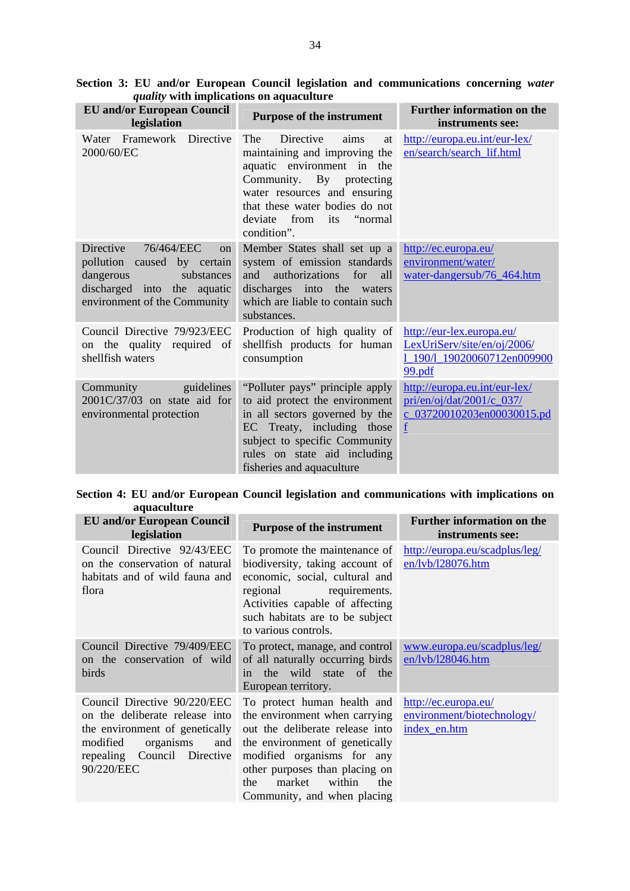**Section 3: EU and/or European Council legislation and communications concerning *water quality* with implications on aquaculture**

| EU and/or European Council legislation | Purpose of the instrument | Further information on the instruments see: |
|---|---|---|
| Water Framework Directive 2000/60/EC | The Directive aims at maintaining and improving the aquatic environment in the Community. By protecting water resources and ensuring that these water bodies do not deviate from its "normal condition". | http://europa.eu.int/eur-lex/en/search/search_lif.html |
| Directive 76/464/EEC on pollution caused by certain dangerous substances discharged into the aquatic environment of the Community | Member States shall set up a system of emission standards and authorizations for all discharges into the waters which are liable to contain such substances. | http://ec.europa.eu/environment/water/water-dangersub/76_464.htm |
| Council Directive 79/923/EEC on the quality required of shellfish waters | Production of high quality of shellfish products for human consumption | http://eur-lex.europa.eu/LexUriServ/site/en/oj/2006/l_190/l_19020060712en00990099.pdf |
| Community guidelines 2001C/37/03 on state aid for environmental protection | "Polluter pays" principle apply to aid protect the environment in all sectors governed by the EC Treaty, including those subject to specific Community rules on state aid including fisheries and aquaculture | http://europa.eu.int/eur-lex/pri/en/oj/dat/2001/c_037/c_03720010203en00030015.pdf |

**Section 4: EU and/or European Council legislation and communications with implications on aquaculture**

| EU and/or European Council legislation | Purpose of the instrument | Further information on the instruments see: |
|---|---|---|
| Council Directive 92/43/EEC on the conservation of natural habitats and of wild fauna and flora | To promote the maintenance of biodiversity, taking account of economic, social, cultural and regional requirements. Activities capable of affecting such habitats are to be subject to various controls. | http://europa.eu/scadplus/leg/en/lvb/l28076.htm |
| Council Directive 79/409/EEC on the conservation of wild birds | To protect, manage, and control of all naturally occurring birds in the wild state of the European territory. | www.europa.eu/scadplus/leg/en/lvb/l28046.htm |
| Council Directive 90/220/EEC on the deliberate release into the environment of genetically modified organisms and repealing Council Directive 90/220/EEC | To protect human health and the environment when carrying out the deliberate release into the environment of genetically modified organisms for any other purposes than placing on the market within the Community, and when placing | http://ec.europa.eu/environment/biotechnology/index_en.htm |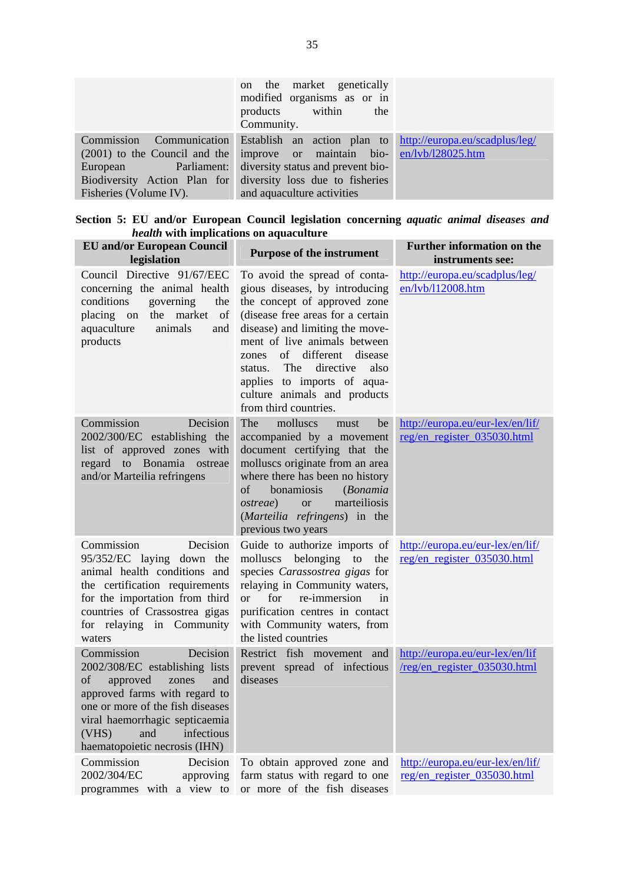| | | |
|---|---|---|
| | on the market genetically modified organisms as or in products within the Community. | |
| Commission Communication (2001) to the Council and the European Parliament: Biodiversity Action Plan for Fisheries (Volume IV). | Establish an action plan to improve or maintain bio-diversity status and prevent bio-diversity loss due to fisheries and aquaculture activities | http://europa.eu/scadplus/leg/en/lvb/l28025.htm |

**Section 5: EU and/or European Council legislation concerning *aquatic animal diseases and health* with implications on aquaculture**

| EU and/or European Council legislation | Purpose of the instrument | Further information on the instruments see: |
|---|---|---|
| Council Directive 91/67/EEC concerning the animal health conditions governing the placing on the market of aquaculture animals and products | To avoid the spread of contagious diseases, by introducing the concept of approved zone (disease free areas for a certain disease) and limiting the movement of live animals between zones of different disease status. The directive also applies to imports of aquaculture animals and products from third countries. | http://europa.eu/scadplus/leg/en/lvb/l12008.htm |
| Commission Decision 2002/300/EC establishing the list of approved zones with regard to Bonamia ostreae and/or Marteilia refringens | The molluscs must be accompanied by a movement document certifying that the molluscs originate from an area where there has been no history of bonamiosis (*Bonamia ostreae*) or marteiliosis (*Marteilia refringens*) in the previous two years | http://europa.eu/eur-lex/en/lif/reg/en_register_035030.html |
| Commission Decision 95/352/EC laying down the animal health conditions and the certification requirements for the importation from third countries of Crassostrea gigas for relaying in Community waters | Guide to authorize imports of molluscs belonging to the species *Carassostrea gigas* for relaying in Community waters, or for re-immersion in purification centres in contact with Community waters, from the listed countries | http://europa.eu/eur-lex/en/lif/reg/en_register_035030.html |
| Commission Decision 2002/308/EC establishing lists of approved zones and approved farms with regard to one or more of the fish diseases viral haemorrhagic septicaemia (VHS) and infectious haematopoietic necrosis (IHN) | Restrict fish movement and prevent spread of infectious diseases | http://europa.eu/eur-lex/en/lif/reg/en_register_035030.html |
| Commission Decision 2002/304/EC approving programmes with a view to | To obtain approved zone and farm status with regard to one or more of the fish diseases | http://europa.eu/eur-lex/en/lif/reg/en_register_035030.html |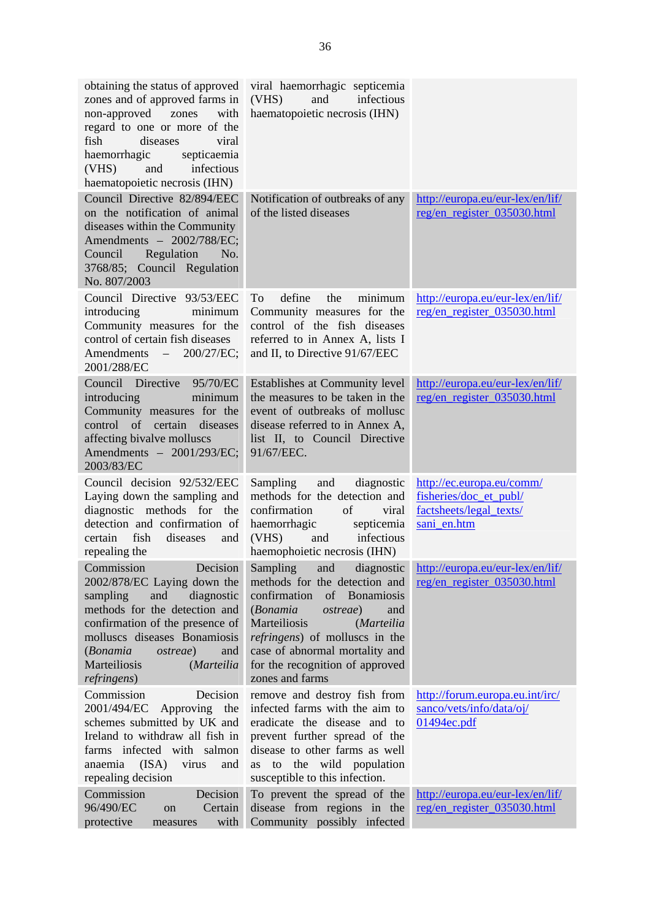| | | |
|---|---|---|
| obtaining the status of approved zones and of approved farms in non-approved zones with regard to one or more of the fish diseases viral haemorrhagic septicaemia (VHS) and infectious haematopoietic necrosis (IHN) | viral haemorrhagic septicemia (VHS) and infectious haematopoietic necrosis (IHN) | |
| Council Directive 82/894/EEC on the notification of animal diseases within the Community Amendments – 2002/788/EC; Council Regulation No. 3768/85; Council Regulation No. 807/2003 | Notification of outbreaks of any of the listed diseases | http://europa.eu/eur-lex/en/lif/reg/en_register_035030.html |
| Council Directive 93/53/EEC introducing minimum Community measures for the control of certain fish diseases Amendments – 200/27/EC; 2001/288/EC | To define the minimum Community measures for the control of the fish diseases referred to in Annex A, lists I and II, to Directive 91/67/EEC | http://europa.eu/eur-lex/en/lif/reg/en_register_035030.html |
| Council Directive 95/70/EC introducing minimum Community measures for the control of certain diseases affecting bivalve molluscs Amendments – 2001/293/EC; 2003/83/EC | Establishes at Community level the measures to be taken in the event of outbreaks of mollusc disease referred to in Annex A, list II, to Council Directive 91/67/EEC. | http://europa.eu/eur-lex/en/lif/reg/en_register_035030.html |
| Council decision 92/532/EEC Laying down the sampling and diagnostic methods for the detection and confirmation of certain fish diseases and repealing the | Sampling and diagnostic methods for the detection and confirmation of viral haemorrhagic septicemia (VHS) and infectious haemophoietic necrosis (IHN) | http://ec.europa.eu/comm/fisheries/doc_et_publ/factsheets/legal_texts/sani_en.htm |
| Commission Decision 2002/878/EC Laying down the sampling and diagnostic methods for the detection and confirmation of the presence of molluscs diseases Bonamiosis (*Bonamia ostreae*) and Marteiliosis (*Marteilia refringens*) | Sampling and diagnostic methods for the detection and confirmation of Bonamiosis (*Bonamia ostreae*) and Marteiliosis (*Marteilia refringens*) of molluscs in the case of abnormal mortality and for the recognition of approved zones and farms | http://europa.eu/eur-lex/en/lif/reg/en_register_035030.html |
| Commission Decision 2001/494/EC Approving the schemes submitted by UK and Ireland to withdraw all fish in farms infected with salmon anaemia (ISA) virus and repealing decision | remove and destroy fish from infected farms with the aim to eradicate the disease and to prevent further spread of the disease to other farms as well as to the wild population susceptible to this infection. | http://forum.europa.eu.int/irc/sanco/vets/info/data/oj/01494ec.pdf |
| Commission Decision 96/490/EC on Certain protective measures with | To prevent the spread of the disease from regions in the Community possibly infected | http://europa.eu/eur-lex/en/lif/reg/en_register_035030.html |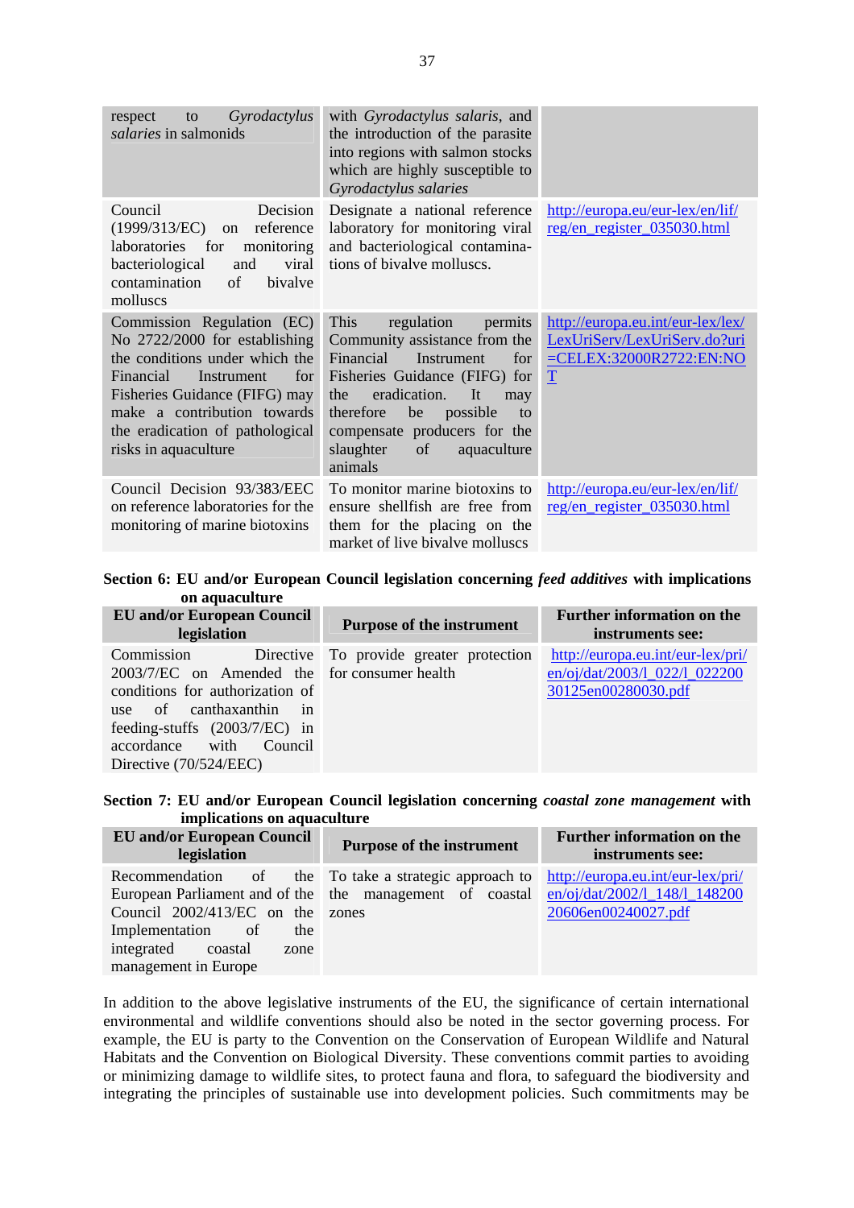| | | |
|---|---|---|
| respect to *Gyrodactylus salaries* in salmonids | with *Gyrodactylus salaris*, and the introduction of the parasite into regions with salmon stocks which are highly susceptible to *Gyrodactylus salaries* | |
| Council Decision (1999/313/EC) on reference laboratories for monitoring bacteriological and viral contamination of bivalve molluscs | Designate a national reference laboratory for monitoring viral and bacteriological contaminations of bivalve molluscs. | http://europa.eu/eur-lex/en/lif/reg/en_register_035030.html |
| Commission Regulation (EC) No 2722/2000 for establishing the conditions under which the Financial Instrument for Fisheries Guidance (FIFG) may make a contribution towards the eradication of pathological risks in aquaculture | This regulation permits Community assistance from the Financial Instrument for Fisheries Guidance (FIFG) for the eradication. It may therefore be possible to compensate producers for the slaughter of aquaculture animals | http://europa.eu.int/eur-lex/lex/LexUriServ/LexUriServ.do?uri=CELEX:32000R2722:EN:NOT |
| Council Decision 93/383/EEC on reference laboratories for the monitoring of marine biotoxins | To monitor marine biotoxins to ensure shellfish are free from them for the placing on the market of live bivalve molluscs | http://europa.eu/eur-lex/en/lif/reg/en_register_035030.html |

**Section 6: EU and/or European Council legislation concerning *feed additives* with implications on aquaculture**

| EU and/or European Council legislation | Purpose of the instrument | Further information on the instruments see: |
|---|---|---|
| Commission Directive 2003/7/EC on Amended the conditions for authorization of use of canthaxanthin in feeding-stuffs (2003/7/EC) in accordance with Council Directive (70/524/EEC) | To provide greater protection for consumer health | http://europa.eu.int/eur-lex/pri/en/oj/dat/2003/l_022/l_02220030125en00280030.pdf |

**Section 7: EU and/or European Council legislation concerning *coastal zone management* with implications on aquaculture**

| EU and/or European Council legislation | Purpose of the instrument | Further information on the instruments see: |
|---|---|---|
| Recommendation of the European Parliament and of the Council 2002/413/EC on the Implementation of the integrated coastal zone management in Europe | To take a strategic approach to the management of coastal zones | http://europa.eu.int/eur-lex/pri/en/oj/dat/2002/l_148/l_14820020606en00240027.pdf |

In addition to the above legislative instruments of the EU, the significance of certain international environmental and wildlife conventions should also be noted in the sector governing process. For example, the EU is party to the Convention on the Conservation of European Wildlife and Natural Habitats and the Convention on Biological Diversity. These conventions commit parties to avoiding or minimizing damage to wildlife sites, to protect fauna and flora, to safeguard the biodiversity and integrating the principles of sustainable use into development policies. Such commitments may be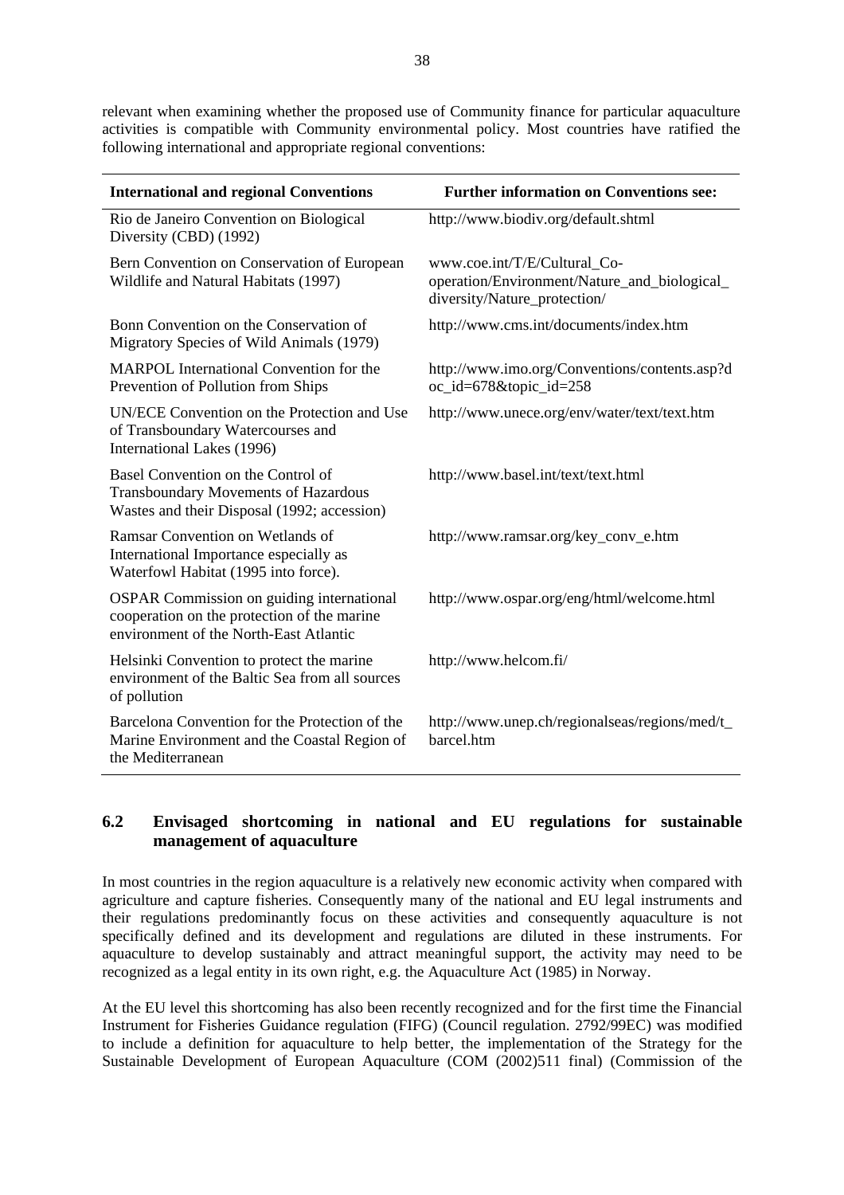relevant when examining whether the proposed use of Community finance for particular aquaculture activities is compatible with Community environmental policy. Most countries have ratified the following international and appropriate regional conventions:

| International and regional Conventions | Further information on Conventions see: |
|---|---|
| Rio de Janeiro Convention on Biological Diversity (CBD) (1992) | http://www.biodiv.org/default.shtml |
| Bern Convention on Conservation of European Wildlife and Natural Habitats (1997) | www.coe.int/T/E/Cultural_Co-operation/Environment/Nature_and_biological_diversity/Nature_protection/ |
| Bonn Convention on the Conservation of Migratory Species of Wild Animals (1979) | http://www.cms.int/documents/index.htm |
| MARPOL International Convention for the Prevention of Pollution from Ships | http://www.imo.org/Conventions/contents.asp?doc_id=678&topic_id=258 |
| UN/ECE Convention on the Protection and Use of Transboundary Watercourses and International Lakes (1996) | http://www.unece.org/env/water/text/text.htm |
| Basel Convention on the Control of Transboundary Movements of Hazardous Wastes and their Disposal (1992; accession) | http://www.basel.int/text/text.html |
| Ramsar Convention on Wetlands of International Importance especially as Waterfowl Habitat (1995 into force). | http://www.ramsar.org/key_conv_e.htm |
| OSPAR Commission on guiding international cooperation on the protection of the marine environment of the North-East Atlantic | http://www.ospar.org/eng/html/welcome.html |
| Helsinki Convention to protect the marine environment of the Baltic Sea from all sources of pollution | http://www.helcom.fi/ |
| Barcelona Convention for the Protection of the Marine Environment and the Coastal Region of the Mediterranean | http://www.unep.ch/regionalseas/regions/med/t_barcel.htm |

## 6.2 Envisaged shortcoming in national and EU regulations for sustainable management of aquaculture

In most countries in the region aquaculture is a relatively new economic activity when compared with agriculture and capture fisheries. Consequently many of the national and EU legal instruments and their regulations predominantly focus on these activities and consequently aquaculture is not specifically defined and its development and regulations are diluted in these instruments. For aquaculture to develop sustainably and attract meaningful support, the activity may need to be recognized as a legal entity in its own right, e.g. the Aquaculture Act (1985) in Norway.

At the EU level this shortcoming has also been recently recognized and for the first time the Financial Instrument for Fisheries Guidance regulation (FIFG) (Council regulation. 2792/99EC) was modified to include a definition for aquaculture to help better, the implementation of the Strategy for the Sustainable Development of European Aquaculture (COM (2002)511 final) (Commission of the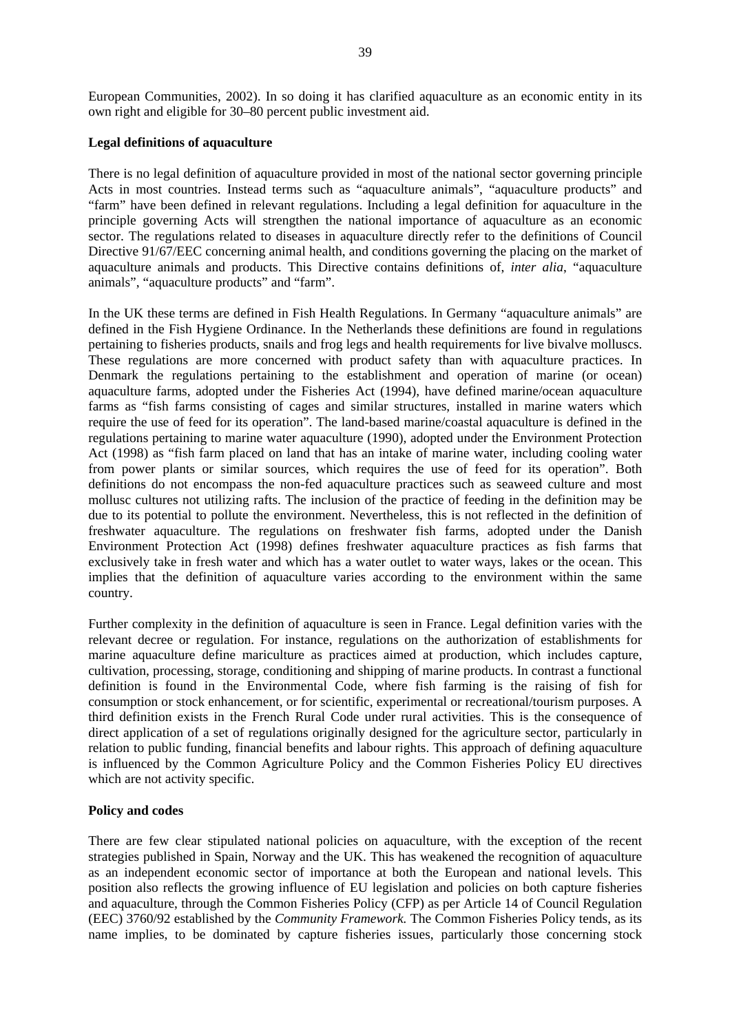European Communities, 2002). In so doing it has clarified aquaculture as an economic entity in its own right and eligible for 30–80 percent public investment aid.

**Legal definitions of aquaculture**

There is no legal definition of aquaculture provided in most of the national sector governing principle Acts in most countries. Instead terms such as "aquaculture animals", "aquaculture products" and "farm" have been defined in relevant regulations. Including a legal definition for aquaculture in the principle governing Acts will strengthen the national importance of aquaculture as an economic sector. The regulations related to diseases in aquaculture directly refer to the definitions of Council Directive 91/67/EEC concerning animal health, and conditions governing the placing on the market of aquaculture animals and products. This Directive contains definitions of, *inter alia*, "aquaculture animals", "aquaculture products" and "farm".

In the UK these terms are defined in Fish Health Regulations. In Germany "aquaculture animals" are defined in the Fish Hygiene Ordinance. In the Netherlands these definitions are found in regulations pertaining to fisheries products, snails and frog legs and health requirements for live bivalve molluscs. These regulations are more concerned with product safety than with aquaculture practices. In Denmark the regulations pertaining to the establishment and operation of marine (or ocean) aquaculture farms, adopted under the Fisheries Act (1994), have defined marine/ocean aquaculture farms as "fish farms consisting of cages and similar structures, installed in marine waters which require the use of feed for its operation". The land-based marine/coastal aquaculture is defined in the regulations pertaining to marine water aquaculture (1990), adopted under the Environment Protection Act (1998) as "fish farm placed on land that has an intake of marine water, including cooling water from power plants or similar sources, which requires the use of feed for its operation". Both definitions do not encompass the non-fed aquaculture practices such as seaweed culture and most mollusc cultures not utilizing rafts. The inclusion of the practice of feeding in the definition may be due to its potential to pollute the environment. Nevertheless, this is not reflected in the definition of freshwater aquaculture. The regulations on freshwater fish farms, adopted under the Danish Environment Protection Act (1998) defines freshwater aquaculture practices as fish farms that exclusively take in fresh water and which has a water outlet to water ways, lakes or the ocean. This implies that the definition of aquaculture varies according to the environment within the same country.

Further complexity in the definition of aquaculture is seen in France. Legal definition varies with the relevant decree or regulation. For instance, regulations on the authorization of establishments for marine aquaculture define mariculture as practices aimed at production, which includes capture, cultivation, processing, storage, conditioning and shipping of marine products. In contrast a functional definition is found in the Environmental Code, where fish farming is the raising of fish for consumption or stock enhancement, or for scientific, experimental or recreational/tourism purposes. A third definition exists in the French Rural Code under rural activities. This is the consequence of direct application of a set of regulations originally designed for the agriculture sector, particularly in relation to public funding, financial benefits and labour rights. This approach of defining aquaculture is influenced by the Common Agriculture Policy and the Common Fisheries Policy EU directives which are not activity specific.

**Policy and codes**

There are few clear stipulated national policies on aquaculture, with the exception of the recent strategies published in Spain, Norway and the UK. This has weakened the recognition of aquaculture as an independent economic sector of importance at both the European and national levels. This position also reflects the growing influence of EU legislation and policies on both capture fisheries and aquaculture, through the Common Fisheries Policy (CFP) as per Article 14 of Council Regulation (EEC) 3760/92 established by the *Community Framework.* The Common Fisheries Policy tends, as its name implies, to be dominated by capture fisheries issues, particularly those concerning stock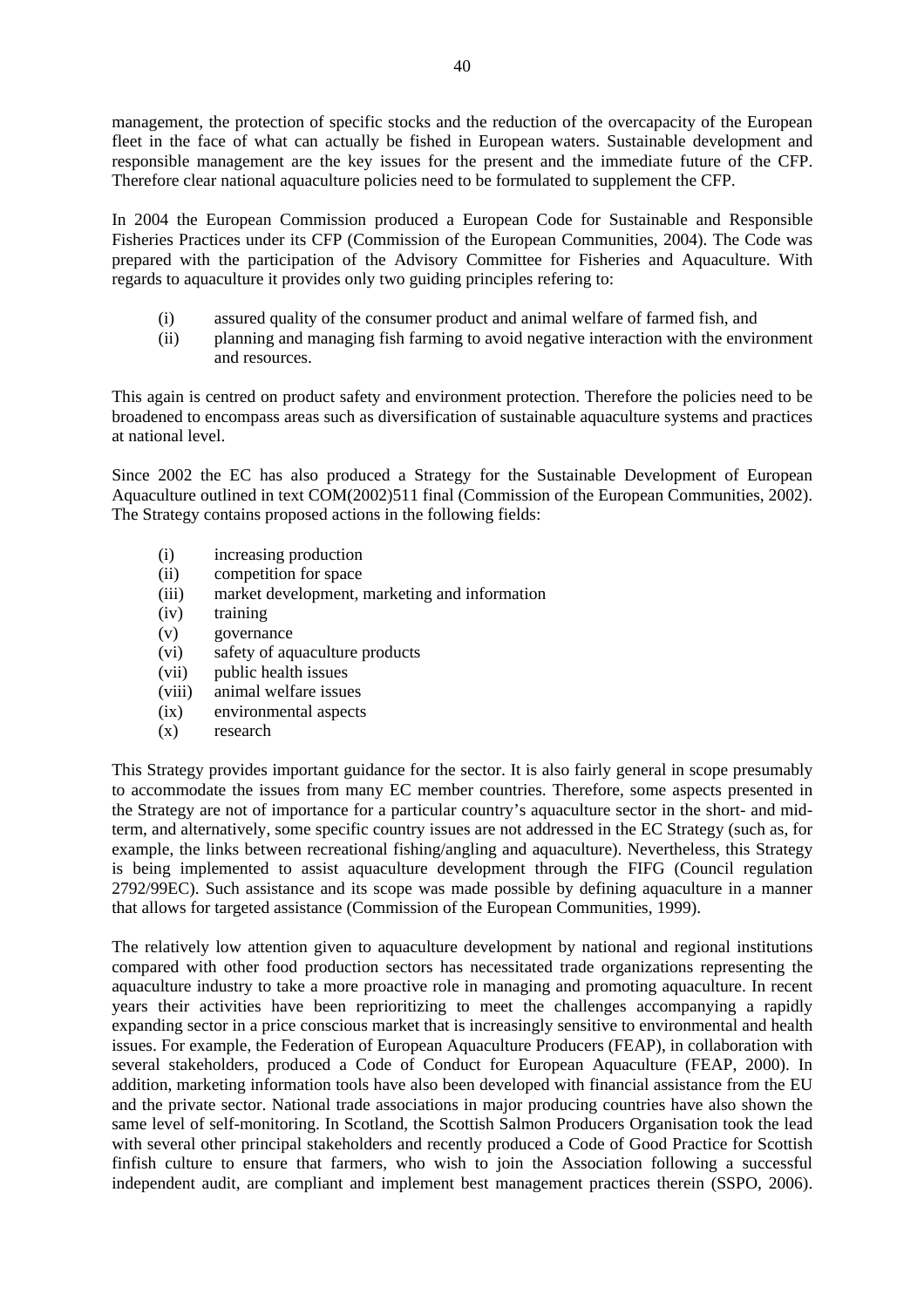management, the protection of specific stocks and the reduction of the overcapacity of the European fleet in the face of what can actually be fished in European waters. Sustainable development and responsible management are the key issues for the present and the immediate future of the CFP. Therefore clear national aquaculture policies need to be formulated to supplement the CFP.

In 2004 the European Commission produced a European Code for Sustainable and Responsible Fisheries Practices under its CFP (Commission of the European Communities, 2004). The Code was prepared with the participation of the Advisory Committee for Fisheries and Aquaculture. With regards to aquaculture it provides only two guiding principles refering to:

(i) assured quality of the consumer product and animal welfare of farmed fish, and
(ii) planning and managing fish farming to avoid negative interaction with the environment and resources.

This again is centred on product safety and environment protection. Therefore the policies need to be broadened to encompass areas such as diversification of sustainable aquaculture systems and practices at national level.

Since 2002 the EC has also produced a Strategy for the Sustainable Development of European Aquaculture outlined in text COM(2002)511 final (Commission of the European Communities, 2002). The Strategy contains proposed actions in the following fields:

(i) increasing production
(ii) competition for space
(iii) market development, marketing and information
(iv) training
(v) governance
(vi) safety of aquaculture products
(vii) public health issues
(viii) animal welfare issues
(ix) environmental aspects
(x) research

This Strategy provides important guidance for the sector. It is also fairly general in scope presumably to accommodate the issues from many EC member countries. Therefore, some aspects presented in the Strategy are not of importance for a particular country's aquaculture sector in the short- and mid-term, and alternatively, some specific country issues are not addressed in the EC Strategy (such as, for example, the links between recreational fishing/angling and aquaculture). Nevertheless, this Strategy is being implemented to assist aquaculture development through the FIFG (Council regulation 2792/99EC). Such assistance and its scope was made possible by defining aquaculture in a manner that allows for targeted assistance (Commission of the European Communities, 1999).

The relatively low attention given to aquaculture development by national and regional institutions compared with other food production sectors has necessitated trade organizations representing the aquaculture industry to take a more proactive role in managing and promoting aquaculture. In recent years their activities have been reprioritizing to meet the challenges accompanying a rapidly expanding sector in a price conscious market that is increasingly sensitive to environmental and health issues. For example, the Federation of European Aquaculture Producers (FEAP), in collaboration with several stakeholders, produced a Code of Conduct for European Aquaculture (FEAP, 2000). In addition, marketing information tools have also been developed with financial assistance from the EU and the private sector. National trade associations in major producing countries have also shown the same level of self-monitoring. In Scotland, the Scottish Salmon Producers Organisation took the lead with several other principal stakeholders and recently produced a Code of Good Practice for Scottish finfish culture to ensure that farmers, who wish to join the Association following a successful independent audit, are compliant and implement best management practices therein (SSPO, 2006).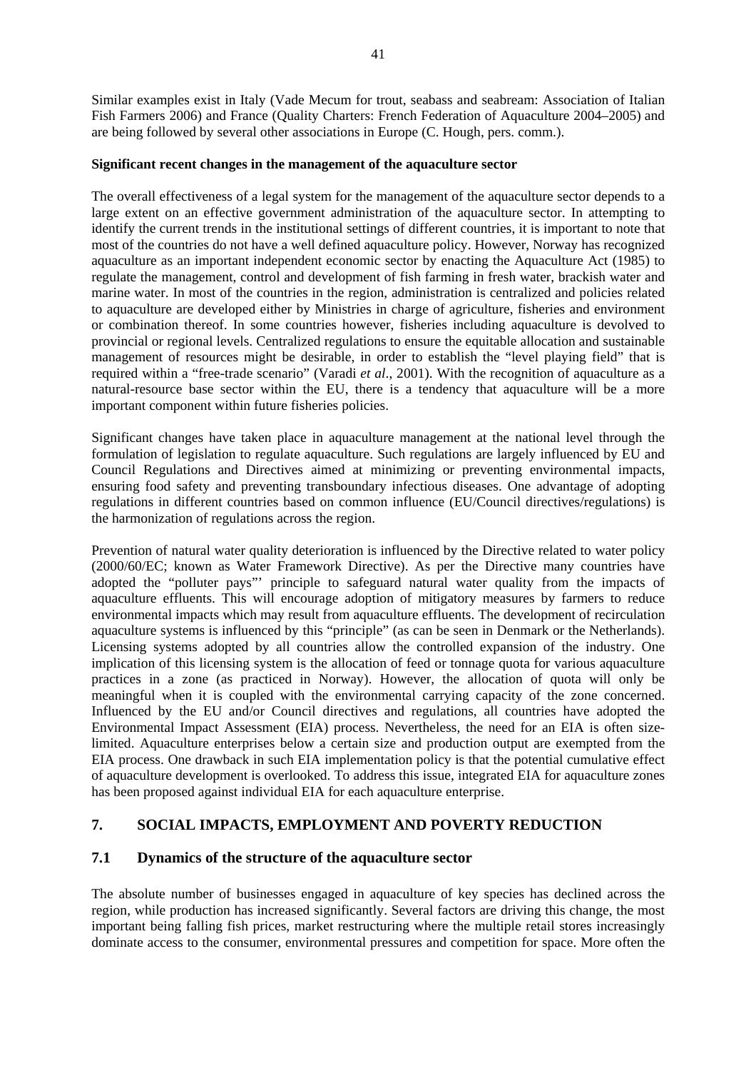Similar examples exist in Italy (Vade Mecum for trout, seabass and seabream: Association of Italian Fish Farmers 2006) and France (Quality Charters: French Federation of Aquaculture 2004–2005) and are being followed by several other associations in Europe (C. Hough, pers. comm.).

**Significant recent changes in the management of the aquaculture sector**

The overall effectiveness of a legal system for the management of the aquaculture sector depends to a large extent on an effective government administration of the aquaculture sector. In attempting to identify the current trends in the institutional settings of different countries, it is important to note that most of the countries do not have a well defined aquaculture policy. However, Norway has recognized aquaculture as an important independent economic sector by enacting the Aquaculture Act (1985) to regulate the management, control and development of fish farming in fresh water, brackish water and marine water. In most of the countries in the region, administration is centralized and policies related to aquaculture are developed either by Ministries in charge of agriculture, fisheries and environment or combination thereof. In some countries however, fisheries including aquaculture is devolved to provincial or regional levels. Centralized regulations to ensure the equitable allocation and sustainable management of resources might be desirable, in order to establish the "level playing field" that is required within a "free-trade scenario" (Varadi *et al*., 2001). With the recognition of aquaculture as a natural-resource base sector within the EU, there is a tendency that aquaculture will be a more important component within future fisheries policies.

Significant changes have taken place in aquaculture management at the national level through the formulation of legislation to regulate aquaculture. Such regulations are largely influenced by EU and Council Regulations and Directives aimed at minimizing or preventing environmental impacts, ensuring food safety and preventing transboundary infectious diseases. One advantage of adopting regulations in different countries based on common influence (EU/Council directives/regulations) is the harmonization of regulations across the region.

Prevention of natural water quality deterioration is influenced by the Directive related to water policy (2000/60/EC; known as Water Framework Directive). As per the Directive many countries have adopted the "polluter pays"' principle to safeguard natural water quality from the impacts of aquaculture effluents. This will encourage adoption of mitigatory measures by farmers to reduce environmental impacts which may result from aquaculture effluents. The development of recirculation aquaculture systems is influenced by this "principle" (as can be seen in Denmark or the Netherlands). Licensing systems adopted by all countries allow the controlled expansion of the industry. One implication of this licensing system is the allocation of feed or tonnage quota for various aquaculture practices in a zone (as practiced in Norway). However, the allocation of quota will only be meaningful when it is coupled with the environmental carrying capacity of the zone concerned. Influenced by the EU and/or Council directives and regulations, all countries have adopted the Environmental Impact Assessment (EIA) process. Nevertheless, the need for an EIA is often size-limited. Aquaculture enterprises below a certain size and production output are exempted from the EIA process. One drawback in such EIA implementation policy is that the potential cumulative effect of aquaculture development is overlooked. To address this issue, integrated EIA for aquaculture zones has been proposed against individual EIA for each aquaculture enterprise.

## 7. SOCIAL IMPACTS, EMPLOYMENT AND POVERTY REDUCTION

### 7.1 Dynamics of the structure of the aquaculture sector

The absolute number of businesses engaged in aquaculture of key species has declined across the region, while production has increased significantly. Several factors are driving this change, the most important being falling fish prices, market restructuring where the multiple retail stores increasingly dominate access to the consumer, environmental pressures and competition for space. More often the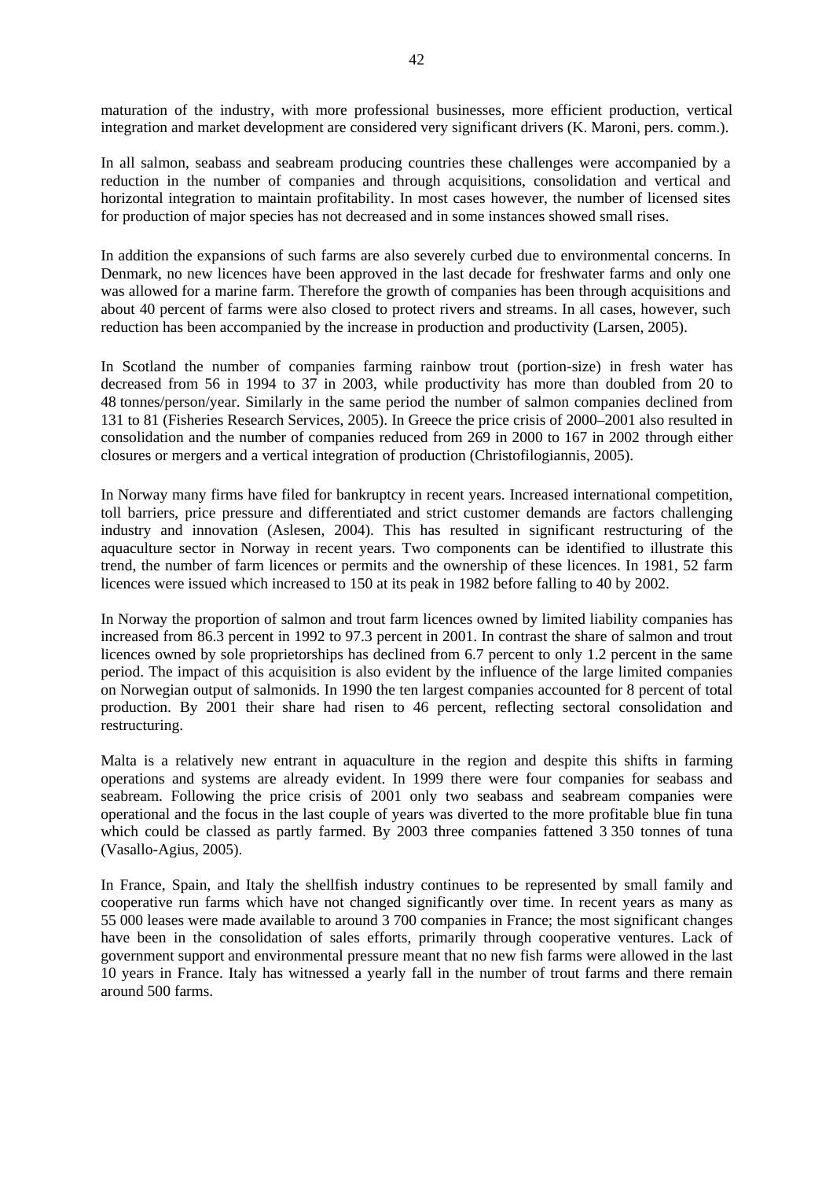maturation of the industry, with more professional businesses, more efficient production, vertical integration and market development are considered very significant drivers (K. Maroni, pers. comm.).

In all salmon, seabass and seabream producing countries these challenges were accompanied by a reduction in the number of companies and through acquisitions, consolidation and vertical and horizontal integration to maintain profitability. In most cases however, the number of licensed sites for production of major species has not decreased and in some instances showed small rises.

In addition the expansions of such farms are also severely curbed due to environmental concerns. In Denmark, no new licences have been approved in the last decade for freshwater farms and only one was allowed for a marine farm. Therefore the growth of companies has been through acquisitions and about 40 percent of farms were also closed to protect rivers and streams. In all cases, however, such reduction has been accompanied by the increase in production and productivity (Larsen, 2005).

In Scotland the number of companies farming rainbow trout (portion-size) in fresh water has decreased from 56 in 1994 to 37 in 2003, while productivity has more than doubled from 20 to 48 tonnes/person/year. Similarly in the same period the number of salmon companies declined from 131 to 81 (Fisheries Research Services, 2005). In Greece the price crisis of 2000–2001 also resulted in consolidation and the number of companies reduced from 269 in 2000 to 167 in 2002 through either closures or mergers and a vertical integration of production (Christofilogiannis, 2005).

In Norway many firms have filed for bankruptcy in recent years. Increased international competition, toll barriers, price pressure and differentiated and strict customer demands are factors challenging industry and innovation (Aslesen, 2004). This has resulted in significant restructuring of the aquaculture sector in Norway in recent years. Two components can be identified to illustrate this trend, the number of farm licences or permits and the ownership of these licences. In 1981, 52 farm licences were issued which increased to 150 at its peak in 1982 before falling to 40 by 2002.

In Norway the proportion of salmon and trout farm licences owned by limited liability companies has increased from 86.3 percent in 1992 to 97.3 percent in 2001. In contrast the share of salmon and trout licences owned by sole proprietorships has declined from 6.7 percent to only 1.2 percent in the same period. The impact of this acquisition is also evident by the influence of the large limited companies on Norwegian output of salmonids. In 1990 the ten largest companies accounted for 8 percent of total production. By 2001 their share had risen to 46 percent, reflecting sectoral consolidation and restructuring.

Malta is a relatively new entrant in aquaculture in the region and despite this shifts in farming operations and systems are already evident. In 1999 there were four companies for seabass and seabream. Following the price crisis of 2001 only two seabass and seabream companies were operational and the focus in the last couple of years was diverted to the more profitable blue fin tuna which could be classed as partly farmed. By 2003 three companies fattened 3 350 tonnes of tuna (Vasallo-Agius, 2005).

In France, Spain, and Italy the shellfish industry continues to be represented by small family and cooperative run farms which have not changed significantly over time. In recent years as many as 55 000 leases were made available to around 3 700 companies in France; the most significant changes have been in the consolidation of sales efforts, primarily through cooperative ventures. Lack of government support and environmental pressure meant that no new fish farms were allowed in the last 10 years in France. Italy has witnessed a yearly fall in the number of trout farms and there remain around 500 farms.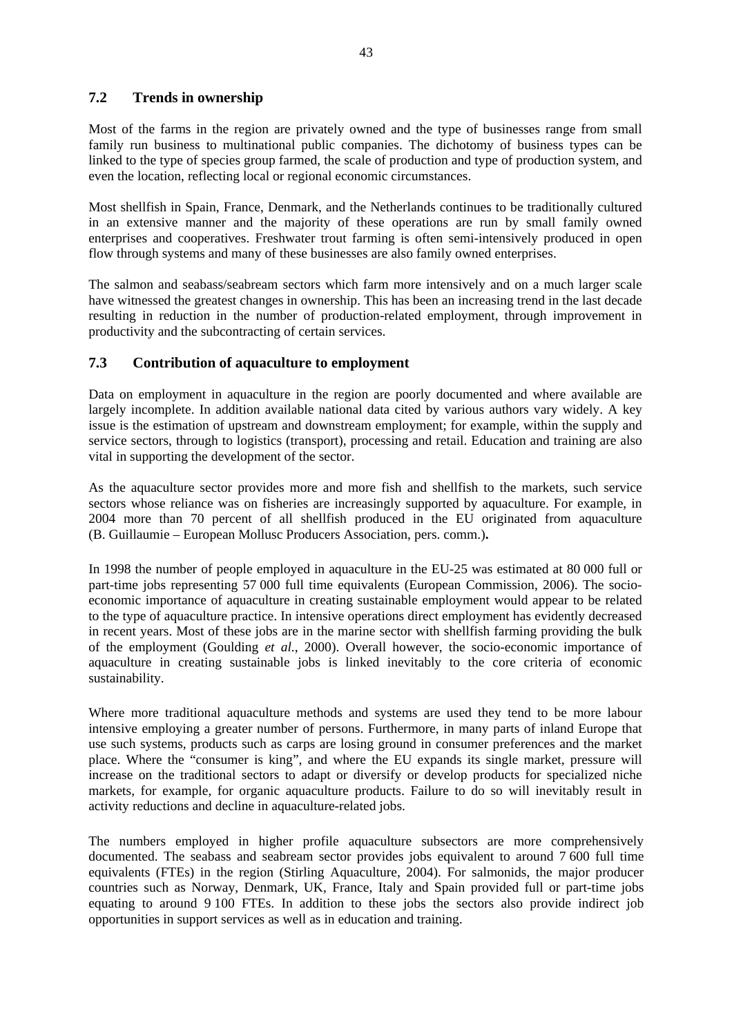## 7.2 Trends in ownership

Most of the farms in the region are privately owned and the type of businesses range from small family run business to multinational public companies. The dichotomy of business types can be linked to the type of species group farmed, the scale of production and type of production system, and even the location, reflecting local or regional economic circumstances.

Most shellfish in Spain, France, Denmark, and the Netherlands continues to be traditionally cultured in an extensive manner and the majority of these operations are run by small family owned enterprises and cooperatives. Freshwater trout farming is often semi-intensively produced in open flow through systems and many of these businesses are also family owned enterprises.

The salmon and seabass/seabream sectors which farm more intensively and on a much larger scale have witnessed the greatest changes in ownership. This has been an increasing trend in the last decade resulting in reduction in the number of production-related employment, through improvement in productivity and the subcontracting of certain services.

## 7.3 Contribution of aquaculture to employment

Data on employment in aquaculture in the region are poorly documented and where available are largely incomplete. In addition available national data cited by various authors vary widely. A key issue is the estimation of upstream and downstream employment; for example, within the supply and service sectors, through to logistics (transport), processing and retail. Education and training are also vital in supporting the development of the sector.

As the aquaculture sector provides more and more fish and shellfish to the markets, such service sectors whose reliance was on fisheries are increasingly supported by aquaculture. For example, in 2004 more than 70 percent of all shellfish produced in the EU originated from aquaculture (B. Guillaumie – European Mollusc Producers Association, pers. comm.).

In 1998 the number of people employed in aquaculture in the EU-25 was estimated at 80 000 full or part-time jobs representing 57 000 full time equivalents (European Commission, 2006). The socio-economic importance of aquaculture in creating sustainable employment would appear to be related to the type of aquaculture practice. In intensive operations direct employment has evidently decreased in recent years. Most of these jobs are in the marine sector with shellfish farming providing the bulk of the employment (Goulding *et al.*, 2000). Overall however, the socio-economic importance of aquaculture in creating sustainable jobs is linked inevitably to the core criteria of economic sustainability.

Where more traditional aquaculture methods and systems are used they tend to be more labour intensive employing a greater number of persons. Furthermore, in many parts of inland Europe that use such systems, products such as carps are losing ground in consumer preferences and the market place. Where the "consumer is king", and where the EU expands its single market, pressure will increase on the traditional sectors to adapt or diversify or develop products for specialized niche markets, for example, for organic aquaculture products. Failure to do so will inevitably result in activity reductions and decline in aquaculture-related jobs.

The numbers employed in higher profile aquaculture subsectors are more comprehensively documented. The seabass and seabream sector provides jobs equivalent to around 7 600 full time equivalents (FTEs) in the region (Stirling Aquaculture, 2004). For salmonids, the major producer countries such as Norway, Denmark, UK, France, Italy and Spain provided full or part-time jobs equating to around 9 100 FTEs. In addition to these jobs the sectors also provide indirect job opportunities in support services as well as in education and training.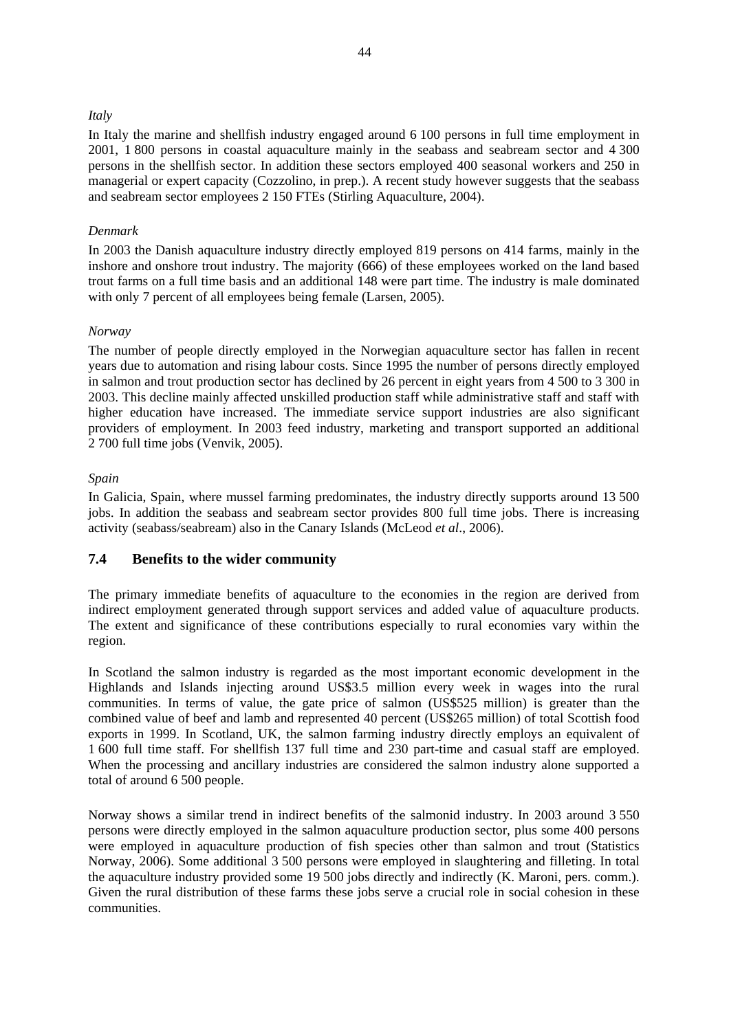*Italy*

In Italy the marine and shellfish industry engaged around 6 100 persons in full time employment in 2001, 1 800 persons in coastal aquaculture mainly in the seabass and seabream sector and 4 300 persons in the shellfish sector. In addition these sectors employed 400 seasonal workers and 250 in managerial or expert capacity (Cozzolino, in prep.). A recent study however suggests that the seabass and seabream sector employees 2 150 FTEs (Stirling Aquaculture, 2004).

*Denmark*

In 2003 the Danish aquaculture industry directly employed 819 persons on 414 farms, mainly in the inshore and onshore trout industry. The majority (666) of these employees worked on the land based trout farms on a full time basis and an additional 148 were part time. The industry is male dominated with only 7 percent of all employees being female (Larsen, 2005).

*Norway*

The number of people directly employed in the Norwegian aquaculture sector has fallen in recent years due to automation and rising labour costs. Since 1995 the number of persons directly employed in salmon and trout production sector has declined by 26 percent in eight years from 4 500 to 3 300 in 2003. This decline mainly affected unskilled production staff while administrative staff and staff with higher education have increased. The immediate service support industries are also significant providers of employment. In 2003 feed industry, marketing and transport supported an additional 2 700 full time jobs (Venvik, 2005).

*Spain*

In Galicia, Spain, where mussel farming predominates, the industry directly supports around 13 500 jobs. In addition the seabass and seabream sector provides 800 full time jobs. There is increasing activity (seabass/seabream) also in the Canary Islands (McLeod *et al*., 2006).

## 7.4 Benefits to the wider community

The primary immediate benefits of aquaculture to the economies in the region are derived from indirect employment generated through support services and added value of aquaculture products. The extent and significance of these contributions especially to rural economies vary within the region.

In Scotland the salmon industry is regarded as the most important economic development in the Highlands and Islands injecting around US$3.5 million every week in wages into the rural communities. In terms of value, the gate price of salmon (US$525 million) is greater than the combined value of beef and lamb and represented 40 percent (US$265 million) of total Scottish food exports in 1999. In Scotland, UK, the salmon farming industry directly employs an equivalent of 1 600 full time staff. For shellfish 137 full time and 230 part-time and casual staff are employed. When the processing and ancillary industries are considered the salmon industry alone supported a total of around 6 500 people.

Norway shows a similar trend in indirect benefits of the salmonid industry. In 2003 around 3 550 persons were directly employed in the salmon aquaculture production sector, plus some 400 persons were employed in aquaculture production of fish species other than salmon and trout (Statistics Norway, 2006). Some additional 3 500 persons were employed in slaughtering and filleting. In total the aquaculture industry provided some 19 500 jobs directly and indirectly (K. Maroni, pers. comm.). Given the rural distribution of these farms these jobs serve a crucial role in social cohesion in these communities.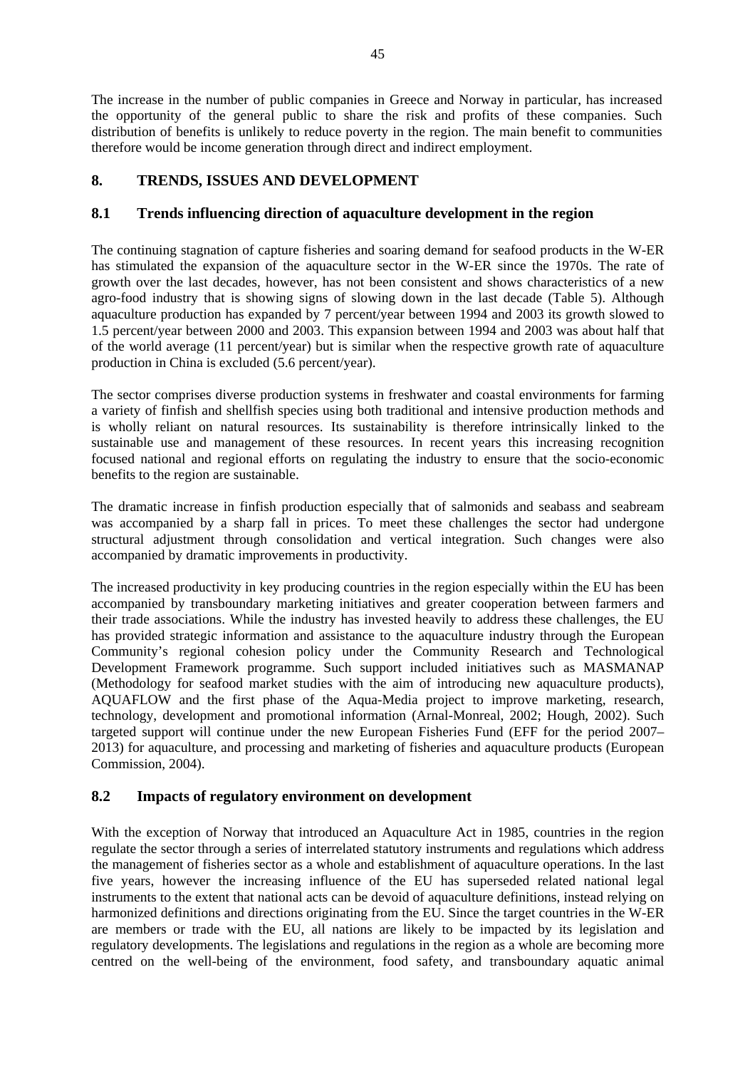The increase in the number of public companies in Greece and Norway in particular, has increased the opportunity of the general public to share the risk and profits of these companies. Such distribution of benefits is unlikely to reduce poverty in the region. The main benefit to communities therefore would be income generation through direct and indirect employment.

## 8. TRENDS, ISSUES AND DEVELOPMENT

### 8.1 Trends influencing direction of aquaculture development in the region

The continuing stagnation of capture fisheries and soaring demand for seafood products in the W-ER has stimulated the expansion of the aquaculture sector in the W-ER since the 1970s. The rate of growth over the last decades, however, has not been consistent and shows characteristics of a new agro-food industry that is showing signs of slowing down in the last decade (Table 5). Although aquaculture production has expanded by 7 percent/year between 1994 and 2003 its growth slowed to 1.5 percent/year between 2000 and 2003. This expansion between 1994 and 2003 was about half that of the world average (11 percent/year) but is similar when the respective growth rate of aquaculture production in China is excluded (5.6 percent/year).

The sector comprises diverse production systems in freshwater and coastal environments for farming a variety of finfish and shellfish species using both traditional and intensive production methods and is wholly reliant on natural resources. Its sustainability is therefore intrinsically linked to the sustainable use and management of these resources. In recent years this increasing recognition focused national and regional efforts on regulating the industry to ensure that the socio-economic benefits to the region are sustainable.

The dramatic increase in finfish production especially that of salmonids and seabass and seabream was accompanied by a sharp fall in prices. To meet these challenges the sector had undergone structural adjustment through consolidation and vertical integration. Such changes were also accompanied by dramatic improvements in productivity.

The increased productivity in key producing countries in the region especially within the EU has been accompanied by transboundary marketing initiatives and greater cooperation between farmers and their trade associations. While the industry has invested heavily to address these challenges, the EU has provided strategic information and assistance to the aquaculture industry through the European Community's regional cohesion policy under the Community Research and Technological Development Framework programme. Such support included initiatives such as MASMANAP (Methodology for seafood market studies with the aim of introducing new aquaculture products), AQUAFLOW and the first phase of the Aqua-Media project to improve marketing, research, technology, development and promotional information (Arnal-Monreal, 2002; Hough, 2002). Such targeted support will continue under the new European Fisheries Fund (EFF for the period 2007–2013) for aquaculture, and processing and marketing of fisheries and aquaculture products (European Commission, 2004).

### 8.2 Impacts of regulatory environment on development

With the exception of Norway that introduced an Aquaculture Act in 1985, countries in the region regulate the sector through a series of interrelated statutory instruments and regulations which address the management of fisheries sector as a whole and establishment of aquaculture operations. In the last five years, however the increasing influence of the EU has superseded related national legal instruments to the extent that national acts can be devoid of aquaculture definitions, instead relying on harmonized definitions and directions originating from the EU. Since the target countries in the W-ER are members or trade with the EU, all nations are likely to be impacted by its legislation and regulatory developments. The legislations and regulations in the region as a whole are becoming more centred on the well-being of the environment, food safety, and transboundary aquatic animal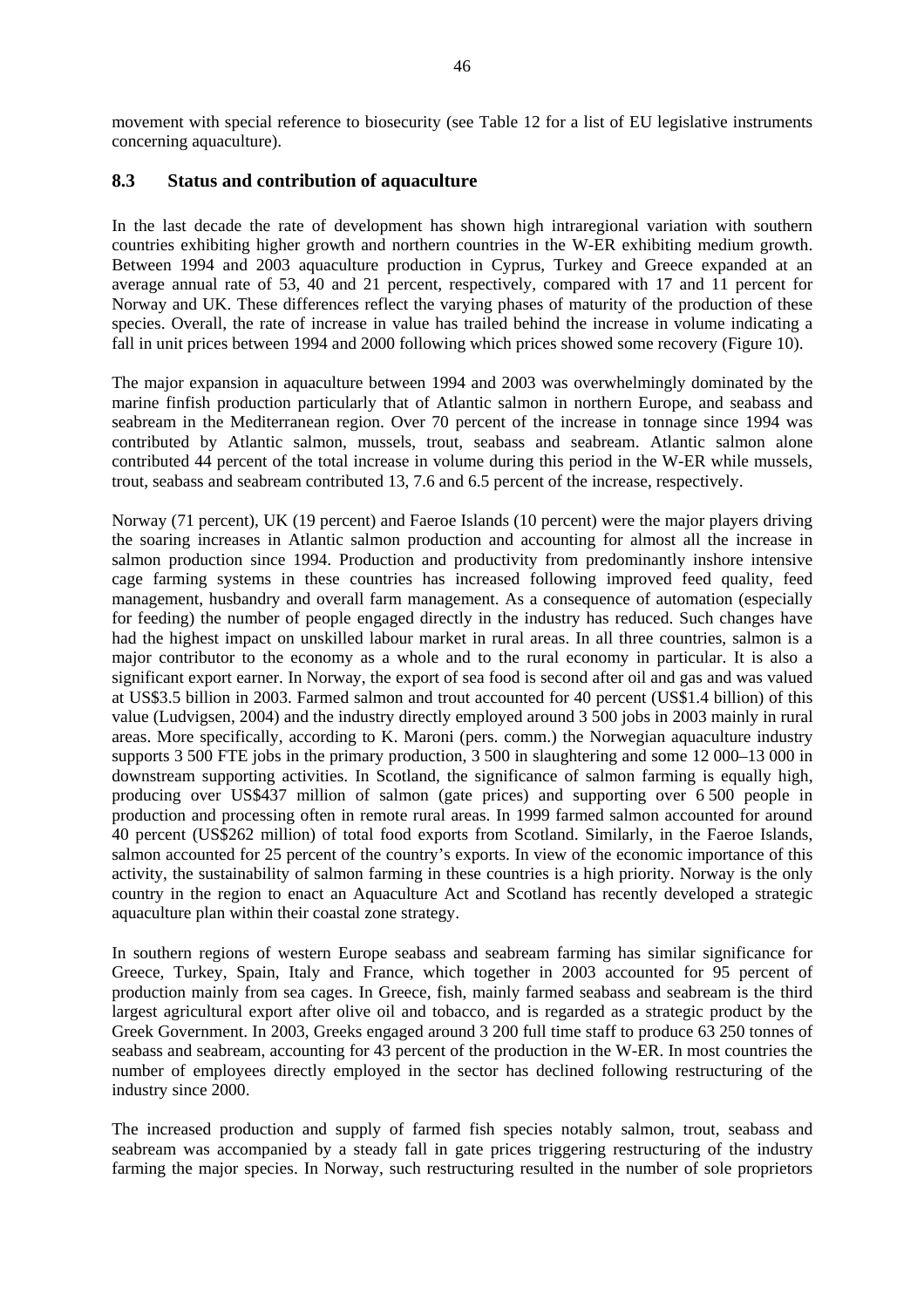movement with special reference to biosecurity (see Table 12 for a list of EU legislative instruments concerning aquaculture).

## 8.3 Status and contribution of aquaculture

In the last decade the rate of development has shown high intraregional variation with southern countries exhibiting higher growth and northern countries in the W-ER exhibiting medium growth. Between 1994 and 2003 aquaculture production in Cyprus, Turkey and Greece expanded at an average annual rate of 53, 40 and 21 percent, respectively, compared with 17 and 11 percent for Norway and UK. These differences reflect the varying phases of maturity of the production of these species. Overall, the rate of increase in value has trailed behind the increase in volume indicating a fall in unit prices between 1994 and 2000 following which prices showed some recovery (Figure 10).

The major expansion in aquaculture between 1994 and 2003 was overwhelmingly dominated by the marine finfish production particularly that of Atlantic salmon in northern Europe, and seabass and seabream in the Mediterranean region. Over 70 percent of the increase in tonnage since 1994 was contributed by Atlantic salmon, mussels, trout, seabass and seabream. Atlantic salmon alone contributed 44 percent of the total increase in volume during this period in the W-ER while mussels, trout, seabass and seabream contributed 13, 7.6 and 6.5 percent of the increase, respectively.

Norway (71 percent), UK (19 percent) and Faeroe Islands (10 percent) were the major players driving the soaring increases in Atlantic salmon production and accounting for almost all the increase in salmon production since 1994. Production and productivity from predominantly inshore intensive cage farming systems in these countries has increased following improved feed quality, feed management, husbandry and overall farm management. As a consequence of automation (especially for feeding) the number of people engaged directly in the industry has reduced. Such changes have had the highest impact on unskilled labour market in rural areas. In all three countries, salmon is a major contributor to the economy as a whole and to the rural economy in particular. It is also a significant export earner. In Norway, the export of sea food is second after oil and gas and was valued at US$3.5 billion in 2003. Farmed salmon and trout accounted for 40 percent (US$1.4 billion) of this value (Ludvigsen, 2004) and the industry directly employed around 3 500 jobs in 2003 mainly in rural areas. More specifically, according to K. Maroni (pers. comm.) the Norwegian aquaculture industry supports 3 500 FTE jobs in the primary production, 3 500 in slaughtering and some 12 000–13 000 in downstream supporting activities. In Scotland, the significance of salmon farming is equally high, producing over US$437 million of salmon (gate prices) and supporting over 6 500 people in production and processing often in remote rural areas. In 1999 farmed salmon accounted for around 40 percent (US$262 million) of total food exports from Scotland. Similarly, in the Faeroe Islands, salmon accounted for 25 percent of the country's exports. In view of the economic importance of this activity, the sustainability of salmon farming in these countries is a high priority. Norway is the only country in the region to enact an Aquaculture Act and Scotland has recently developed a strategic aquaculture plan within their coastal zone strategy.

In southern regions of western Europe seabass and seabream farming has similar significance for Greece, Turkey, Spain, Italy and France, which together in 2003 accounted for 95 percent of production mainly from sea cages. In Greece, fish, mainly farmed seabass and seabream is the third largest agricultural export after olive oil and tobacco, and is regarded as a strategic product by the Greek Government. In 2003, Greeks engaged around 3 200 full time staff to produce 63 250 tonnes of seabass and seabream, accounting for 43 percent of the production in the W-ER. In most countries the number of employees directly employed in the sector has declined following restructuring of the industry since 2000.

The increased production and supply of farmed fish species notably salmon, trout, seabass and seabream was accompanied by a steady fall in gate prices triggering restructuring of the industry farming the major species. In Norway, such restructuring resulted in the number of sole proprietors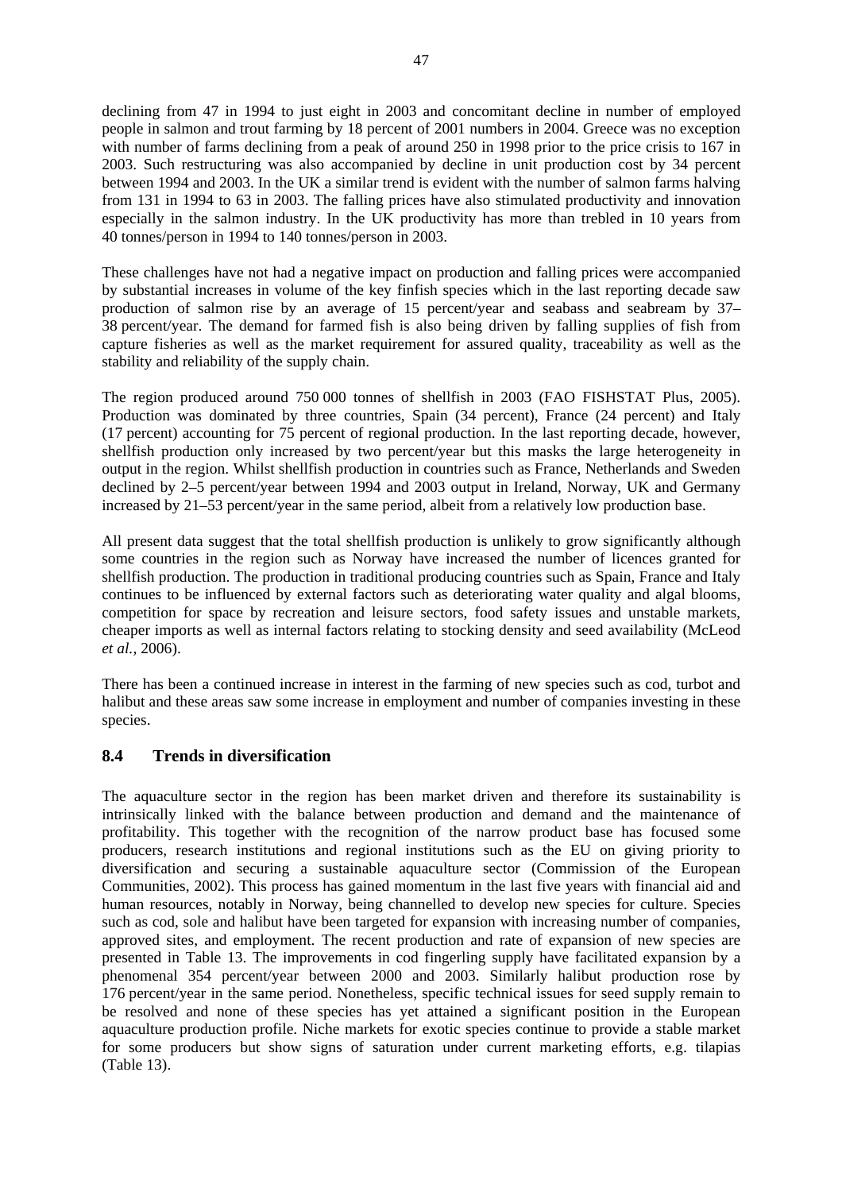declining from 47 in 1994 to just eight in 2003 and concomitant decline in number of employed people in salmon and trout farming by 18 percent of 2001 numbers in 2004. Greece was no exception with number of farms declining from a peak of around 250 in 1998 prior to the price crisis to 167 in 2003. Such restructuring was also accompanied by decline in unit production cost by 34 percent between 1994 and 2003. In the UK a similar trend is evident with the number of salmon farms halving from 131 in 1994 to 63 in 2003. The falling prices have also stimulated productivity and innovation especially in the salmon industry. In the UK productivity has more than trebled in 10 years from 40 tonnes/person in 1994 to 140 tonnes/person in 2003.

These challenges have not had a negative impact on production and falling prices were accompanied by substantial increases in volume of the key finfish species which in the last reporting decade saw production of salmon rise by an average of 15 percent/year and seabass and seabream by 37–38 percent/year. The demand for farmed fish is also being driven by falling supplies of fish from capture fisheries as well as the market requirement for assured quality, traceability as well as the stability and reliability of the supply chain.

The region produced around 750 000 tonnes of shellfish in 2003 (FAO FISHSTAT Plus, 2005). Production was dominated by three countries, Spain (34 percent), France (24 percent) and Italy (17 percent) accounting for 75 percent of regional production. In the last reporting decade, however, shellfish production only increased by two percent/year but this masks the large heterogeneity in output in the region. Whilst shellfish production in countries such as France, Netherlands and Sweden declined by 2–5 percent/year between 1994 and 2003 output in Ireland, Norway, UK and Germany increased by 21–53 percent/year in the same period, albeit from a relatively low production base.

All present data suggest that the total shellfish production is unlikely to grow significantly although some countries in the region such as Norway have increased the number of licences granted for shellfish production. The production in traditional producing countries such as Spain, France and Italy continues to be influenced by external factors such as deteriorating water quality and algal blooms, competition for space by recreation and leisure sectors, food safety issues and unstable markets, cheaper imports as well as internal factors relating to stocking density and seed availability (McLeod *et al.*, 2006).

There has been a continued increase in interest in the farming of new species such as cod, turbot and halibut and these areas saw some increase in employment and number of companies investing in these species.

## 8.4 Trends in diversification

The aquaculture sector in the region has been market driven and therefore its sustainability is intrinsically linked with the balance between production and demand and the maintenance of profitability. This together with the recognition of the narrow product base has focused some producers, research institutions and regional institutions such as the EU on giving priority to diversification and securing a sustainable aquaculture sector (Commission of the European Communities, 2002). This process has gained momentum in the last five years with financial aid and human resources, notably in Norway, being channelled to develop new species for culture. Species such as cod, sole and halibut have been targeted for expansion with increasing number of companies, approved sites, and employment. The recent production and rate of expansion of new species are presented in Table 13. The improvements in cod fingerling supply have facilitated expansion by a phenomenal 354 percent/year between 2000 and 2003. Similarly halibut production rose by 176 percent/year in the same period. Nonetheless, specific technical issues for seed supply remain to be resolved and none of these species has yet attained a significant position in the European aquaculture production profile. Niche markets for exotic species continue to provide a stable market for some producers but show signs of saturation under current marketing efforts, e.g. tilapias (Table 13).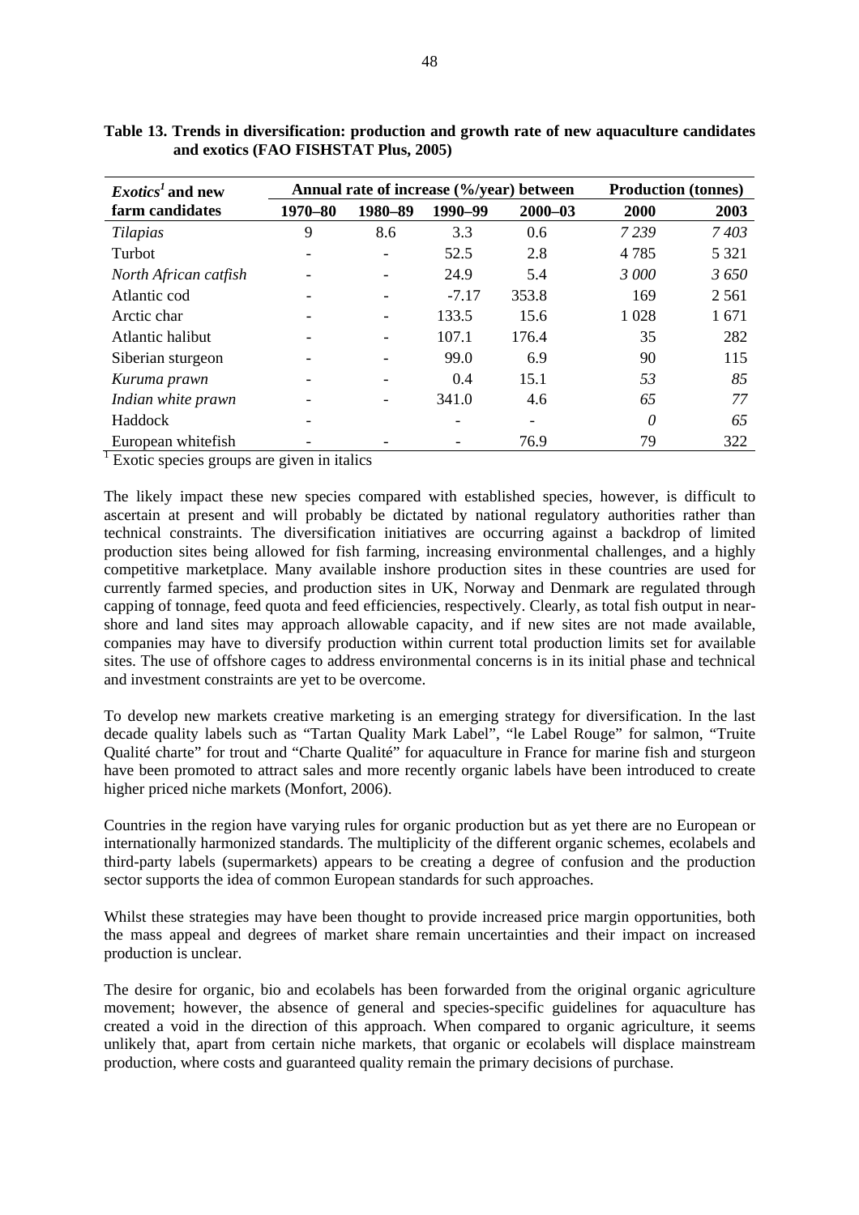**Table 13. Trends in diversification: production and growth rate of new aquaculture candidates and exotics (FAO FISHSTAT Plus, 2005)**

| *Exotics*[1] and new farm candidates | Annual rate of increase (%/year) between | | | | Production (tonnes) | |
|---|---|---|---|---|---|---|
| | 1970–80 | 1980–89 | 1990–99 | 2000–03 | 2000 | 2003 |
| *Tilapias* | 9 | 8.6 | 3.3 | 0.6 | *7 239* | *7 403* |
| Turbot | - | - | 52.5 | 2.8 | 4 785 | 5 321 |
| *North African catfish* | - | - | 24.9 | 5.4 | *3 000* | *3 650* |
| Atlantic cod | - | - | -7.17 | 353.8 | 169 | 2 561 |
| Arctic char | - | - | 133.5 | 15.6 | 1 028 | 1 671 |
| Atlantic halibut | - | - | 107.1 | 176.4 | 35 | 282 |
| Siberian sturgeon | - | - | 99.0 | 6.9 | 90 | 115 |
| *Kuruma prawn* | - | - | 0.4 | 15.1 | *53* | *85* |
| *Indian white prawn* | - | - | 341.0 | 4.6 | *65* | *77* |
| Haddock | - | | - | - | *0* | 65 |
| European whitefish | - | - | - | 76.9 | 79 | 322 |

[1] Exotic species groups are given in italics

The likely impact these new species compared with established species, however, is difficult to ascertain at present and will probably be dictated by national regulatory authorities rather than technical constraints. The diversification initiatives are occurring against a backdrop of limited production sites being allowed for fish farming, increasing environmental challenges, and a highly competitive marketplace. Many available inshore production sites in these countries are used for currently farmed species, and production sites in UK, Norway and Denmark are regulated through capping of tonnage, feed quota and feed efficiencies, respectively. Clearly, as total fish output in near-shore and land sites may approach allowable capacity, and if new sites are not made available, companies may have to diversify production within current total production limits set for available sites. The use of offshore cages to address environmental concerns is in its initial phase and technical and investment constraints are yet to be overcome.

To develop new markets creative marketing is an emerging strategy for diversification. In the last decade quality labels such as "Tartan Quality Mark Label", "le Label Rouge" for salmon, "Truite Qualité charte" for trout and "Charte Qualité" for aquaculture in France for marine fish and sturgeon have been promoted to attract sales and more recently organic labels have been introduced to create higher priced niche markets (Monfort, 2006).

Countries in the region have varying rules for organic production but as yet there are no European or internationally harmonized standards. The multiplicity of the different organic schemes, ecolabels and third-party labels (supermarkets) appears to be creating a degree of confusion and the production sector supports the idea of common European standards for such approaches.

Whilst these strategies may have been thought to provide increased price margin opportunities, both the mass appeal and degrees of market share remain uncertainties and their impact on increased production is unclear.

The desire for organic, bio and ecolabels has been forwarded from the original organic agriculture movement; however, the absence of general and species-specific guidelines for aquaculture has created a void in the direction of this approach. When compared to organic agriculture, it seems unlikely that, apart from certain niche markets, that organic or ecolabels will displace mainstream production, where costs and guaranteed quality remain the primary decisions of purchase.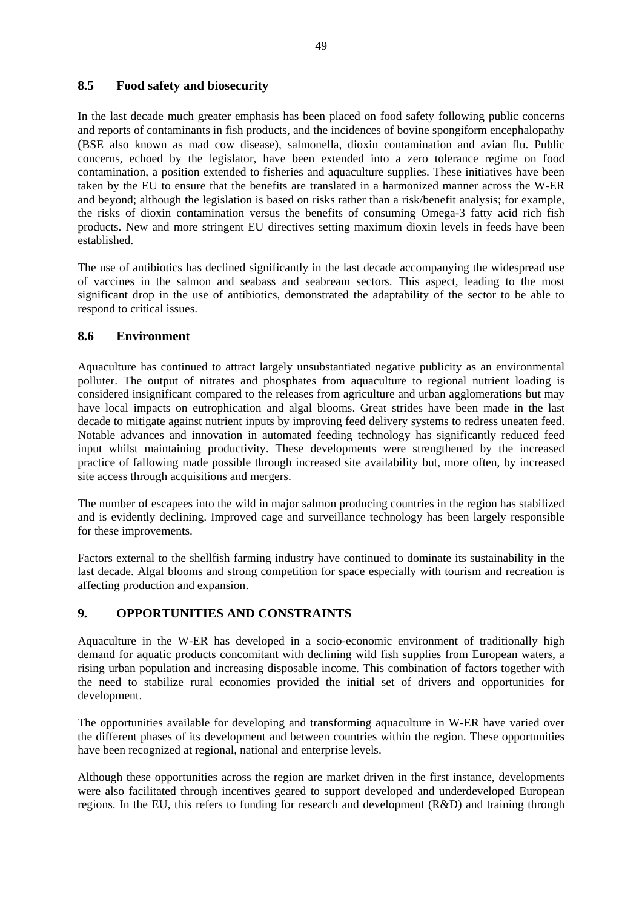## 8.5 Food safety and biosecurity

In the last decade much greater emphasis has been placed on food safety following public concerns and reports of contaminants in fish products, and the incidences of bovine spongiform encephalopathy (BSE also known as mad cow disease), salmonella, dioxin contamination and avian flu. Public concerns, echoed by the legislator, have been extended into a zero tolerance regime on food contamination, a position extended to fisheries and aquaculture supplies. These initiatives have been taken by the EU to ensure that the benefits are translated in a harmonized manner across the W-ER and beyond; although the legislation is based on risks rather than a risk/benefit analysis; for example, the risks of dioxin contamination versus the benefits of consuming Omega-3 fatty acid rich fish products. New and more stringent EU directives setting maximum dioxin levels in feeds have been established.

The use of antibiotics has declined significantly in the last decade accompanying the widespread use of vaccines in the salmon and seabass and seabream sectors. This aspect, leading to the most significant drop in the use of antibiotics, demonstrated the adaptability of the sector to be able to respond to critical issues.

## 8.6 Environment

Aquaculture has continued to attract largely unsubstantiated negative publicity as an environmental polluter. The output of nitrates and phosphates from aquaculture to regional nutrient loading is considered insignificant compared to the releases from agriculture and urban agglomerations but may have local impacts on eutrophication and algal blooms. Great strides have been made in the last decade to mitigate against nutrient inputs by improving feed delivery systems to redress uneaten feed. Notable advances and innovation in automated feeding technology has significantly reduced feed input whilst maintaining productivity. These developments were strengthened by the increased practice of fallowing made possible through increased site availability but, more often, by increased site access through acquisitions and mergers.

The number of escapees into the wild in major salmon producing countries in the region has stabilized and is evidently declining. Improved cage and surveillance technology has been largely responsible for these improvements.

Factors external to the shellfish farming industry have continued to dominate its sustainability in the last decade. Algal blooms and strong competition for space especially with tourism and recreation is affecting production and expansion.

# 9. OPPORTUNITIES AND CONSTRAINTS

Aquaculture in the W-ER has developed in a socio-economic environment of traditionally high demand for aquatic products concomitant with declining wild fish supplies from European waters, a rising urban population and increasing disposable income. This combination of factors together with the need to stabilize rural economies provided the initial set of drivers and opportunities for development.

The opportunities available for developing and transforming aquaculture in W-ER have varied over the different phases of its development and between countries within the region. These opportunities have been recognized at regional, national and enterprise levels.

Although these opportunities across the region are market driven in the first instance, developments were also facilitated through incentives geared to support developed and underdeveloped European regions. In the EU, this refers to funding for research and development (R&D) and training through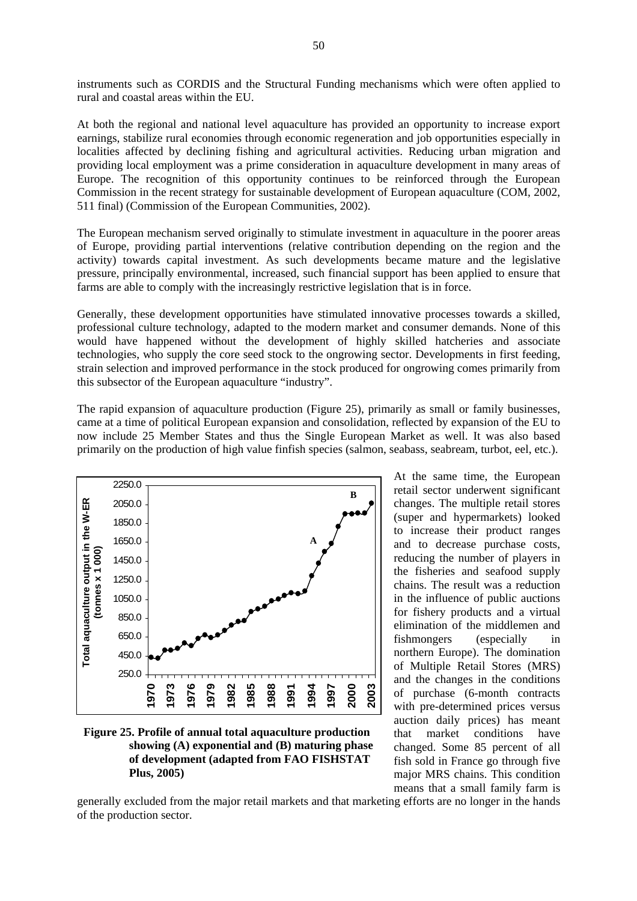instruments such as CORDIS and the Structural Funding mechanisms which were often applied to rural and coastal areas within the EU.

At both the regional and national level aquaculture has provided an opportunity to increase export earnings, stabilize rural economies through economic regeneration and job opportunities especially in localities affected by declining fishing and agricultural activities. Reducing urban migration and providing local employment was a prime consideration in aquaculture development in many areas of Europe. The recognition of this opportunity continues to be reinforced through the European Commission in the recent strategy for sustainable development of European aquaculture (COM, 2002, 511 final) (Commission of the European Communities, 2002).

The European mechanism served originally to stimulate investment in aquaculture in the poorer areas of Europe, providing partial interventions (relative contribution depending on the region and the activity) towards capital investment. As such developments became mature and the legislative pressure, principally environmental, increased, such financial support has been applied to ensure that farms are able to comply with the increasingly restrictive legislation that is in force.

Generally, these development opportunities have stimulated innovative processes towards a skilled, professional culture technology, adapted to the modern market and consumer demands. None of this would have happened without the development of highly skilled hatcheries and associate technologies, who supply the core seed stock to the ongrowing sector. Developments in first feeding, strain selection and improved performance in the stock produced for ongrowing comes primarily from this subsector of the European aquaculture "industry".

The rapid expansion of aquaculture production (Figure 25), primarily as small or family businesses, came at a time of political European expansion and consolidation, reflected by expansion of the EU to now include 25 Member States and thus the Single European Market as well. It was also based primarily on the production of high value finfish species (salmon, seabass, seabream, turbot, eel, etc.).

**Figure 25. Profile of annual total aquaculture production showing (A) exponential and (B) maturing phase of development (adapted from FAO FISHSTAT Plus, 2005)**

At the same time, the European retail sector underwent significant changes. The multiple retail stores (super and hypermarkets) looked to increase their product ranges and to decrease purchase costs, reducing the number of players in the fisheries and seafood supply chains. The result was a reduction in the influence of public auctions for fishery products and a virtual elimination of the middlemen and fishmongers (especially in northern Europe). The domination of Multiple Retail Stores (MRS) and the changes in the conditions of purchase (6-month contracts with pre-determined prices versus auction daily prices) has meant that market conditions have changed. Some 85 percent of all fish sold in France go through five major MRS chains. This condition means that a small family farm is generally excluded from the major retail markets and that marketing efforts are no longer in the hands of the production sector.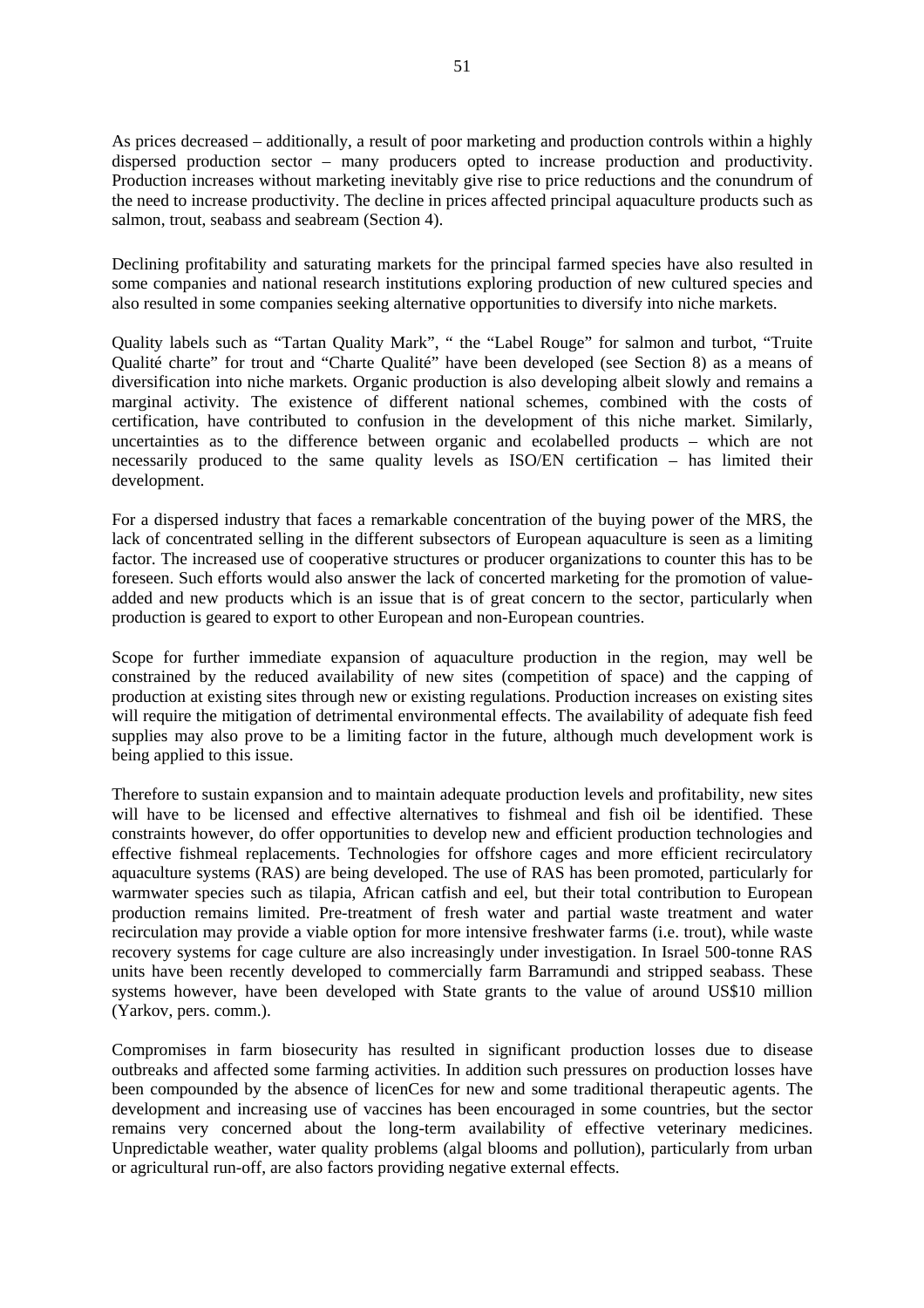As prices decreased – additionally, a result of poor marketing and production controls within a highly dispersed production sector – many producers opted to increase production and productivity. Production increases without marketing inevitably give rise to price reductions and the conundrum of the need to increase productivity. The decline in prices affected principal aquaculture products such as salmon, trout, seabass and seabream (Section 4).

Declining profitability and saturating markets for the principal farmed species have also resulted in some companies and national research institutions exploring production of new cultured species and also resulted in some companies seeking alternative opportunities to diversify into niche markets.

Quality labels such as "Tartan Quality Mark", " the "Label Rouge" for salmon and turbot, "Truite Qualité charte" for trout and "Charte Qualité" have been developed (see Section 8) as a means of diversification into niche markets. Organic production is also developing albeit slowly and remains a marginal activity. The existence of different national schemes, combined with the costs of certification, have contributed to confusion in the development of this niche market. Similarly, uncertainties as to the difference between organic and ecolabelled products – which are not necessarily produced to the same quality levels as ISO/EN certification – has limited their development.

For a dispersed industry that faces a remarkable concentration of the buying power of the MRS, the lack of concentrated selling in the different subsectors of European aquaculture is seen as a limiting factor. The increased use of cooperative structures or producer organizations to counter this has to be foreseen. Such efforts would also answer the lack of concerted marketing for the promotion of value-added and new products which is an issue that is of great concern to the sector, particularly when production is geared to export to other European and non-European countries.

Scope for further immediate expansion of aquaculture production in the region, may well be constrained by the reduced availability of new sites (competition of space) and the capping of production at existing sites through new or existing regulations. Production increases on existing sites will require the mitigation of detrimental environmental effects. The availability of adequate fish feed supplies may also prove to be a limiting factor in the future, although much development work is being applied to this issue.

Therefore to sustain expansion and to maintain adequate production levels and profitability, new sites will have to be licensed and effective alternatives to fishmeal and fish oil be identified. These constraints however, do offer opportunities to develop new and efficient production technologies and effective fishmeal replacements. Technologies for offshore cages and more efficient recirculatory aquaculture systems (RAS) are being developed. The use of RAS has been promoted, particularly for warmwater species such as tilapia, African catfish and eel, but their total contribution to European production remains limited. Pre-treatment of fresh water and partial waste treatment and water recirculation may provide a viable option for more intensive freshwater farms (i.e. trout), while waste recovery systems for cage culture are also increasingly under investigation. In Israel 500-tonne RAS units have been recently developed to commercially farm Barramundi and stripped seabass. These systems however, have been developed with State grants to the value of around US$10 million (Yarkov, pers. comm.).

Compromises in farm biosecurity has resulted in significant production losses due to disease outbreaks and affected some farming activities. In addition such pressures on production losses have been compounded by the absence of licenCes for new and some traditional therapeutic agents. The development and increasing use of vaccines has been encouraged in some countries, but the sector remains very concerned about the long-term availability of effective veterinary medicines. Unpredictable weather, water quality problems (algal blooms and pollution), particularly from urban or agricultural run-off, are also factors providing negative external effects.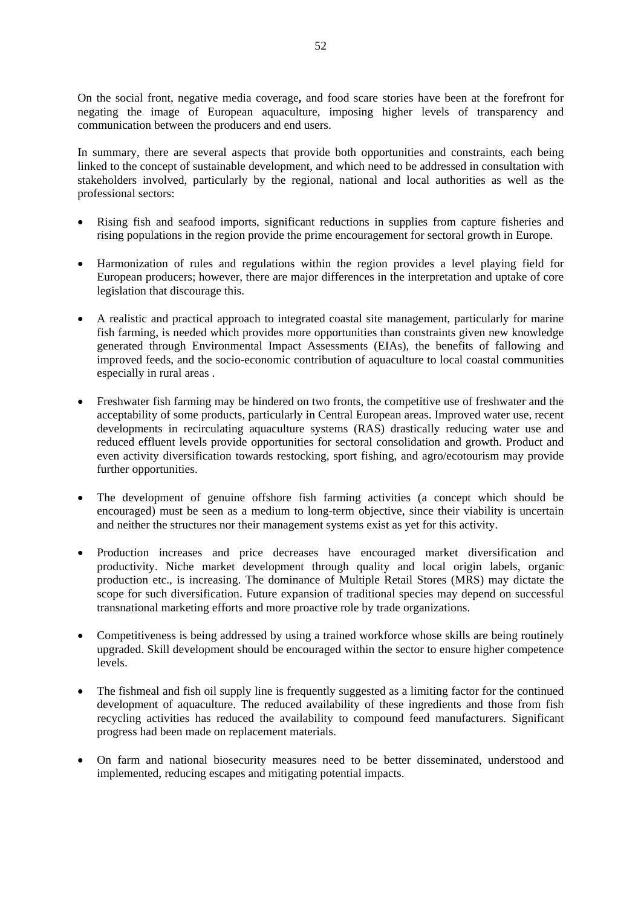On the social front, negative media coverage**,** and food scare stories have been at the forefront for negating the image of European aquaculture, imposing higher levels of transparency and communication between the producers and end users.

In summary, there are several aspects that provide both opportunities and constraints, each being linked to the concept of sustainable development, and which need to be addressed in consultation with stakeholders involved, particularly by the regional, national and local authorities as well as the professional sectors:

- Rising fish and seafood imports, significant reductions in supplies from capture fisheries and rising populations in the region provide the prime encouragement for sectoral growth in Europe.

- Harmonization of rules and regulations within the region provides a level playing field for European producers; however, there are major differences in the interpretation and uptake of core legislation that discourage this.

- A realistic and practical approach to integrated coastal site management, particularly for marine fish farming, is needed which provides more opportunities than constraints given new knowledge generated through Environmental Impact Assessments (EIAs), the benefits of fallowing and improved feeds, and the socio-economic contribution of aquaculture to local coastal communities especially in rural areas .

- Freshwater fish farming may be hindered on two fronts, the competitive use of freshwater and the acceptability of some products, particularly in Central European areas. Improved water use, recent developments in recirculating aquaculture systems (RAS) drastically reducing water use and reduced effluent levels provide opportunities for sectoral consolidation and growth. Product and even activity diversification towards restocking, sport fishing, and agro/ecotourism may provide further opportunities.

- The development of genuine offshore fish farming activities (a concept which should be encouraged) must be seen as a medium to long-term objective, since their viability is uncertain and neither the structures nor their management systems exist as yet for this activity.

- Production increases and price decreases have encouraged market diversification and productivity. Niche market development through quality and local origin labels, organic production etc., is increasing. The dominance of Multiple Retail Stores (MRS) may dictate the scope for such diversification. Future expansion of traditional species may depend on successful transnational marketing efforts and more proactive role by trade organizations.

- Competitiveness is being addressed by using a trained workforce whose skills are being routinely upgraded. Skill development should be encouraged within the sector to ensure higher competence levels.

- The fishmeal and fish oil supply line is frequently suggested as a limiting factor for the continued development of aquaculture. The reduced availability of these ingredients and those from fish recycling activities has reduced the availability to compound feed manufacturers. Significant progress had been made on replacement materials.

- On farm and national biosecurity measures need to be better disseminated, understood and implemented, reducing escapes and mitigating potential impacts.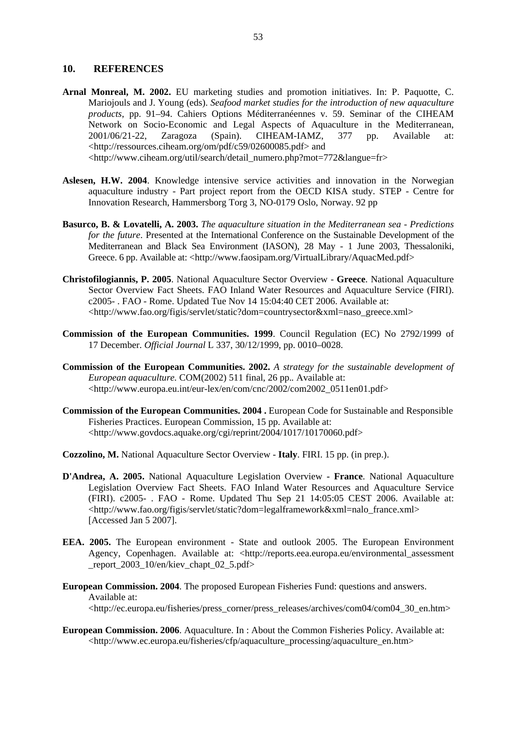## 10. REFERENCES

**Arnal Monreal, M. 2002.** EU marketing studies and promotion initiatives. In: P. Paquotte, C. Mariojouls and J. Young (eds). *Seafood market studies for the introduction of new aquaculture products*, pp. 91–94. Cahiers Options Méditerranéennes v. 59. Seminar of the CIHEAM Network on Socio-Economic and Legal Aspects of Aquaculture in the Mediterranean, 2001/06/21-22, Zaragoza (Spain). CIHEAM-IAMZ, 377 pp. Available at: <http://ressources.ciheam.org/om/pdf/c59/02600085.pdf> and <http://www.ciheam.org/util/search/detail_numero.php?mot=772&langue=fr>

**Aslesen, H.W. 2004**. Knowledge intensive service activities and innovation in the Norwegian aquaculture industry - Part project report from the OECD KISA study. STEP - Centre for Innovation Research, Hammersborg Torg 3, NO-0179 Oslo, Norway. 92 pp

**Basurco, B. & Lovatelli, A. 2003.** *The aquaculture situation in the Mediterranean sea - Predictions for the future*. Presented at the International Conference on the Sustainable Development of the Mediterranean and Black Sea Environment (IASON), 28 May - 1 June 2003, Thessaloniki, Greece. 6 pp. Available at: <http://www.faosipam.org/VirtualLibrary/AquacMed.pdf>

**Christofilogiannis, P. 2005**. National Aquaculture Sector Overview - **Greece**. National Aquaculture Sector Overview Fact Sheets. FAO Inland Water Resources and Aquaculture Service (FIRI). c2005- . FAO - Rome. Updated Tue Nov 14 15:04:40 CET 2006. Available at: <http://www.fao.org/figis/servlet/static?dom=countrysector&xml=naso_greece.xml>

**Commission of the European Communities. 1999**. Council Regulation (EC) No 2792/1999 of 17 December. *Official Journal* L 337, 30/12/1999, pp. 0010–0028.

**Commission of the European Communities. 2002.** *A strategy for the sustainable development of European aquaculture.* COM(2002) 511 final, 26 pp.. Available at: <http://www.europa.eu.int/eur-lex/en/com/cnc/2002/com2002_0511en01.pdf>

**Commission of the European Communities. 2004 .** European Code for Sustainable and Responsible Fisheries Practices. European Commission, 15 pp. Available at: <http://www.govdocs.aquake.org/cgi/reprint/2004/1017/10170060.pdf>

**Cozzolino, M.** National Aquaculture Sector Overview - **Italy**. FIRI. 15 pp. (in prep.).

**D'Andrea, A. 2005.** National Aquaculture Legislation Overview - **France**. National Aquaculture Legislation Overview Fact Sheets. FAO Inland Water Resources and Aquaculture Service (FIRI). c2005- . FAO - Rome. Updated Thu Sep 21 14:05:05 CEST 2006. Available at: <http://www.fao.org/figis/servlet/static?dom=legalframework&xml=nalo_france.xml> [Accessed Jan 5 2007].

**EEA. 2005.** The European environment - State and outlook 2005. The European Environment Agency, Copenhagen. Available at: <http://reports.eea.europa.eu/environmental_assessment_report_2003_10/en/kiev_chapt_02_5.pdf>

**European Commission. 2004**. The proposed European Fisheries Fund: questions and answers. Available at: <http://ec.europa.eu/fisheries/press_corner/press_releases/archives/com04/com04_30_en.htm>

**European Commission. 2006**. Aquaculture. In : About the Common Fisheries Policy. Available at: <http://www.ec.europa.eu/fisheries/cfp/aquaculture_processing/aquaculture_en.htm>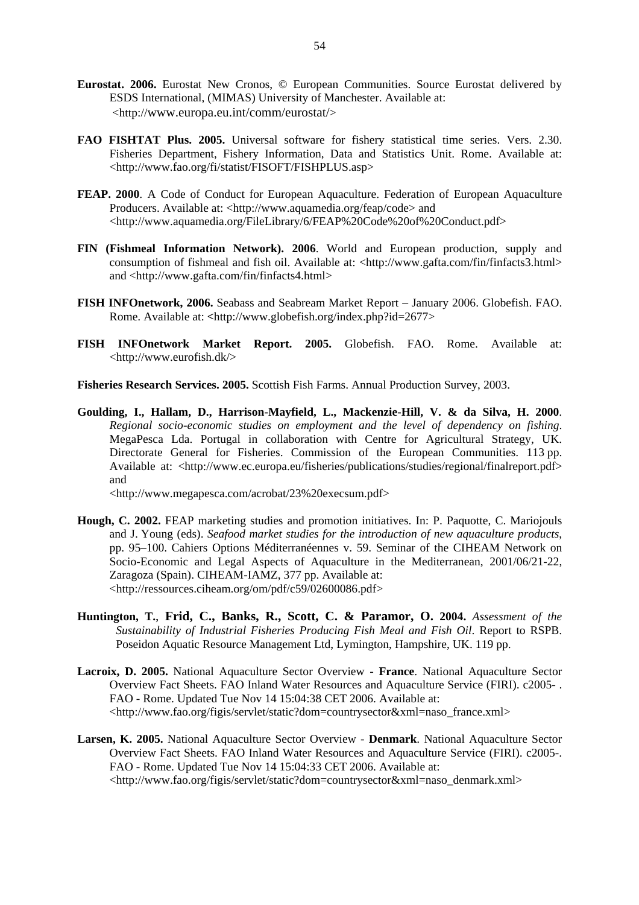**Eurostat. 2006.** Eurostat New Cronos, © European Communities. Source Eurostat delivered by ESDS International, (MIMAS) University of Manchester. Available at: <http://www.europa.eu.int/comm/eurostat/>

**FAO FISHTAT Plus. 2005.** Universal software for fishery statistical time series. Vers. 2.30. Fisheries Department, Fishery Information, Data and Statistics Unit. Rome. Available at: <http://www.fao.org/fi/statist/FISOFT/FISHPLUS.asp>

**FEAP. 2000**. A Code of Conduct for European Aquaculture. Federation of European Aquaculture Producers. Available at: <http://www.aquamedia.org/feap/code> and <http://www.aquamedia.org/FileLibrary/6/FEAP%20Code%20of%20Conduct.pdf>

**FIN (Fishmeal Information Network). 2006**. World and European production, supply and consumption of fishmeal and fish oil. Available at: <http://www.gafta.com/fin/finfacts3.html> and <http://www.gafta.com/fin/finfacts4.html>

**FISH INFOnetwork, 2006.** Seabass and Seabream Market Report – January 2006. Globefish. FAO. Rome. Available at: <http://www.globefish.org/index.php?id=2677>

**FISH INFOnetwork Market Report. 2005.** Globefish. FAO. Rome. Available at: <http://www.eurofish.dk/>

**Fisheries Research Services. 2005.** Scottish Fish Farms. Annual Production Survey, 2003.

**Goulding, I., Hallam, D., Harrison-Mayfield, L., Mackenzie-Hill, V. & da Silva, H. 2000**. *Regional socio-economic studies on employment and the level of dependency on fishing*. MegaPesca Lda. Portugal in collaboration with Centre for Agricultural Strategy, UK. Directorate General for Fisheries. Commission of the European Communities. 113 pp. Available at: <http://www.ec.europa.eu/fisheries/publications/studies/regional/finalreport.pdf> and <http://www.megapesca.com/acrobat/23%20execsum.pdf>

**Hough, C. 2002.** FEAP marketing studies and promotion initiatives. In: P. Paquotte, C. Mariojouls and J. Young (eds). *Seafood market studies for the introduction of new aquaculture products*, pp. 95–100. Cahiers Options Méditerranéennes v. 59. Seminar of the CIHEAM Network on Socio-Economic and Legal Aspects of Aquaculture in the Mediterranean, 2001/06/21-22, Zaragoza (Spain). CIHEAM-IAMZ, 377 pp. Available at: <http://ressources.ciheam.org/om/pdf/c59/02600086.pdf>

**Huntington, T., Frid, C., Banks, R., Scott, C. & Paramor, O. 2004.** *Assessment of the Sustainability of Industrial Fisheries Producing Fish Meal and Fish Oil*. Report to RSPB. Poseidon Aquatic Resource Management Ltd, Lymington, Hampshire, UK. 119 pp.

**Lacroix, D. 2005.** National Aquaculture Sector Overview - **France**. National Aquaculture Sector Overview Fact Sheets. FAO Inland Water Resources and Aquaculture Service (FIRI). c2005- . FAO - Rome. Updated Tue Nov 14 15:04:38 CET 2006. Available at: <http://www.fao.org/figis/servlet/static?dom=countrysector&xml=naso_france.xml>

**Larsen, K. 2005.** National Aquaculture Sector Overview - **Denmark**. National Aquaculture Sector Overview Fact Sheets. FAO Inland Water Resources and Aquaculture Service (FIRI). c2005-. FAO - Rome. Updated Tue Nov 14 15:04:33 CET 2006. Available at: <http://www.fao.org/figis/servlet/static?dom=countrysector&xml=naso_denmark.xml>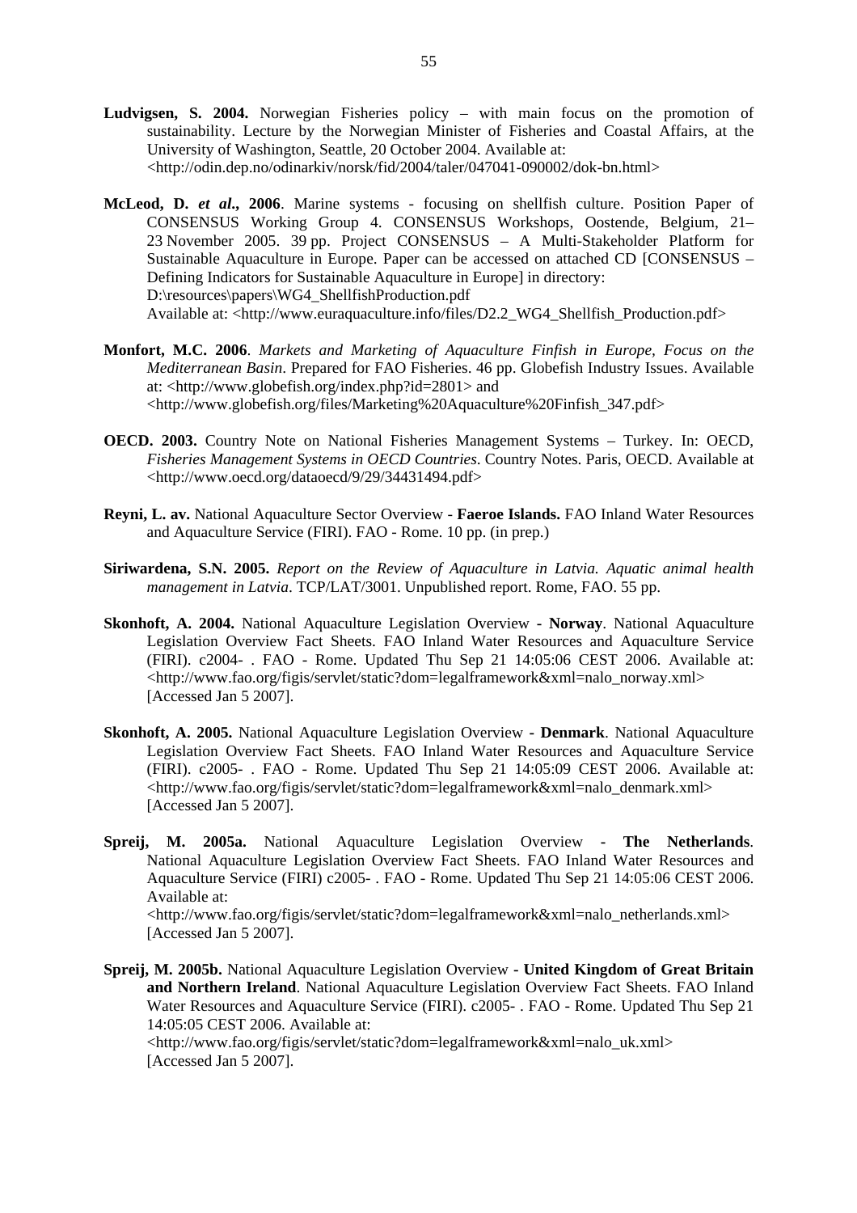**Ludvigsen, S. 2004.** Norwegian Fisheries policy – with main focus on the promotion of sustainability. Lecture by the Norwegian Minister of Fisheries and Coastal Affairs, at the University of Washington, Seattle, 20 October 2004. Available at: <http://odin.dep.no/odinarkiv/norsk/fid/2004/taler/047041-090002/dok-bn.html>

**McLeod, D. *et al*., 2006**. Marine systems - focusing on shellfish culture. Position Paper of CONSENSUS Working Group 4. CONSENSUS Workshops, Oostende, Belgium, 21–23 November 2005. 39 pp. Project CONSENSUS – A Multi-Stakeholder Platform for Sustainable Aquaculture in Europe. Paper can be accessed on attached CD [CONSENSUS – Defining Indicators for Sustainable Aquaculture in Europe] in directory: D:\resources\papers\WG4_ShellfishProduction.pdf
Available at: <http://www.euraquaculture.info/files/D2.2_WG4_Shellfish_Production.pdf>

**Monfort, M.C. 2006**. *Markets and Marketing of Aquaculture Finfish in Europe, Focus on the Mediterranean Basin*. Prepared for FAO Fisheries. 46 pp. Globefish Industry Issues. Available at: <http://www.globefish.org/index.php?id=2801> and <http://www.globefish.org/files/Marketing%20Aquaculture%20Finfish_347.pdf>

**OECD. 2003.** Country Note on National Fisheries Management Systems – Turkey. In: OECD, *Fisheries Management Systems in OECD Countries*. Country Notes. Paris, OECD. Available at <http://www.oecd.org/dataoecd/9/29/34431494.pdf>

**Reyni, L. av.** National Aquaculture Sector Overview - **Faeroe Islands.** FAO Inland Water Resources and Aquaculture Service (FIRI). FAO - Rome. 10 pp. (in prep.)

**Siriwardena, S.N. 2005.** *Report on the Review of Aquaculture in Latvia. Aquatic animal health management in Latvia*. TCP/LAT/3001. Unpublished report. Rome, FAO. 55 pp.

**Skonhoft, A. 2004.** National Aquaculture Legislation Overview **- Norway**. National Aquaculture Legislation Overview Fact Sheets. FAO Inland Water Resources and Aquaculture Service (FIRI). c2004- . FAO - Rome. Updated Thu Sep 21 14:05:06 CEST 2006. Available at: <http://www.fao.org/figis/servlet/static?dom=legalframework&xml=nalo_norway.xml> [Accessed Jan 5 2007].

**Skonhoft, A. 2005.** National Aquaculture Legislation Overview **- Denmark**. National Aquaculture Legislation Overview Fact Sheets. FAO Inland Water Resources and Aquaculture Service (FIRI). c2005- . FAO - Rome. Updated Thu Sep 21 14:05:09 CEST 2006. Available at: <http://www.fao.org/figis/servlet/static?dom=legalframework&xml=nalo_denmark.xml> [Accessed Jan 5 2007].

**Spreij, M. 2005a.** National Aquaculture Legislation Overview **- The Netherlands**. National Aquaculture Legislation Overview Fact Sheets. FAO Inland Water Resources and Aquaculture Service (FIRI) c2005- . FAO - Rome. Updated Thu Sep 21 14:05:06 CEST 2006. Available at:
<http://www.fao.org/figis/servlet/static?dom=legalframework&xml=nalo_netherlands.xml> [Accessed Jan 5 2007].

**Spreij, M. 2005b.** National Aquaculture Legislation Overview **- United Kingdom of Great Britain and Northern Ireland**. National Aquaculture Legislation Overview Fact Sheets. FAO Inland Water Resources and Aquaculture Service (FIRI). c2005- . FAO - Rome. Updated Thu Sep 21 14:05:05 CEST 2006. Available at:
<http://www.fao.org/figis/servlet/static?dom=legalframework&xml=nalo_uk.xml> [Accessed Jan 5 2007].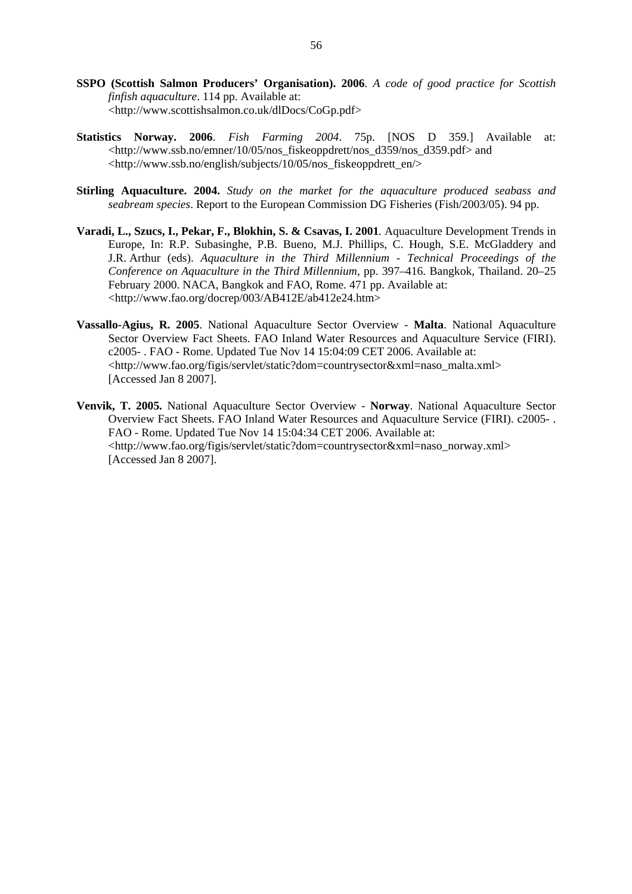**SSPO (Scottish Salmon Producers' Organisation). 2006**. *A code of good practice for Scottish finfish aquaculture*. 114 pp. Available at: <http://www.scottishsalmon.co.uk/dlDocs/CoGp.pdf>

**Statistics Norway. 2006**. *Fish Farming 2004*. 75p. [NOS D 359.] Available at: <http://www.ssb.no/emner/10/05/nos_fiskeoppdrett/nos_d359/nos_d359.pdf> and <http://www.ssb.no/english/subjects/10/05/nos_fiskeoppdrett_en/>

**Stirling Aquaculture. 2004.** *Study on the market for the aquaculture produced seabass and seabream species*. Report to the European Commission DG Fisheries (Fish/2003/05). 94 pp.

**Varadi, L., Szucs, I., Pekar, F., Blokhin, S. & Csavas, I. 2001**. Aquaculture Development Trends in Europe, In: R.P. Subasinghe, P.B. Bueno, M.J. Phillips, C. Hough, S.E. McGladdery and J.R. Arthur (eds). *Aquaculture in the Third Millennium - Technical Proceedings of the Conference on Aquaculture in the Third Millennium*, pp. 397–416. Bangkok, Thailand. 20–25 February 2000. NACA, Bangkok and FAO, Rome. 471 pp. Available at: <http://www.fao.org/docrep/003/AB412E/ab412e24.htm>

**Vassallo-Agius, R. 2005**. National Aquaculture Sector Overview - **Malta**. National Aquaculture Sector Overview Fact Sheets. FAO Inland Water Resources and Aquaculture Service (FIRI). c2005- . FAO - Rome. Updated Tue Nov 14 15:04:09 CET 2006. Available at: <http://www.fao.org/figis/servlet/static?dom=countrysector&xml=naso_malta.xml> [Accessed Jan 8 2007].

**Venvik, T. 2005.** National Aquaculture Sector Overview - **Norway**. National Aquaculture Sector Overview Fact Sheets. FAO Inland Water Resources and Aquaculture Service (FIRI). c2005- . FAO - Rome. Updated Tue Nov 14 15:04:34 CET 2006. Available at: <http://www.fao.org/figis/servlet/static?dom=countrysector&xml=naso_norway.xml> [Accessed Jan 8 2007].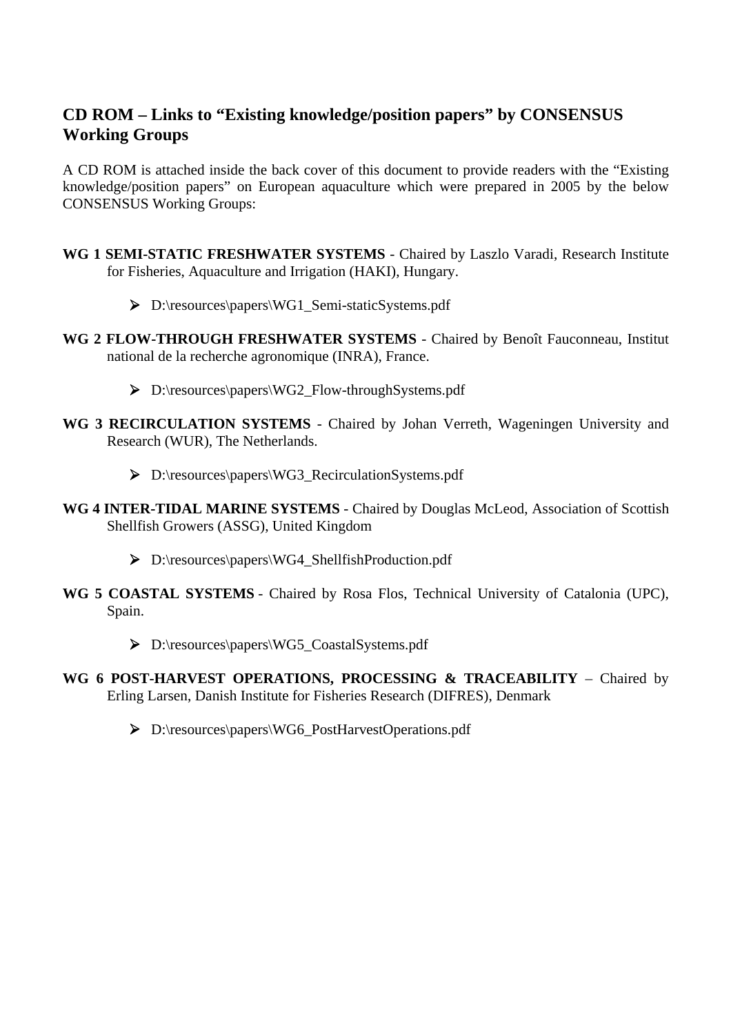## CD ROM – Links to "Existing knowledge/position papers" by CONSENSUS Working Groups

A CD ROM is attached inside the back cover of this document to provide readers with the "Existing knowledge/position papers" on European aquaculture which were prepared in 2005 by the below CONSENSUS Working Groups:

**WG 1 SEMI-STATIC FRESHWATER SYSTEMS** - Chaired by Laszlo Varadi, Research Institute for Fisheries, Aquaculture and Irrigation (HAKI), Hungary.

- D:\resources\papers\WG1_Semi-staticSystems.pdf

**WG 2 FLOW-THROUGH FRESHWATER SYSTEMS** - Chaired by Benoît Fauconneau, Institut national de la recherche agronomique (INRA), France.

- D:\resources\papers\WG2_Flow-throughSystems.pdf

**WG 3 RECIRCULATION SYSTEMS** - Chaired by Johan Verreth, Wageningen University and Research (WUR), The Netherlands.

- D:\resources\papers\WG3_RecirculationSystems.pdf

**WG 4 INTER-TIDAL MARINE SYSTEMS** - Chaired by Douglas McLeod, Association of Scottish Shellfish Growers (ASSG), United Kingdom

- D:\resources\papers\WG4_ShellfishProduction.pdf

**WG 5 COASTAL SYSTEMS** - Chaired by Rosa Flos, Technical University of Catalonia (UPC), Spain.

- D:\resources\papers\WG5_CoastalSystems.pdf

**WG 6 POST-HARVEST OPERATIONS, PROCESSING & TRACEABILITY** – Chaired by Erling Larsen, Danish Institute for Fisheries Research (DIFRES), Denmark

- D:\resources\papers\WG6_PostHarvestOperations.pdf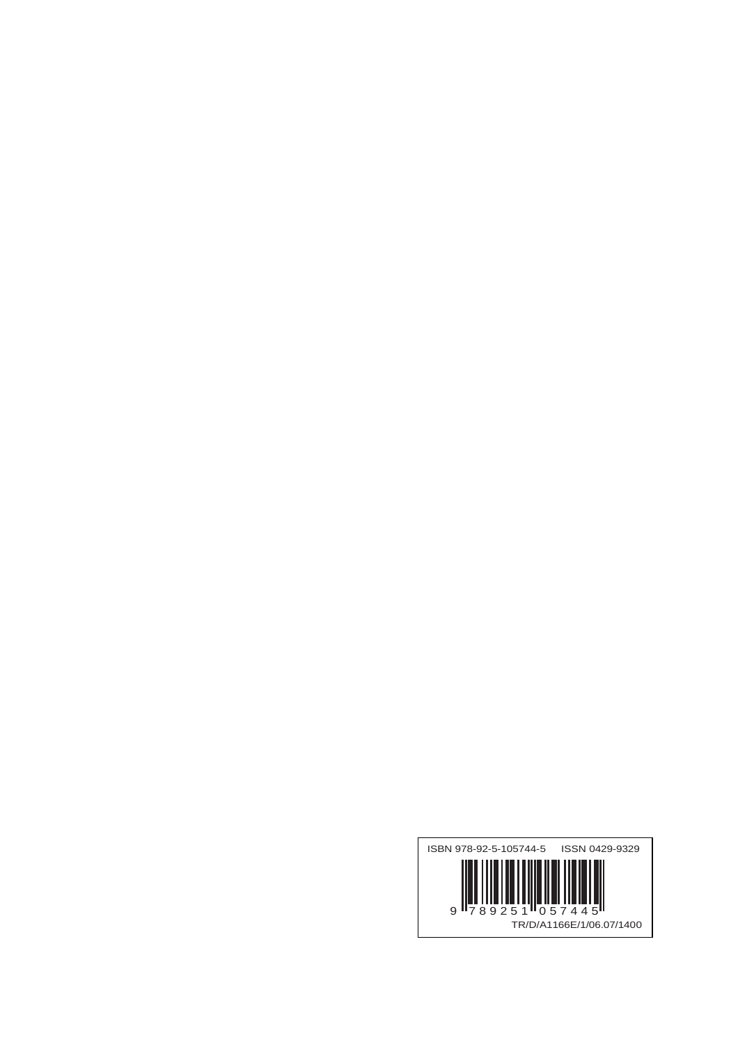ISBN 978-92-5-105744-5 ISSN 0429-9329

9 789251 057445

TR/D/A1166E/1/06.07/1400